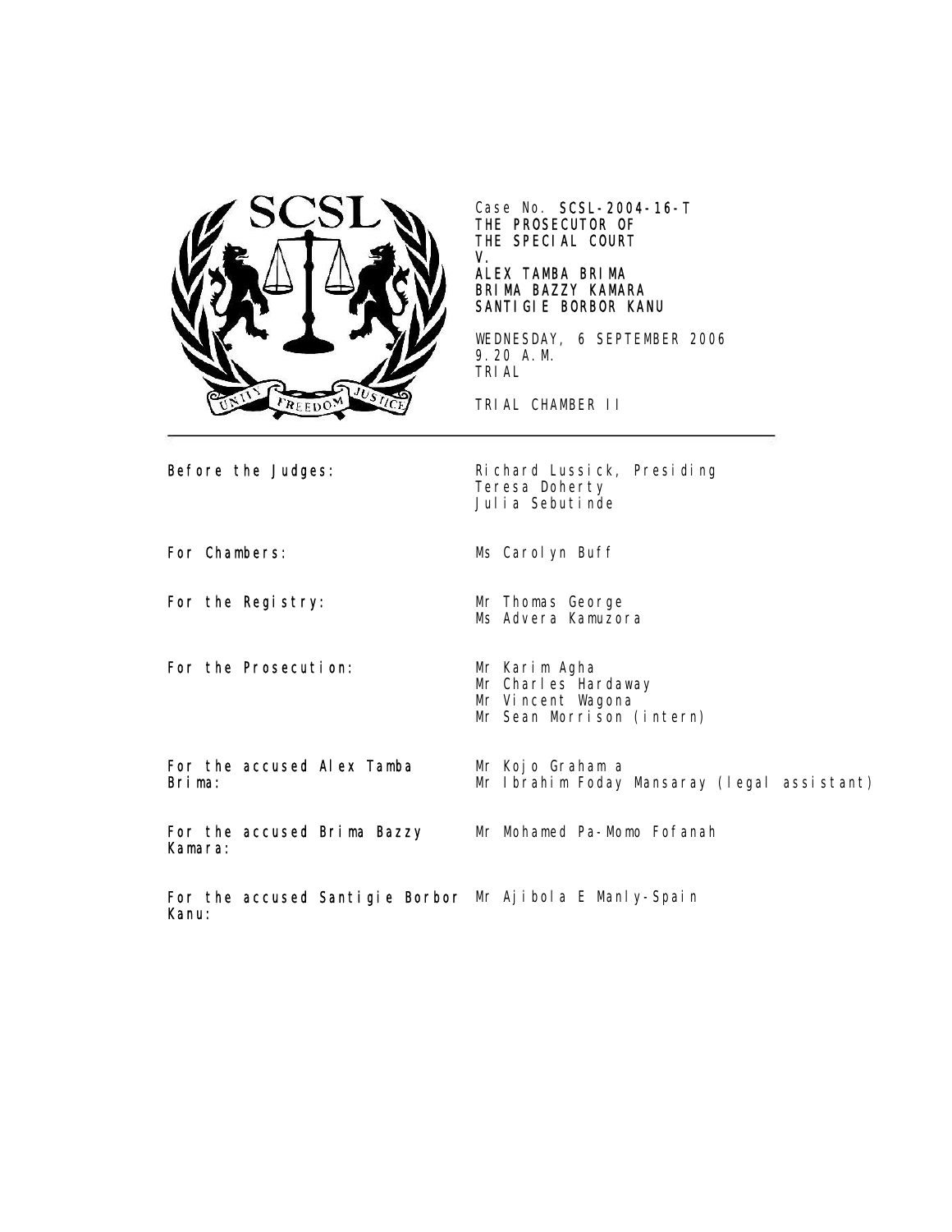Case No. **SCSL-2004-16-T**
**THE PROSECUTOR OF**
**THE SPECIAL COURT**
**V.**
**ALEX TAMBA BRIMA**
**BRIMA BAZZY KAMARA**
**SANTIGIE BORBOR KANU**

WEDNESDAY, 6 SEPTEMBER 2006
9.20 A.M.
TRIAL

TRIAL CHAMBER II

---

| | |
|---|---|
| **Before the Judges:** | Richard Lussick, Presiding<br>Teresa Doherty<br>Julia Sebutinde |
| **For Chambers:** | Ms Carolyn Buff |
| **For the Registry:** | Mr Thomas George<br>Ms Advera Kamuzora |
| **For the Prosecution:** | Mr Karim Agha<br>Mr Charles Hardaway<br>Mr Vincent Wagona<br>Mr Sean Morrison (intern) |
| **For the accused Alex Tamba Brima:** | Mr Kojo Graham a<br>Mr Ibrahim Foday Mansaray (legal assistant) |
| **For the accused Brima Bazzy Kamara:** | Mr Mohamed Pa-Momo Fofanah |
| **For the accused Santigie Borbor Kanu:** | Mr Ajibola E Manly-Spain |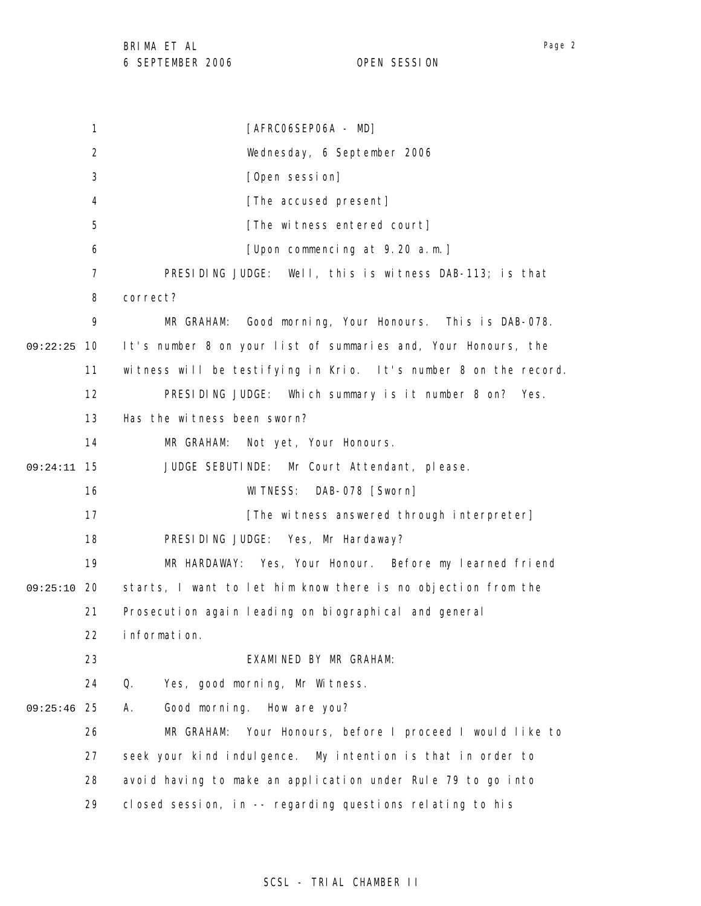[AFRC06SEP06A - MD]

Wednesday, 6 September 2006

[Open session]

[The accused present]

[The witness entered court]

[Upon commencing at 9.20 a.m.]

PRESIDING JUDGE: Well, this is witness DAB-113; is that correct?

MR GRAHAM: Good morning, Your Honours. This is DAB-078. It's number 8 on your list of summaries and, Your Honours, the witness will be testifying in Krio. It's number 8 on the record.

PRESIDING JUDGE: Which summary is it number 8 on? Yes. Has the witness been sworn?

MR GRAHAM: Not yet, Your Honours.

JUDGE SEBUTINDE: Mr Court Attendant, please.

WITNESS: DAB-078 [Sworn]

[The witness answered through interpreter]

PRESIDING JUDGE: Yes, Mr Hardaway?

MR HARDAWAY: Yes, Your Honour. Before my learned friend starts, I want to let him know there is no objection from the Prosecution again leading on biographical and general information.

EXAMINED BY MR GRAHAM:

Q. Yes, good morning, Mr Witness.

A. Good morning. How are you?

MR GRAHAM: Your Honours, before I proceed I would like to seek your kind indulgence. My intention is that in order to avoid having to make an application under Rule 79 to go into closed session, in -- regarding questions relating to his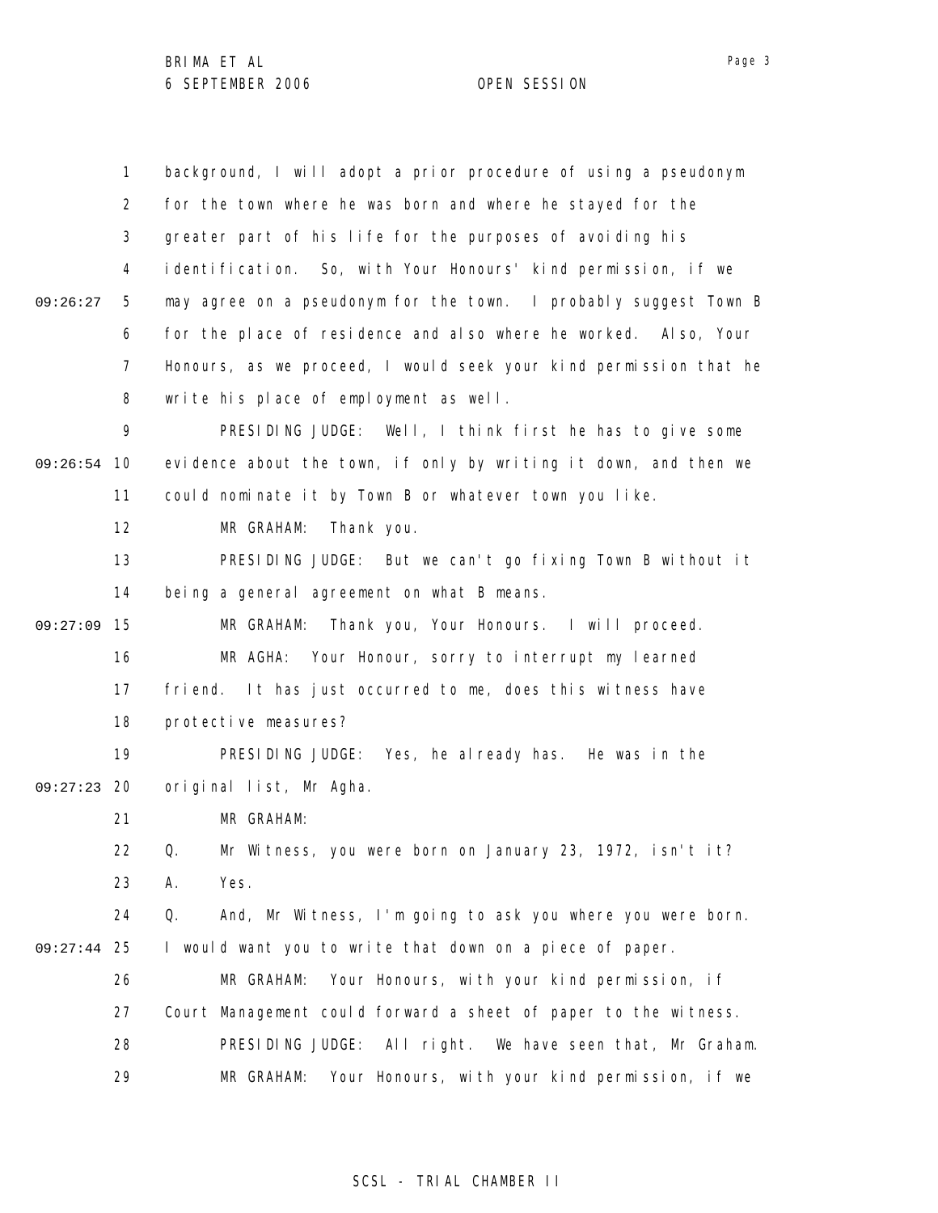background, I will adopt a prior procedure of using a pseudonym for the town where he was born and where he stayed for the greater part of his life for the purposes of avoiding his identification. So, with Your Honours' kind permission, if we may agree on a pseudonym for the town. I probably suggest Town B for the place of residence and also where he worked. Also, Your Honours, as we proceed, I would seek your kind permission that he write his place of employment as well.

PRESIDING JUDGE: Well, I think first he has to give some evidence about the town, if only by writing it down, and then we could nominate it by Town B or whatever town you like.

MR GRAHAM: Thank you.

PRESIDING JUDGE: But we can't go fixing Town B without it being a general agreement on what B means.

MR GRAHAM: Thank you, Your Honours. I will proceed.

MR AGHA: Your Honour, sorry to interrupt my learned friend. It has just occurred to me, does this witness have protective measures?

PRESIDING JUDGE: Yes, he already has. He was in the original list, Mr Agha.

MR GRAHAM:

Q. Mr Witness, you were born on January 23, 1972, isn't it?

A. Yes.

Q. And, Mr Witness, I'm going to ask you where you were born. I would want you to write that down on a piece of paper.

MR GRAHAM: Your Honours, with your kind permission, if Court Management could forward a sheet of paper to the witness.

PRESIDING JUDGE: All right. We have seen that, Mr Graham.

MR GRAHAM: Your Honours, with your kind permission, if we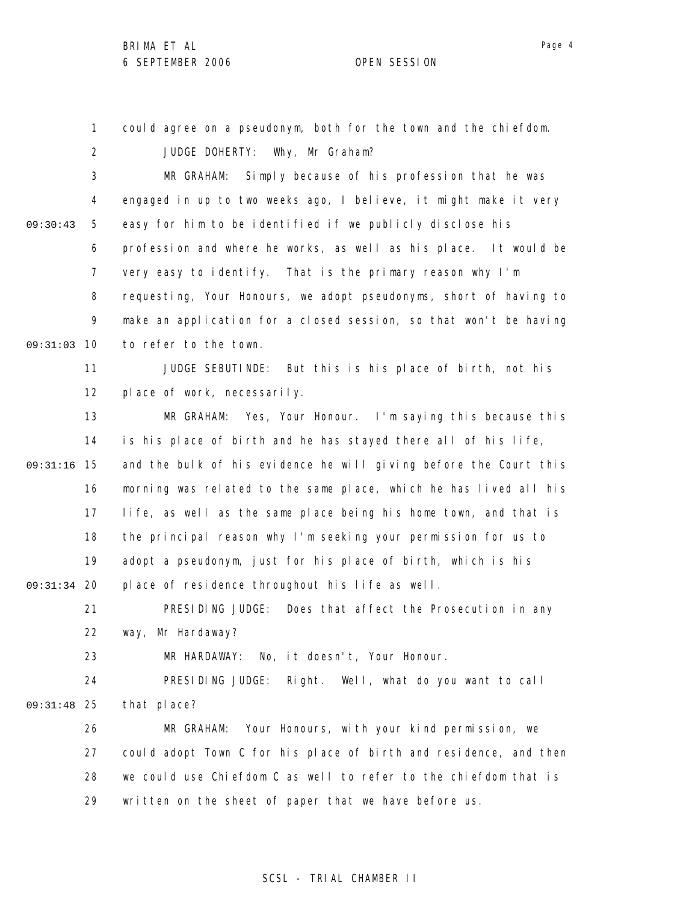could agree on a pseudonym, both for the town and the chiefdom.

JUDGE DOHERTY: Why, Mr Graham?

MR GRAHAM: Simply because of his profession that he was engaged in up to two weeks ago, I believe, it might make it very easy for him to be identified if we publicly disclose his profession and where he works, as well as his place. It would be very easy to identify. That is the primary reason why I'm requesting, Your Honours, we adopt pseudonyms, short of having to make an application for a closed session, so that won't be having to refer to the town.

JUDGE SEBUTINDE: But this is his place of birth, not his place of work, necessarily.

MR GRAHAM: Yes, Your Honour. I'm saying this because this is his place of birth and he has stayed there all of his life, and the bulk of his evidence he will giving before the Court this morning was related to the same place, which he has lived all his life, as well as the same place being his home town, and that is the principal reason why I'm seeking your permission for us to adopt a pseudonym, just for his place of birth, which is his place of residence throughout his life as well.

PRESIDING JUDGE: Does that affect the Prosecution in any way, Mr Hardaway?

MR HARDAWAY: No, it doesn't, Your Honour.

PRESIDING JUDGE: Right. Well, what do you want to call that place?

MR GRAHAM: Your Honours, with your kind permission, we could adopt Town C for his place of birth and residence, and then we could use Chiefdom C as well to refer to the chiefdom that is written on the sheet of paper that we have before us.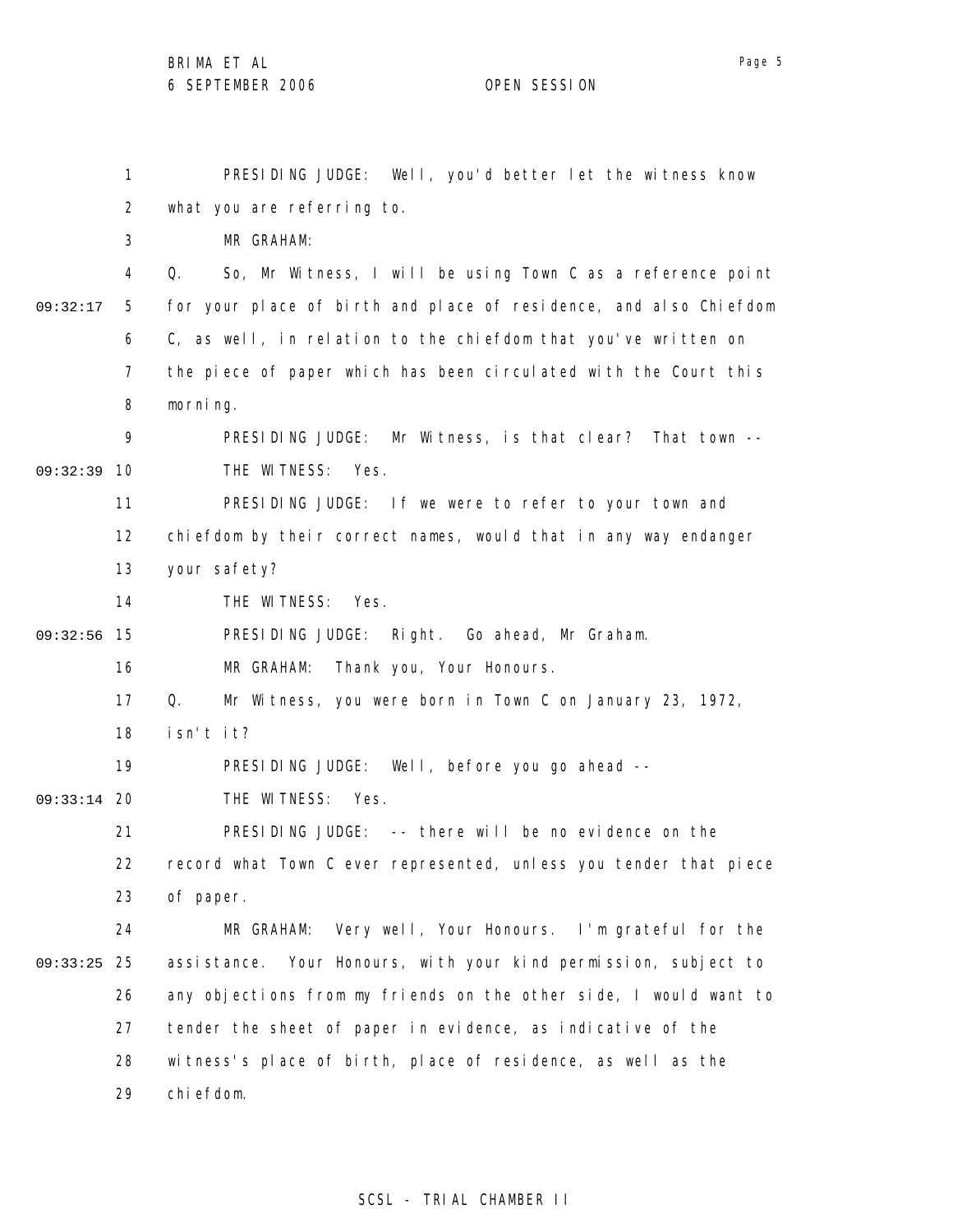PRESIDING JUDGE: Well, you'd better let the witness know what you are referring to.

MR GRAHAM:

Q. So, Mr Witness, I will be using Town C as a reference point for your place of birth and place of residence, and also Chiefdom C, as well, in relation to the chiefdom that you've written on the piece of paper which has been circulated with the Court this morning.

PRESIDING JUDGE: Mr Witness, is that clear? That town --

THE WITNESS: Yes.

PRESIDING JUDGE: If we were to refer to your town and chiefdom by their correct names, would that in any way endanger your safety?

THE WITNESS: Yes.

PRESIDING JUDGE: Right. Go ahead, Mr Graham.

MR GRAHAM: Thank you, Your Honours.

Q. Mr Witness, you were born in Town C on January 23, 1972, isn't it?

PRESIDING JUDGE: Well, before you go ahead --

THE WITNESS: Yes.

PRESIDING JUDGE: -- there will be no evidence on the record what Town C ever represented, unless you tender that piece of paper.

MR GRAHAM: Very well, Your Honours. I'm grateful for the assistance. Your Honours, with your kind permission, subject to any objections from my friends on the other side, I would want to tender the sheet of paper in evidence, as indicative of the witness's place of birth, place of residence, as well as the chiefdom.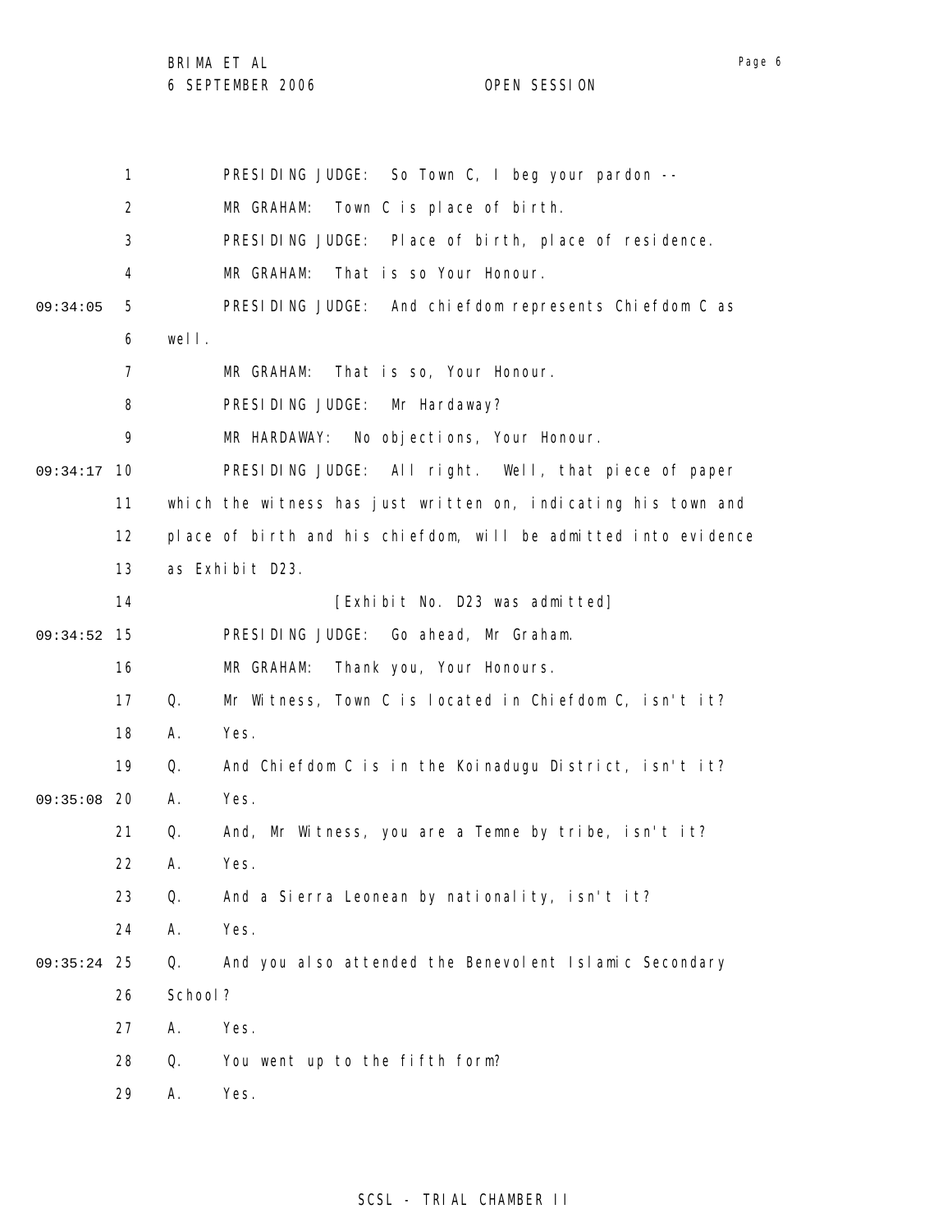PRESIDING JUDGE: So Town C, I beg your pardon --

MR GRAHAM: Town C is place of birth.

PRESIDING JUDGE: Place of birth, place of residence.

MR GRAHAM: That is so Your Honour.

PRESIDING JUDGE: And chiefdom represents Chiefdom C as well.

MR GRAHAM: That is so, Your Honour.

PRESIDING JUDGE: Mr Hardaway?

MR HARDAWAY: No objections, Your Honour.

PRESIDING JUDGE: All right. Well, that piece of paper which the witness has just written on, indicating his town and place of birth and his chiefdom, will be admitted into evidence as Exhibit D23.

[Exhibit No. D23 was admitted]

PRESIDING JUDGE: Go ahead, Mr Graham.

MR GRAHAM: Thank you, Your Honours.

Q. Mr Witness, Town C is located in Chiefdom C, isn't it?

A. Yes.

Q. And Chiefdom C is in the Koinadugu District, isn't it?

A. Yes.

Q. And, Mr Witness, you are a Temne by tribe, isn't it?

A. Yes.

Q. And a Sierra Leonean by nationality, isn't it?

A. Yes.

Q. And you also attended the Benevolent Islamic Secondary School?

A. Yes.

Q. You went up to the fifth form?

A. Yes.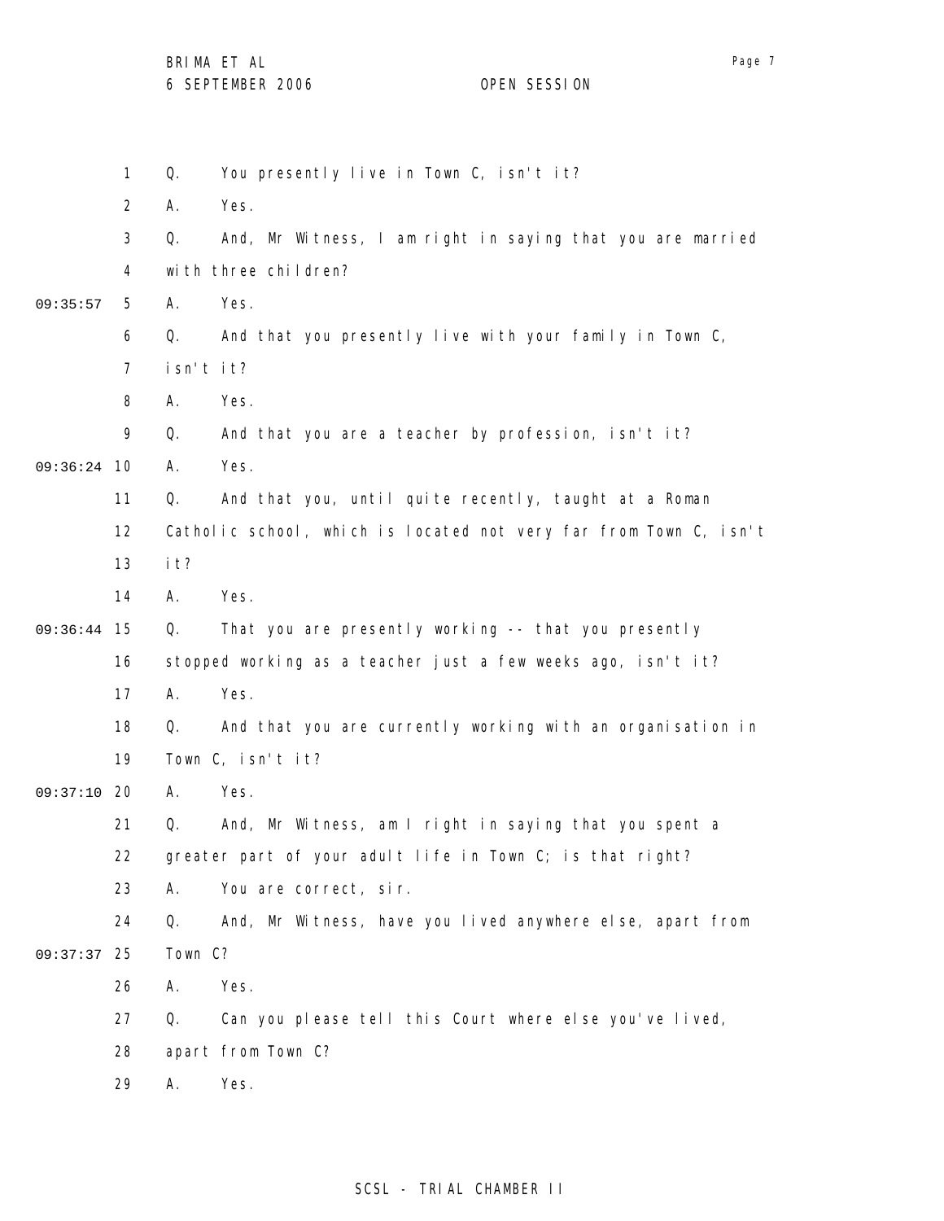1 Q. You presently live in Town C, isn't it?

2 A. Yes.

3 Q. And, Mr Witness, I am right in saying that you are married

4 with three children?

09:35:57 5 A. Yes.

6 Q. And that you presently live with your family in Town C,

7 isn't it?

8 A. Yes.

9 Q. And that you are a teacher by profession, isn't it?

09:36:24 10 A. Yes.

11 Q. And that you, until quite recently, taught at a Roman

12 Catholic school, which is located not very far from Town C, isn't

13 it?

14 A. Yes.

09:36:44 15 Q. That you are presently working -- that you presently

16 stopped working as a teacher just a few weeks ago, isn't it?

17 A. Yes.

18 Q. And that you are currently working with an organisation in

19 Town C, isn't it?

09:37:10 20 A. Yes.

21 Q. And, Mr Witness, am I right in saying that you spent a

22 greater part of your adult life in Town C; is that right?

23 A. You are correct, sir.

24 Q. And, Mr Witness, have you lived anywhere else, apart from

09:37:37 25 Town C?

26 A. Yes.

27 Q. Can you please tell this Court where else you've lived,

28 apart from Town C?

29 A. Yes.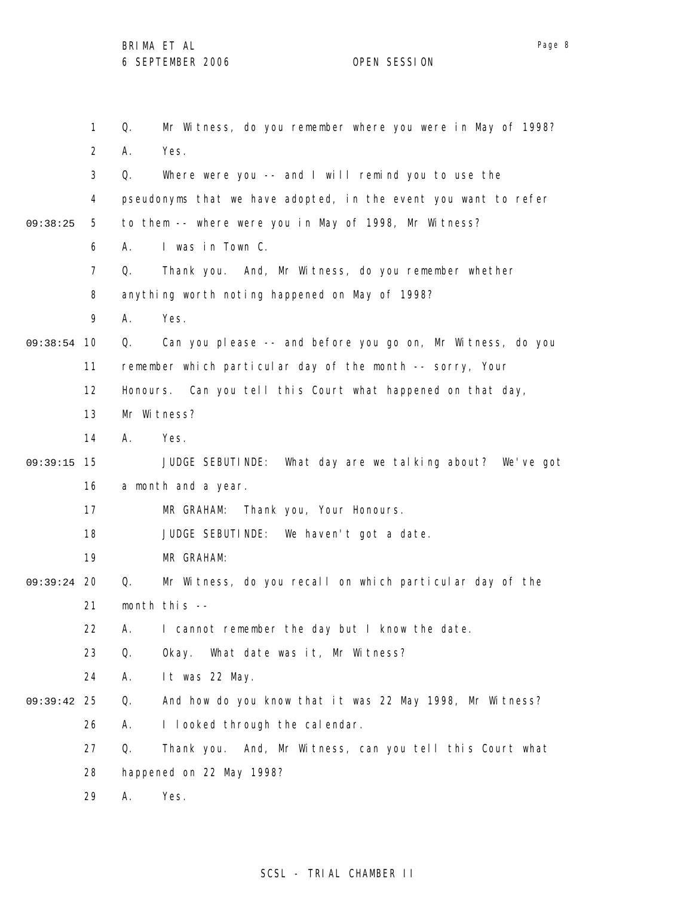1 Q. Mr Witness, do you remember where you were in May of 1998?

2 A. Yes.

3 Q. Where were you -- and I will remind you to use the

4 pseudonyms that we have adopted, in the event you want to refer

09:38:25 5 to them -- where were you in May of 1998, Mr Witness?

6 A. I was in Town C.

7 Q. Thank you. And, Mr Witness, do you remember whether

8 anything worth noting happened on May of 1998?

9 A. Yes.

09:38:54 10 Q. Can you please -- and before you go on, Mr Witness, do you

11 remember which particular day of the month -- sorry, Your

12 Honours. Can you tell this Court what happened on that day,

13 Mr Witness?

14 A. Yes.

09:39:15 15 JUDGE SEBUTINDE: What day are we talking about? We've got

16 a month and a year.

17 MR GRAHAM: Thank you, Your Honours.

18 JUDGE SEBUTINDE: We haven't got a date.

19 MR GRAHAM:

09:39:24 20 Q. Mr Witness, do you recall on which particular day of the

21 month this --

22 A. I cannot remember the day but I know the date.

23 Q. Okay. What date was it, Mr Witness?

24 A. It was 22 May.

09:39:42 25 Q. And how do you know that it was 22 May 1998, Mr Witness?

26 A. I looked through the calendar.

27 Q. Thank you. And, Mr Witness, can you tell this Court what

28 happened on 22 May 1998?

29 A. Yes.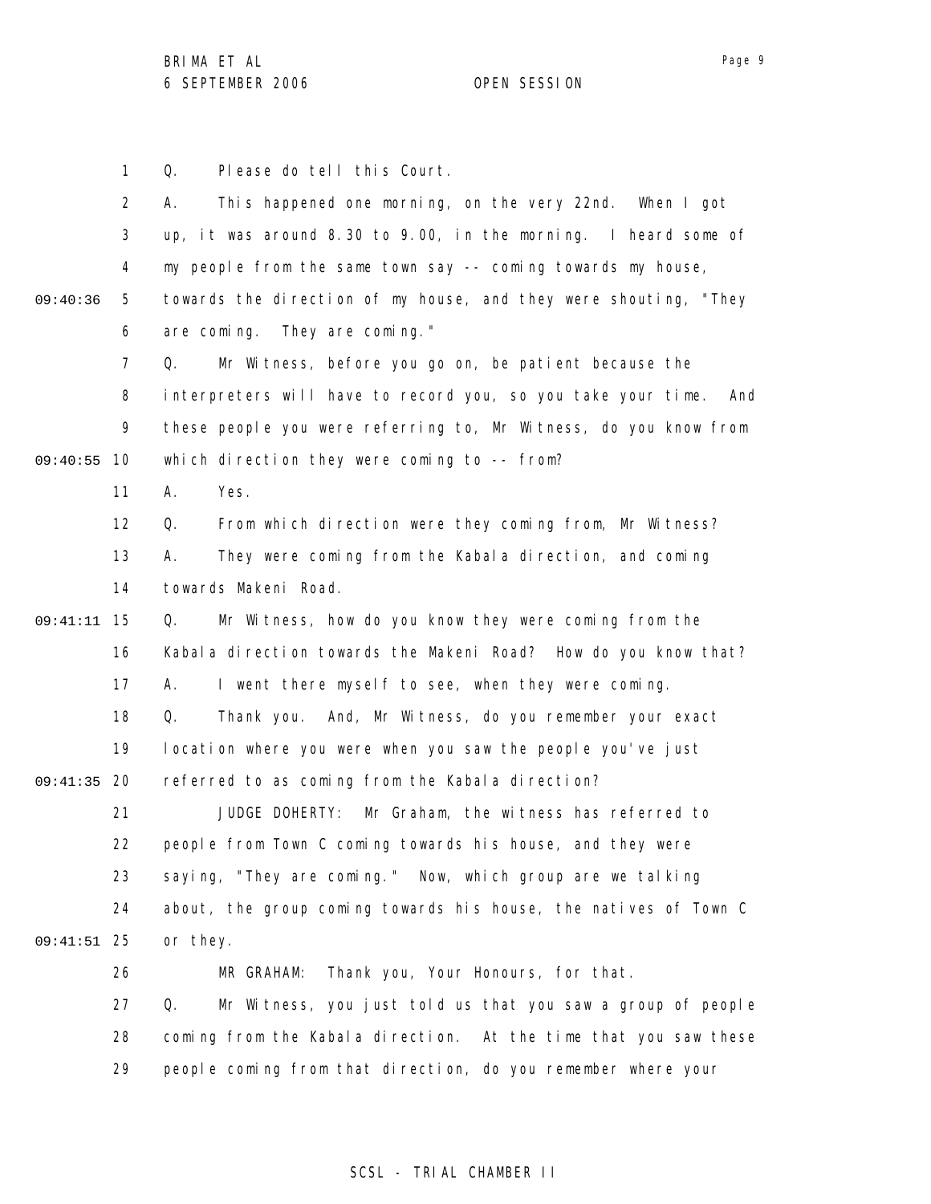Q. Please do tell this Court.

A. This happened one morning, on the very 22nd. When I got up, it was around 8.30 to 9.00, in the morning. I heard some of my people from the same town say -- coming towards my house, towards the direction of my house, and they were shouting, "They are coming. They are coming."

Q. Mr Witness, before you go on, be patient because the interpreters will have to record you, so you take your time. And these people you were referring to, Mr Witness, do you know from which direction they were coming to -- from?

A. Yes.

Q. From which direction were they coming from, Mr Witness?

A. They were coming from the Kabala direction, and coming towards Makeni Road.

Q. Mr Witness, how do you know they were coming from the Kabala direction towards the Makeni Road? How do you know that?

A. I went there myself to see, when they were coming.

Q. Thank you. And, Mr Witness, do you remember your exact location where you were when you saw the people you've just referred to as coming from the Kabala direction?

JUDGE DOHERTY: Mr Graham, the witness has referred to people from Town C coming towards his house, and they were saying, "They are coming." Now, which group are we talking about, the group coming towards his house, the natives of Town C or they.

MR GRAHAM: Thank you, Your Honours, for that.

Q. Mr Witness, you just told us that you saw a group of people coming from the Kabala direction. At the time that you saw these people coming from that direction, do you remember where your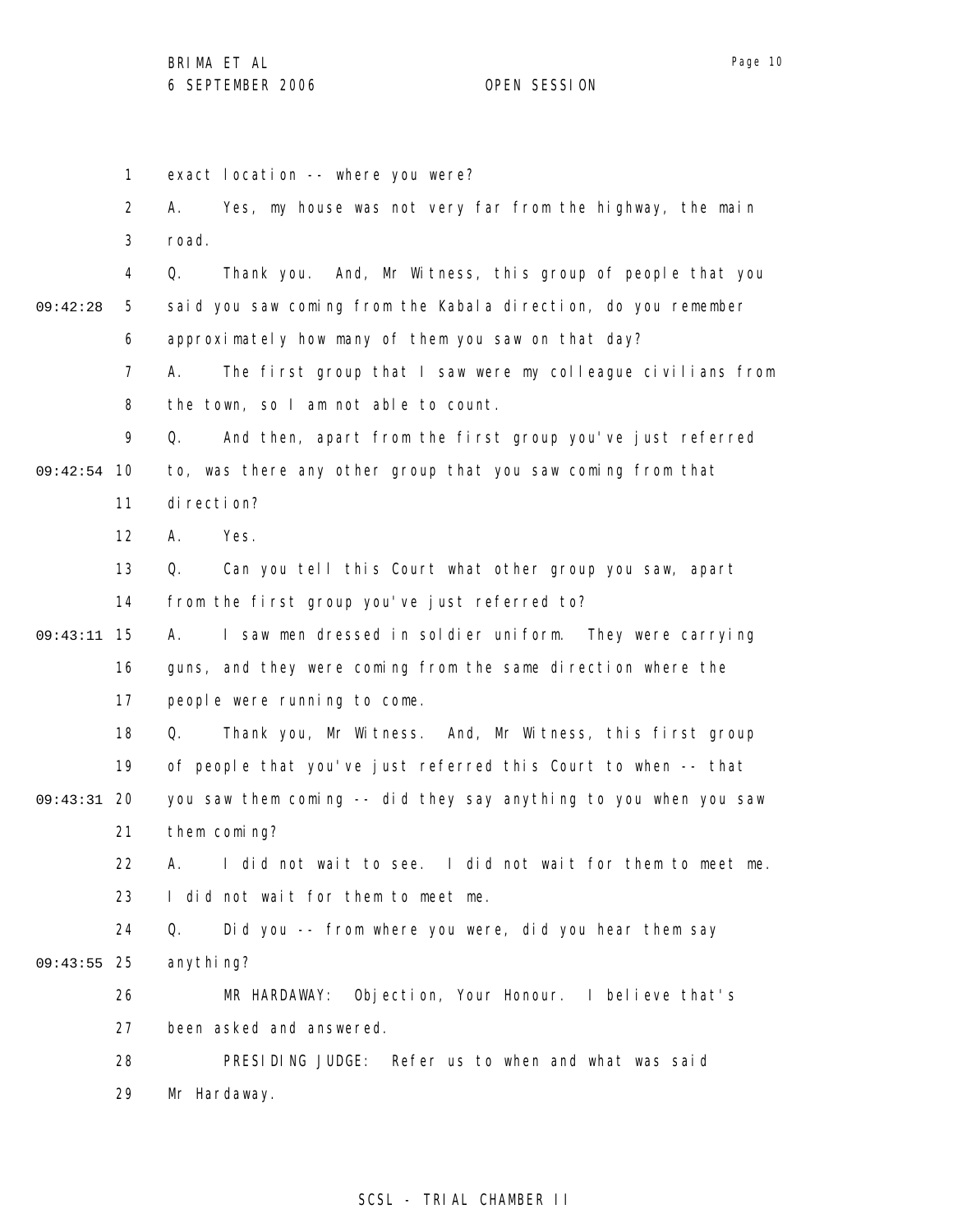exact location -- where you were?

A. Yes, my house was not very far from the highway, the main road.

Q. Thank you. And, Mr Witness, this group of people that you said you saw coming from the Kabala direction, do you remember approximately how many of them you saw on that day?

A. The first group that I saw were my colleague civilians from the town, so I am not able to count.

Q. And then, apart from the first group you've just referred to, was there any other group that you saw coming from that direction?

A. Yes.

Q. Can you tell this Court what other group you saw, apart from the first group you've just referred to?

A. I saw men dressed in soldier uniform. They were carrying guns, and they were coming from the same direction where the people were running to come.

Q. Thank you, Mr Witness. And, Mr Witness, this first group of people that you've just referred this Court to when -- that you saw them coming -- did they say anything to you when you saw them coming?

A. I did not wait to see. I did not wait for them to meet me. I did not wait for them to meet me.

Q. Did you -- from where you were, did you hear them say anything?

MR HARDAWAY: Objection, Your Honour. I believe that's been asked and answered.

PRESIDING JUDGE: Refer us to when and what was said Mr Hardaway.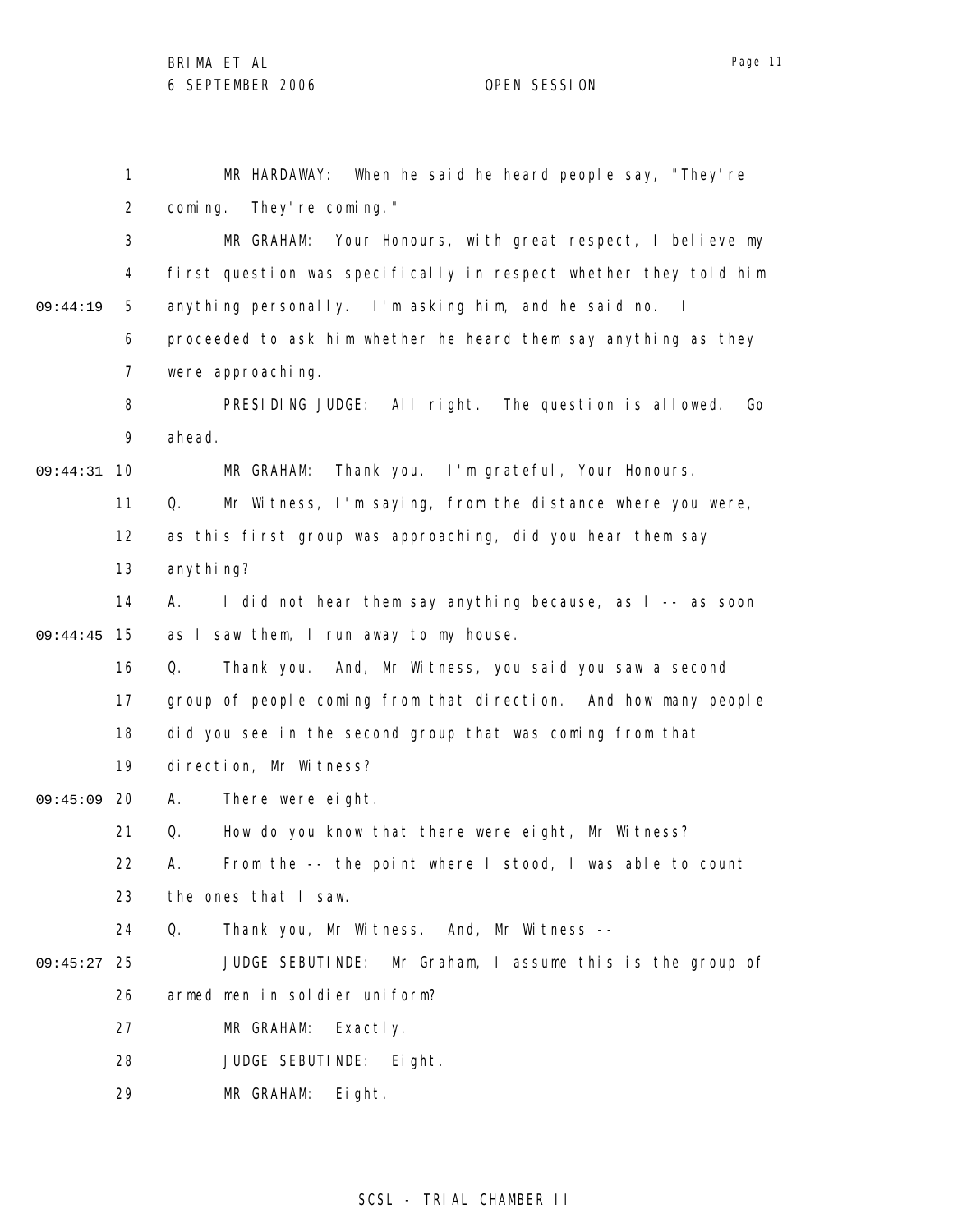MR HARDAWAY: When he said he heard people say, "They're coming. They're coming."

MR GRAHAM: Your Honours, with great respect, I believe my first question was specifically in respect whether they told him anything personally. I'm asking him, and he said no. I proceeded to ask him whether he heard them say anything as they were approaching.

PRESIDING JUDGE: All right. The question is allowed. Go ahead.

MR GRAHAM: Thank you. I'm grateful, Your Honours.

Q. Mr Witness, I'm saying, from the distance where you were, as this first group was approaching, did you hear them say anything?

A. I did not hear them say anything because, as I -- as soon as I saw them, I run away to my house.

Q. Thank you. And, Mr Witness, you said you saw a second group of people coming from that direction. And how many people did you see in the second group that was coming from that direction, Mr Witness?

A. There were eight.

Q. How do you know that there were eight, Mr Witness?

A. From the -- the point where I stood, I was able to count the ones that I saw.

Q. Thank you, Mr Witness. And, Mr Witness --

JUDGE SEBUTINDE: Mr Graham, I assume this is the group of armed men in soldier uniform?

MR GRAHAM: Exactly.

JUDGE SEBUTINDE: Eight.

MR GRAHAM: Eight.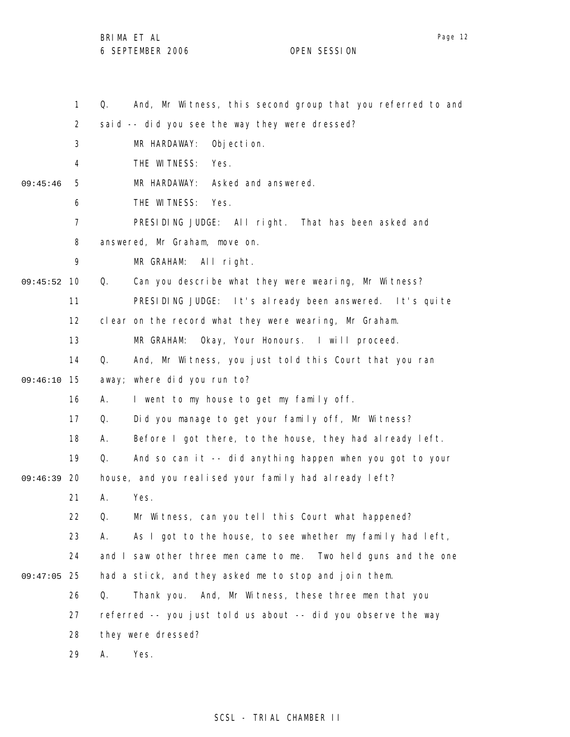1 Q. And, Mr Witness, this second group that you referred to and

2 said -- did you see the way they were dressed?

3 MR HARDAWAY: Objection.

4 THE WITNESS: Yes.

09:45:46 5 MR HARDAWAY: Asked and answered.

6 THE WITNESS: Yes.

7 PRESIDING JUDGE: All right. That has been asked and

8 answered, Mr Graham, move on.

9 MR GRAHAM: All right.

09:45:52 10 Q. Can you describe what they were wearing, Mr Witness?

11 PRESIDING JUDGE: It's already been answered. It's quite

12 clear on the record what they were wearing, Mr Graham.

13 MR GRAHAM: Okay, Your Honours. I will proceed.

14 Q. And, Mr Witness, you just told this Court that you ran

09:46:10 15 away; where did you run to?

16 A. I went to my house to get my family off.

17 Q. Did you manage to get your family off, Mr Witness?

18 A. Before I got there, to the house, they had already left.

19 Q. And so can it -- did anything happen when you got to your

09:46:39 20 house, and you realised your family had already left?

21 A. Yes.

22 Q. Mr Witness, can you tell this Court what happened?

23 A. As I got to the house, to see whether my family had left,

24 and I saw other three men came to me. Two held guns and the one

09:47:05 25 had a stick, and they asked me to stop and join them.

26 Q. Thank you. And, Mr Witness, these three men that you

27 referred -- you just told us about -- did you observe the way

28 they were dressed?

29 A. Yes.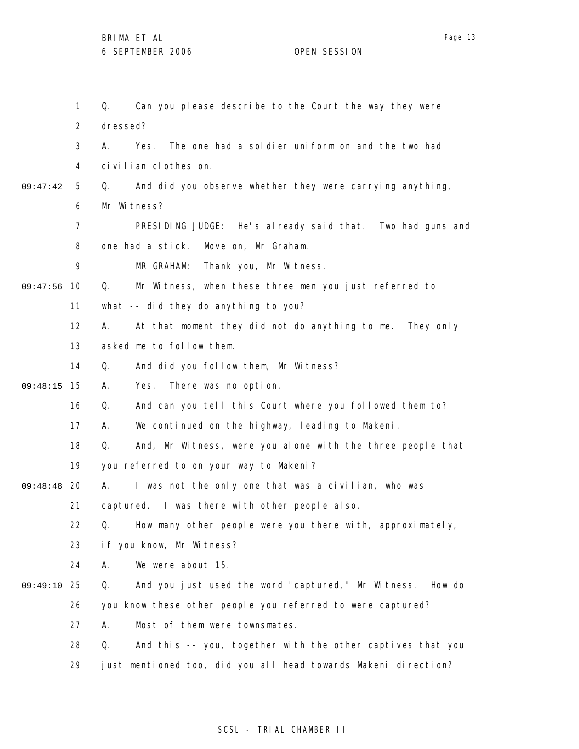Q. Can you please describe to the Court the way they were dressed?

A. Yes. The one had a soldier uniform on and the two had civilian clothes on.

Q. And did you observe whether they were carrying anything, Mr Witness?

PRESIDING JUDGE: He's already said that. Two had guns and one had a stick. Move on, Mr Graham.

MR GRAHAM: Thank you, Mr Witness.

Q. Mr Witness, when these three men you just referred to what -- did they do anything to you?

A. At that moment they did not do anything to me. They only asked me to follow them.

Q. And did you follow them, Mr Witness?

A. Yes. There was no option.

Q. And can you tell this Court where you followed them to?

A. We continued on the highway, leading to Makeni.

Q. And, Mr Witness, were you alone with the three people that you referred to on your way to Makeni?

A. I was not the only one that was a civilian, who was captured. I was there with other people also.

Q. How many other people were you there with, approximately, if you know, Mr Witness?

A. We were about 15.

Q. And you just used the word "captured," Mr Witness. How do you know these other people you referred to were captured?

A. Most of them were townsmates.

Q. And this -- you, together with the other captives that you just mentioned too, did you all head towards Makeni direction?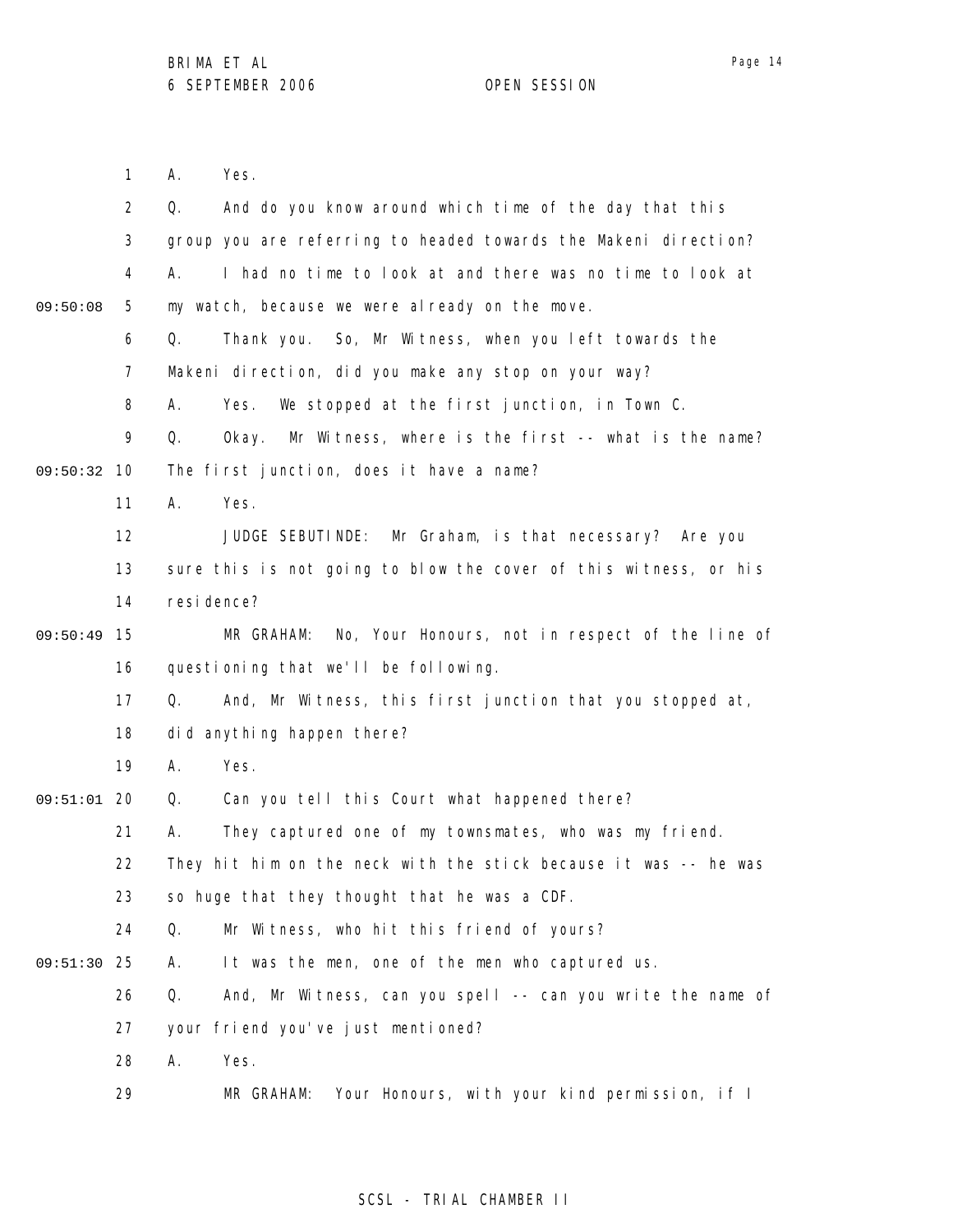A. Yes.

Q. And do you know around which time of the day that this group you are referring to headed towards the Makeni direction?

A. I had no time to look at and there was no time to look at my watch, because we were already on the move.

Q. Thank you. So, Mr Witness, when you left towards the Makeni direction, did you make any stop on your way?

A. Yes. We stopped at the first junction, in Town C.

Q. Okay. Mr Witness, where is the first -- what is the name? The first junction, does it have a name?

A. Yes.

JUDGE SEBUTINDE: Mr Graham, is that necessary? Are you sure this is not going to blow the cover of this witness, or his residence?

MR GRAHAM: No, Your Honours, not in respect of the line of questioning that we'll be following.

Q. And, Mr Witness, this first junction that you stopped at, did anything happen there?

A. Yes.

Q. Can you tell this Court what happened there?

A. They captured one of my townsmates, who was my friend. They hit him on the neck with the stick because it was -- he was so huge that they thought that he was a CDF.

Q. Mr Witness, who hit this friend of yours?

A. It was the men, one of the men who captured us.

Q. And, Mr Witness, can you spell -- can you write the name of your friend you've just mentioned?

A. Yes.

MR GRAHAM: Your Honours, with your kind permission, if I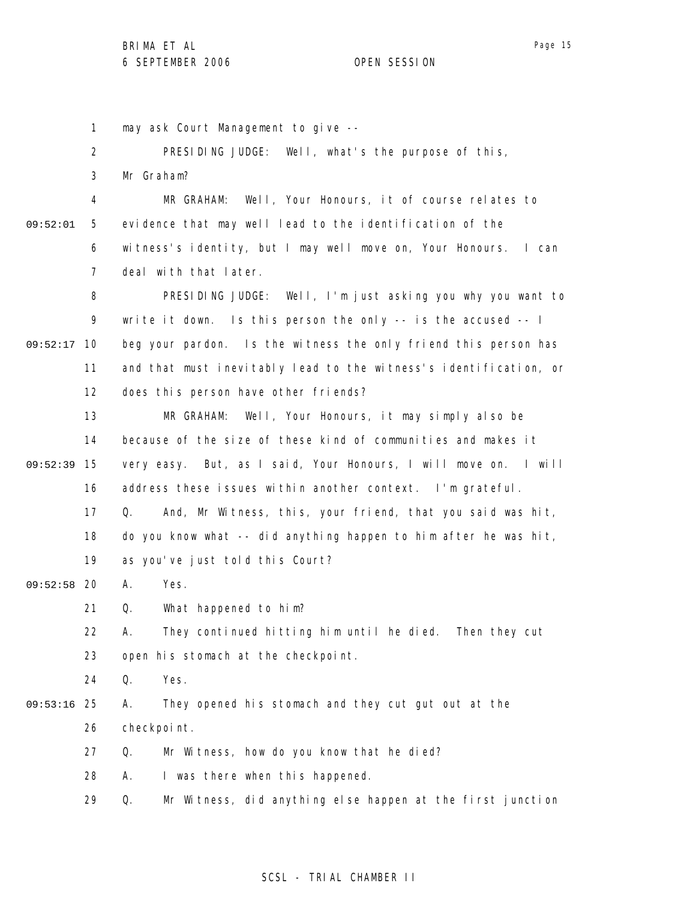1 may ask Court Management to give --

2 PRESIDING JUDGE: Well, what's the purpose of this,

3 Mr Graham?

4 MR GRAHAM: Well, Your Honours, it of course relates to

09:52:01 5 evidence that may well lead to the identification of the

6 witness's identity, but I may well move on, Your Honours. I can

7 deal with that later.

8 PRESIDING JUDGE: Well, I'm just asking you why you want to

9 write it down. Is this person the only -- is the accused -- I

09:52:17 10 beg your pardon. Is the witness the only friend this person has

11 and that must inevitably lead to the witness's identification, or

12 does this person have other friends?

13 MR GRAHAM: Well, Your Honours, it may simply also be

14 because of the size of these kind of communities and makes it

09:52:39 15 very easy. But, as I said, Your Honours, I will move on. I will

16 address these issues within another context. I'm grateful.

17 Q. And, Mr Witness, this, your friend, that you said was hit,

18 do you know what -- did anything happen to him after he was hit,

19 as you've just told this Court?

09:52:58 20 A. Yes.

21 Q. What happened to him?

22 A. They continued hitting him until he died. Then they cut

23 open his stomach at the checkpoint.

24 Q. Yes.

09:53:16 25 A. They opened his stomach and they cut gut out at the

26 checkpoint.

27 Q. Mr Witness, how do you know that he died?

28 A. I was there when this happened.

29 Q. Mr Witness, did anything else happen at the first junction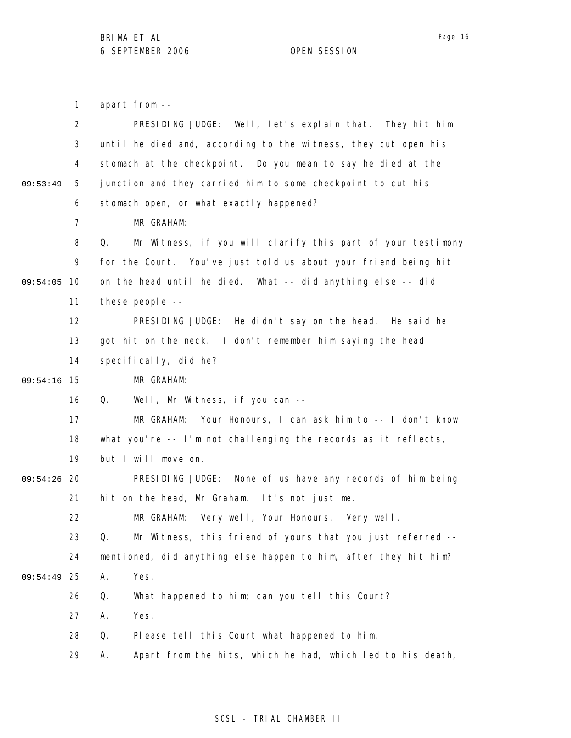apart from --

PRESIDING JUDGE: Well, let's explain that. They hit him until he died and, according to the witness, they cut open his stomach at the checkpoint. Do you mean to say he died at the junction and they carried him to some checkpoint to cut his stomach open, or what exactly happened?

MR GRAHAM:

Q. Mr Witness, if you will clarify this part of your testimony for the Court. You've just told us about your friend being hit on the head until he died. What -- did anything else -- did these people --

PRESIDING JUDGE: He didn't say on the head. He said he got hit on the neck. I don't remember him saying the head specifically, did he?

MR GRAHAM:

Q. Well, Mr Witness, if you can --

MR GRAHAM: Your Honours, I can ask him to -- I don't know what you're -- I'm not challenging the records as it reflects, but I will move on.

PRESIDING JUDGE: None of us have any records of him being hit on the head, Mr Graham. It's not just me.

MR GRAHAM: Very well, Your Honours. Very well.

Q. Mr Witness, this friend of yours that you just referred -- mentioned, did anything else happen to him, after they hit him?

A. Yes.

Q. What happened to him; can you tell this Court?

A. Yes.

Q. Please tell this Court what happened to him.

A. Apart from the hits, which he had, which led to his death,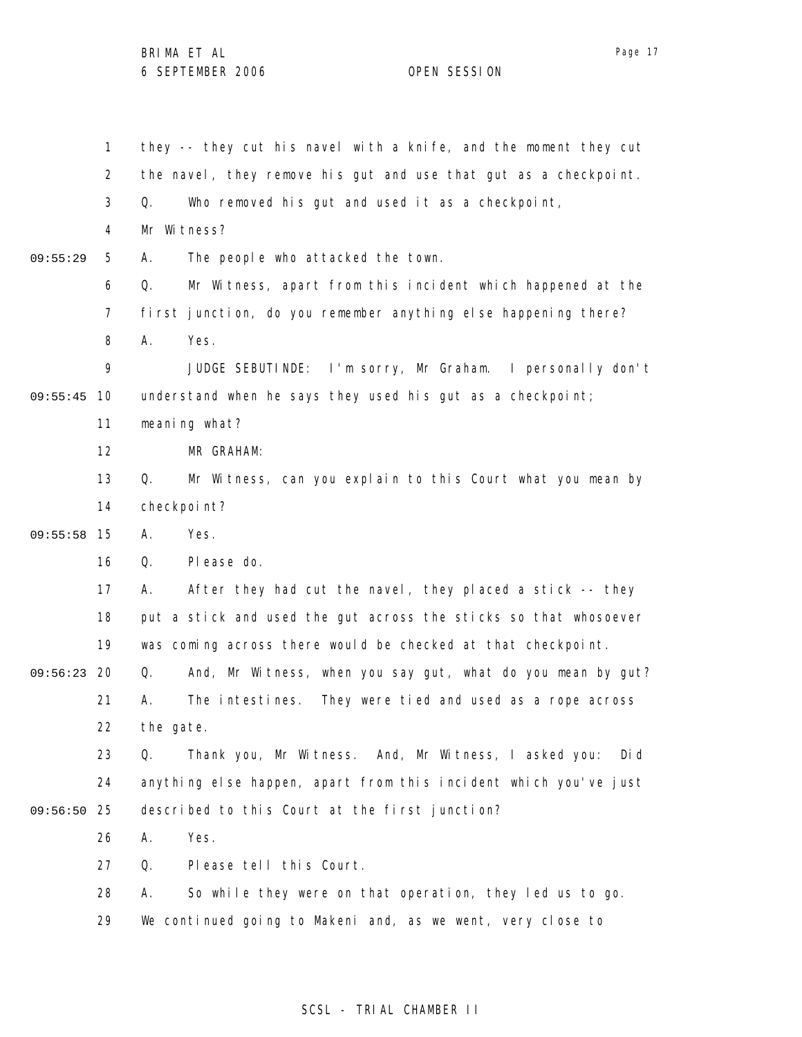they -- they cut his navel with a knife, and the moment they cut the navel, they remove his gut and use that gut as a checkpoint.

Q. Who removed his gut and used it as a checkpoint, Mr Witness?

A. The people who attacked the town.

Q. Mr Witness, apart from this incident which happened at the first junction, do you remember anything else happening there?

A. Yes.

JUDGE SEBUTINDE: I'm sorry, Mr Graham. I personally don't understand when he says they used his gut as a checkpoint; meaning what?

MR GRAHAM:

Q. Mr Witness, can you explain to this Court what you mean by checkpoint?

A. Yes.

Q. Please do.

A. After they had cut the navel, they placed a stick -- they put a stick and used the gut across the sticks so that whosoever was coming across there would be checked at that checkpoint.

Q. And, Mr Witness, when you say gut, what do you mean by gut?

A. The intestines. They were tied and used as a rope across the gate.

Q. Thank you, Mr Witness. And, Mr Witness, I asked you: Did anything else happen, apart from this incident which you've just described to this Court at the first junction?

A. Yes.

Q. Please tell this Court.

A. So while they were on that operation, they led us to go. We continued going to Makeni and, as we went, very close to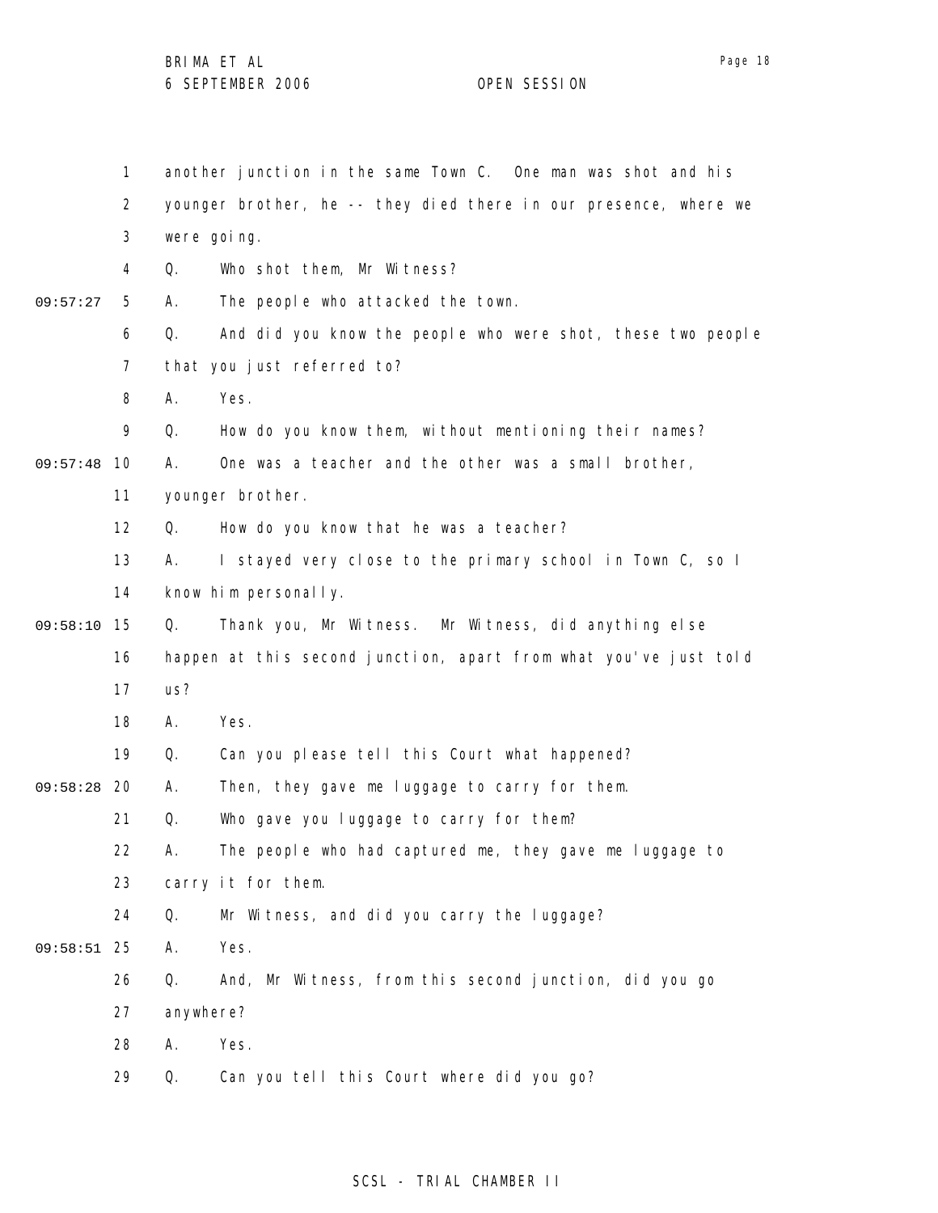1 another junction in the same Town C. One man was shot and his
2 younger brother, he -- they died there in our presence, where we
3 were going.
4 Q. Who shot them, Mr Witness?
09:57:27 5 A. The people who attacked the town.
6 Q. And did you know the people who were shot, these two people
7 that you just referred to?
8 A. Yes.
9 Q. How do you know them, without mentioning their names?
09:57:48 10 A. One was a teacher and the other was a small brother,
11 younger brother.
12 Q. How do you know that he was a teacher?
13 A. I stayed very close to the primary school in Town C, so I
14 know him personally.
09:58:10 15 Q. Thank you, Mr Witness. Mr Witness, did anything else
16 happen at this second junction, apart from what you've just told
17 us?
18 A. Yes.
19 Q. Can you please tell this Court what happened?
09:58:28 20 A. Then, they gave me luggage to carry for them.
21 Q. Who gave you luggage to carry for them?
22 A. The people who had captured me, they gave me luggage to
23 carry it for them.
24 Q. Mr Witness, and did you carry the luggage?
09:58:51 25 A. Yes.
26 Q. And, Mr Witness, from this second junction, did you go
27 anywhere?
28 A. Yes.
29 Q. Can you tell this Court where did you go?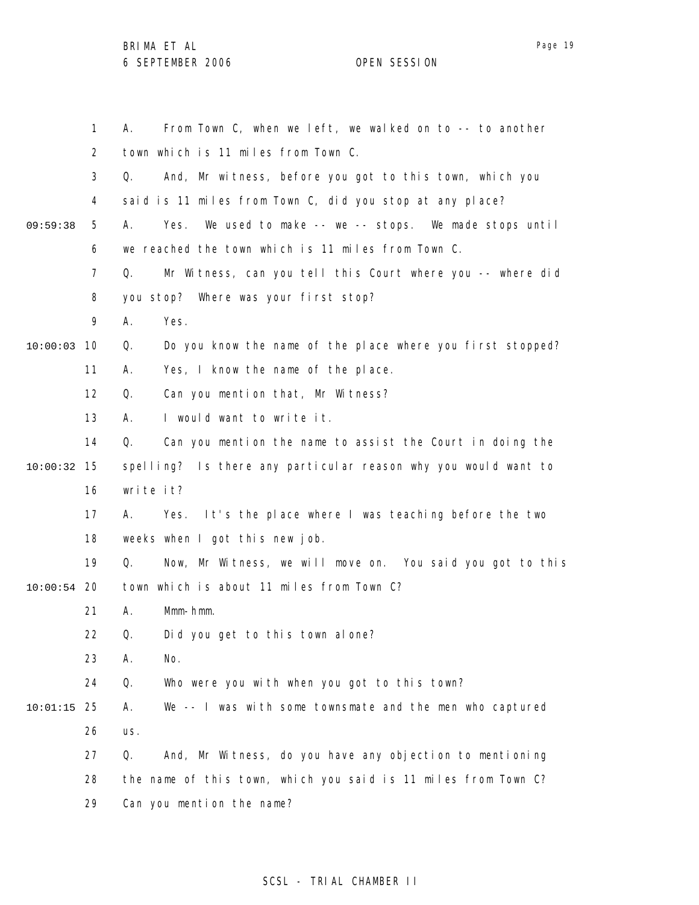1 A. From Town C, when we left, we walked on to -- to another
2 town which is 11 miles from Town C.
3 Q. And, Mr witness, before you got to this town, which you
4 said is 11 miles from Town C, did you stop at any place?
09:59:38 5 A. Yes. We used to make -- we -- stops. We made stops until
6 we reached the town which is 11 miles from Town C.
7 Q. Mr Witness, can you tell this Court where you -- where did
8 you stop? Where was your first stop?
9 A. Yes.
10:00:03 10 Q. Do you know the name of the place where you first stopped?
11 A. Yes, I know the name of the place.
12 Q. Can you mention that, Mr Witness?
13 A. I would want to write it.
14 Q. Can you mention the name to assist the Court in doing the
10:00:32 15 spelling? Is there any particular reason why you would want to
16 write it?
17 A. Yes. It's the place where I was teaching before the two
18 weeks when I got this new job.
19 Q. Now, Mr Witness, we will move on. You said you got to this
10:00:54 20 town which is about 11 miles from Town C?
21 A. Mmm-hmm.
22 Q. Did you get to this town alone?
23 A. No.
24 Q. Who were you with when you got to this town?
10:01:15 25 A. We -- I was with some townsmate and the men who captured
26 us.
27 Q. And, Mr Witness, do you have any objection to mentioning
28 the name of this town, which you said is 11 miles from Town C?
29 Can you mention the name?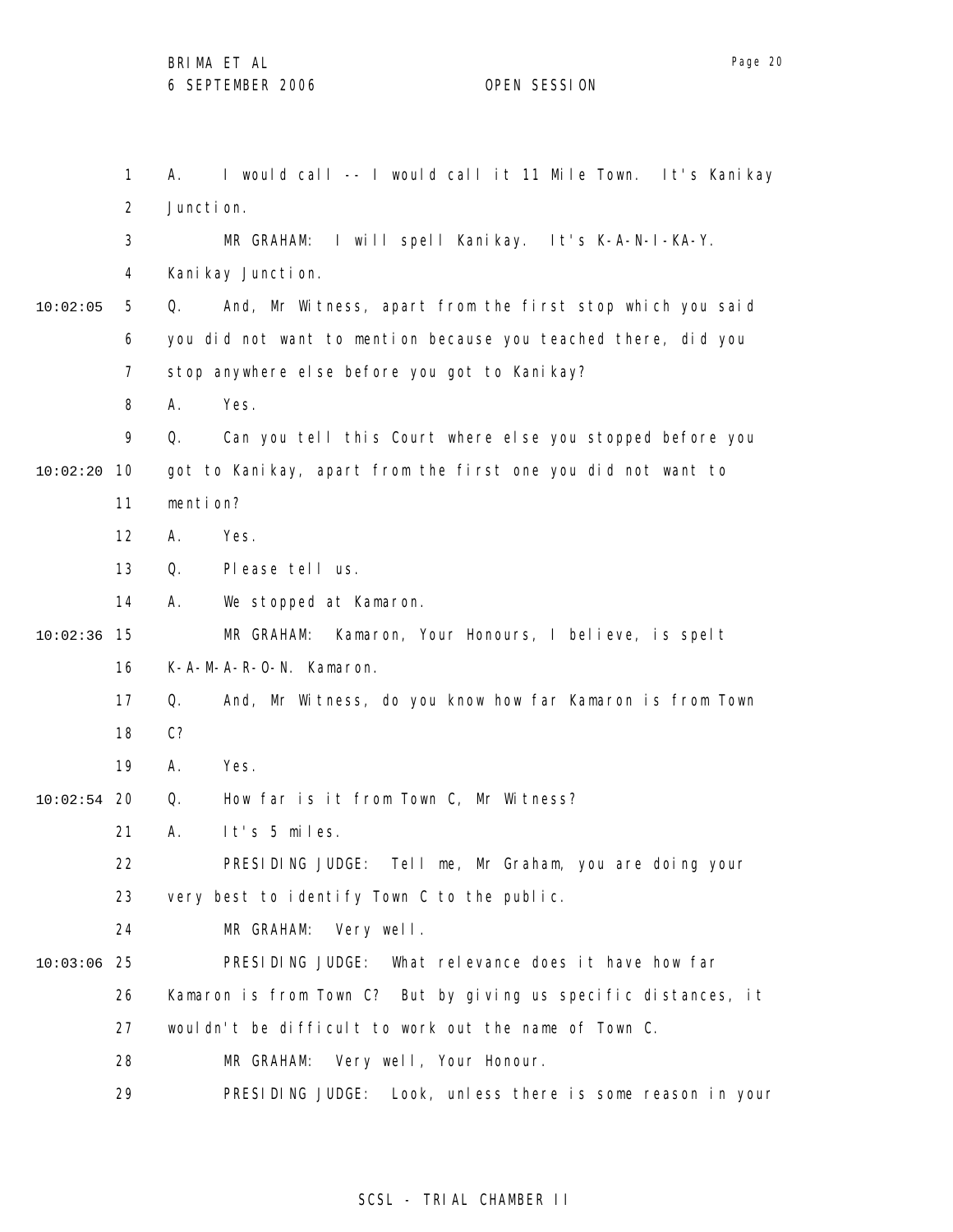A. I would call -- I would call it 11 Mile Town. It's Kanikay Junction.

MR GRAHAM: I will spell Kanikay. It's K-A-N-I-KA-Y. Kanikay Junction.

Q. And, Mr Witness, apart from the first stop which you said you did not want to mention because you teached there, did you stop anywhere else before you got to Kanikay?

A. Yes.

Q. Can you tell this Court where else you stopped before you got to Kanikay, apart from the first one you did not want to mention?

A. Yes.

Q. Please tell us.

A. We stopped at Kamaron.

MR GRAHAM: Kamaron, Your Honours, I believe, is spelt K-A-M-A-R-O-N. Kamaron.

Q. And, Mr Witness, do you know how far Kamaron is from Town C?

A. Yes.

Q. How far is it from Town C, Mr Witness?

A. It's 5 miles.

PRESIDING JUDGE: Tell me, Mr Graham, you are doing your very best to identify Town C to the public.

MR GRAHAM: Very well.

PRESIDING JUDGE: What relevance does it have how far Kamaron is from Town C? But by giving us specific distances, it wouldn't be difficult to work out the name of Town C.

MR GRAHAM: Very well, Your Honour.

PRESIDING JUDGE: Look, unless there is some reason in your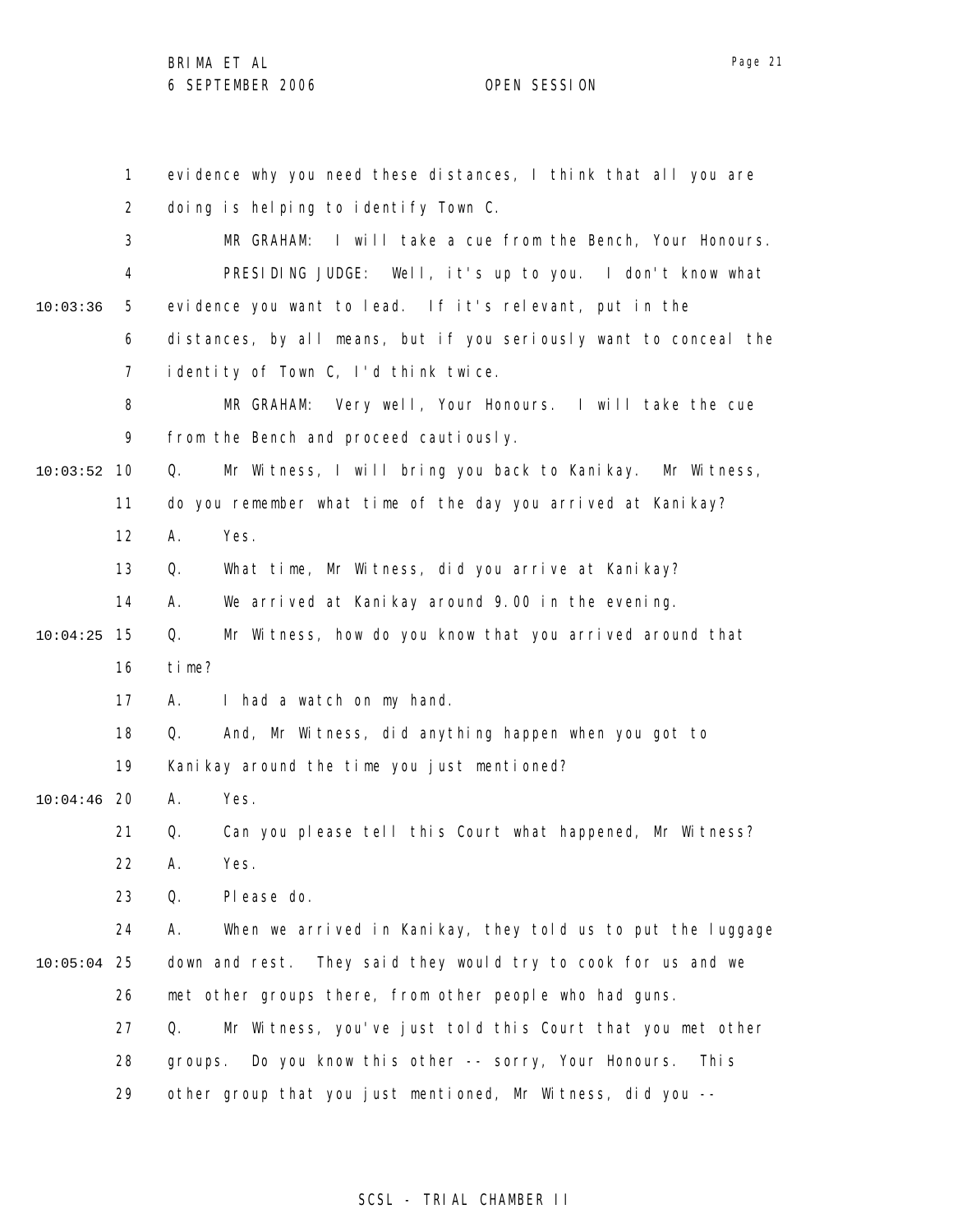evidence why you need these distances, I think that all you are doing is helping to identify Town C.

MR GRAHAM: I will take a cue from the Bench, Your Honours.

PRESIDING JUDGE: Well, it's up to you. I don't know what evidence you want to lead. If it's relevant, put in the distances, by all means, but if you seriously want to conceal the identity of Town C, I'd think twice.

MR GRAHAM: Very well, Your Honours. I will take the cue from the Bench and proceed cautiously.

Q. Mr Witness, I will bring you back to Kanikay. Mr Witness, do you remember what time of the day you arrived at Kanikay?

A. Yes.

Q. What time, Mr Witness, did you arrive at Kanikay?

A. We arrived at Kanikay around 9.00 in the evening.

Q. Mr Witness, how do you know that you arrived around that time?

A. I had a watch on my hand.

Q. And, Mr Witness, did anything happen when you got to Kanikay around the time you just mentioned?

A. Yes.

Q. Can you please tell this Court what happened, Mr Witness?

A. Yes.

Q. Please do.

A. When we arrived in Kanikay, they told us to put the luggage down and rest. They said they would try to cook for us and we met other groups there, from other people who had guns.

Q. Mr Witness, you've just told this Court that you met other groups. Do you know this other -- sorry, Your Honours. This other group that you just mentioned, Mr Witness, did you --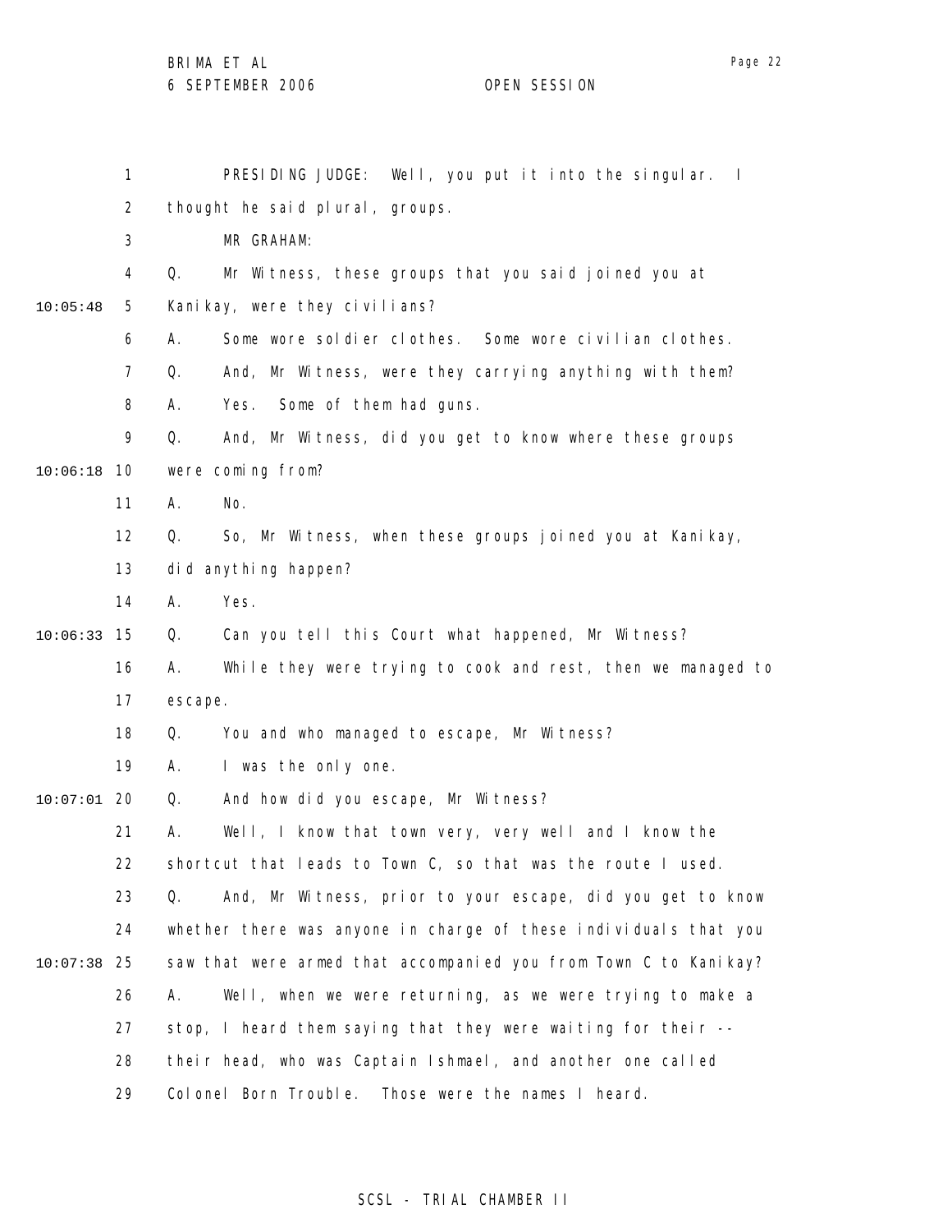PRESIDING JUDGE: Well, you put it into the singular. I thought he said plural, groups.

MR GRAHAM:

Q. Mr Witness, these groups that you said joined you at Kanikay, were they civilians?

A. Some wore soldier clothes. Some wore civilian clothes.

Q. And, Mr Witness, were they carrying anything with them?

A. Yes. Some of them had guns.

Q. And, Mr Witness, did you get to know where these groups were coming from?

A. No.

Q. So, Mr Witness, when these groups joined you at Kanikay, did anything happen?

A. Yes.

Q. Can you tell this Court what happened, Mr Witness?

A. While they were trying to cook and rest, then we managed to escape.

Q. You and who managed to escape, Mr Witness?

A. I was the only one.

Q. And how did you escape, Mr Witness?

A. Well, I know that town very, very well and I know the shortcut that leads to Town C, so that was the route I used.

Q. And, Mr Witness, prior to your escape, did you get to know whether there was anyone in charge of these individuals that you saw that were armed that accompanied you from Town C to Kanikay?

A. Well, when we were returning, as we were trying to make a stop, I heard them saying that they were waiting for their -- their head, who was Captain Ishmael, and another one called Colonel Born Trouble. Those were the names I heard.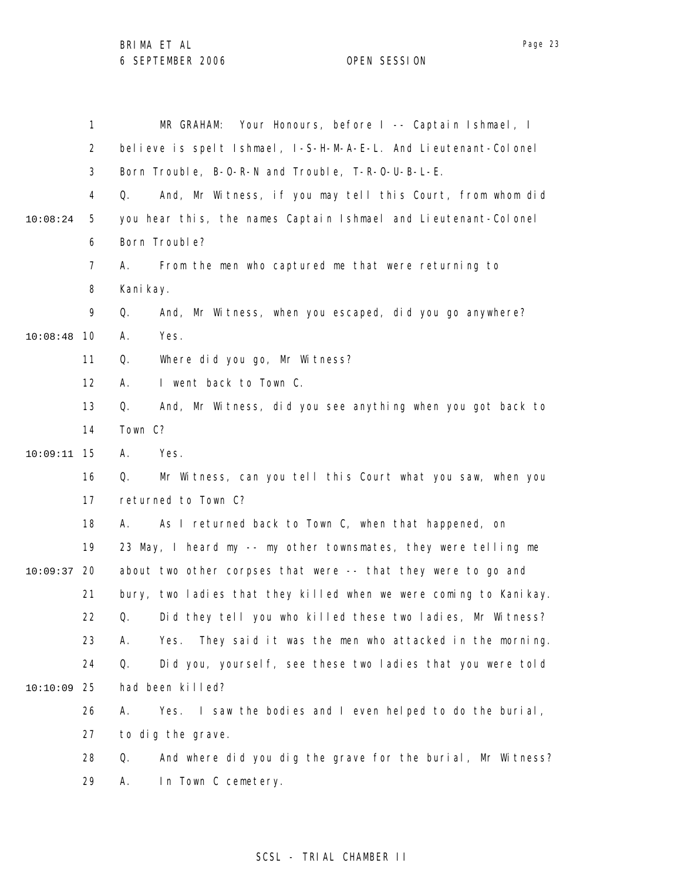MR GRAHAM: Your Honours, before I -- Captain Ishmael, I believe is spelt Ishmael, I-S-H-M-A-E-L. And Lieutenant-Colonel Born Trouble, B-O-R-N and Trouble, T-R-O-U-B-L-E.

Q. And, Mr Witness, if you may tell this Court, from whom did you hear this, the names Captain Ishmael and Lieutenant-Colonel Born Trouble?

A. From the men who captured me that were returning to Kanikay.

Q. And, Mr Witness, when you escaped, did you go anywhere?

A. Yes.

Q. Where did you go, Mr Witness?

A. I went back to Town C.

Q. And, Mr Witness, did you see anything when you got back to Town C?

A. Yes.

Q. Mr Witness, can you tell this Court what you saw, when you returned to Town C?

A. As I returned back to Town C, when that happened, on 23 May, I heard my -- my other townsmates, they were telling me about two other corpses that were -- that they were to go and bury, two ladies that they killed when we were coming to Kanikay.

Q. Did they tell you who killed these two ladies, Mr Witness?

A. Yes. They said it was the men who attacked in the morning.

Q. Did you, yourself, see these two ladies that you were told had been killed?

A. Yes. I saw the bodies and I even helped to do the burial, to dig the grave.

Q. And where did you dig the grave for the burial, Mr Witness?

A. In Town C cemetery.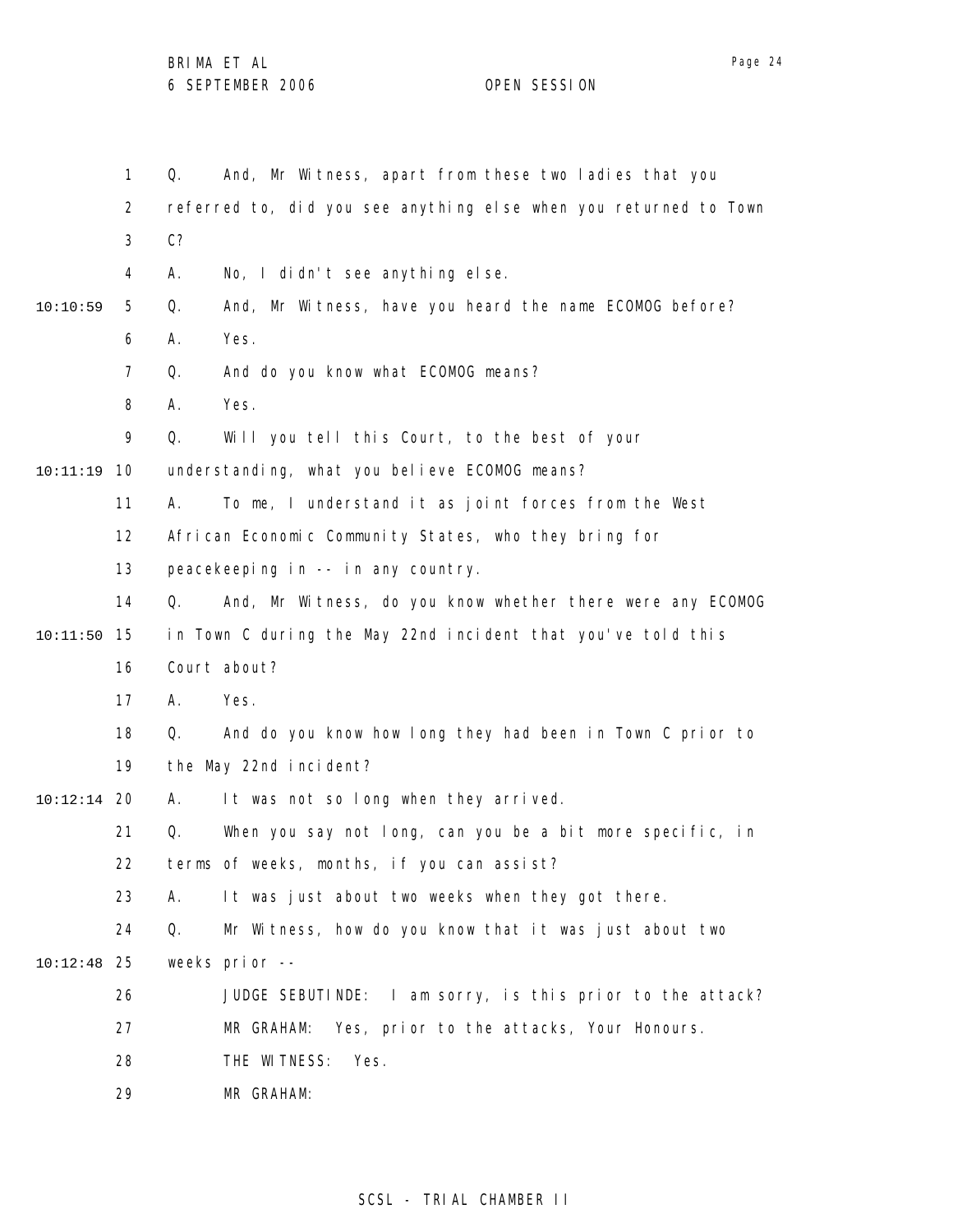Q. And, Mr Witness, apart from these two ladies that you referred to, did you see anything else when you returned to Town C?

A. No, I didn't see anything else.

Q. And, Mr Witness, have you heard the name ECOMOG before?

A. Yes.

Q. And do you know what ECOMOG means?

A. Yes.

Q. Will you tell this Court, to the best of your understanding, what you believe ECOMOG means?

A. To me, I understand it as joint forces from the West African Economic Community States, who they bring for peacekeeping in -- in any country.

Q. And, Mr Witness, do you know whether there were any ECOMOG in Town C during the May 22nd incident that you've told this Court about?

A. Yes.

Q. And do you know how long they had been in Town C prior to the May 22nd incident?

A. It was not so long when they arrived.

Q. When you say not long, can you be a bit more specific, in terms of weeks, months, if you can assist?

A. It was just about two weeks when they got there.

Q. Mr Witness, how do you know that it was just about two weeks prior --

JUDGE SEBUTINDE: I am sorry, is this prior to the attack?

MR GRAHAM: Yes, prior to the attacks, Your Honours.

THE WITNESS: Yes.

MR GRAHAM: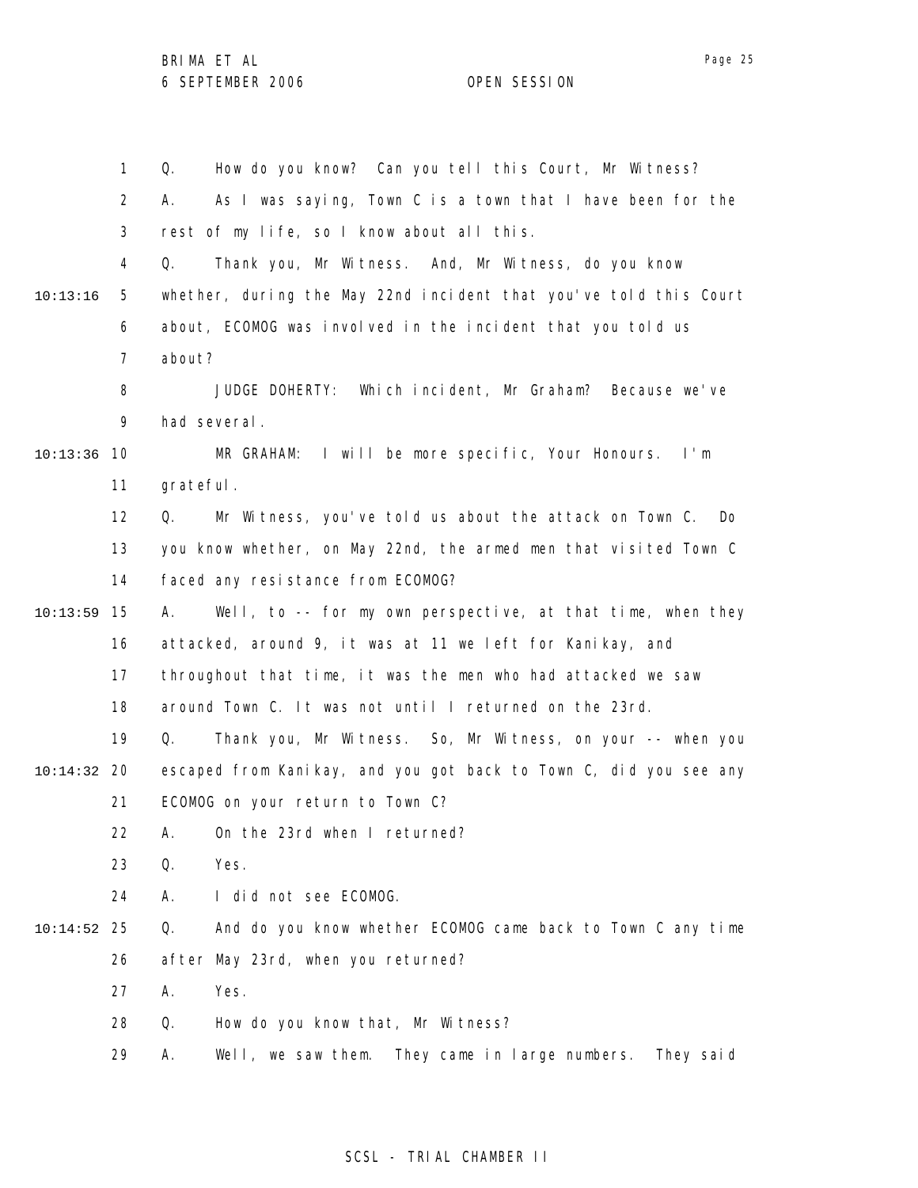Q. How do you know? Can you tell this Court, Mr Witness?

A. As I was saying, Town C is a town that I have been for the rest of my life, so I know about all this.

Q. Thank you, Mr Witness. And, Mr Witness, do you know whether, during the May 22nd incident that you've told this Court about, ECOMOG was involved in the incident that you told us about?

JUDGE DOHERTY: Which incident, Mr Graham? Because we've had several.

MR GRAHAM: I will be more specific, Your Honours. I'm grateful.

Q. Mr Witness, you've told us about the attack on Town C. Do you know whether, on May 22nd, the armed men that visited Town C faced any resistance from ECOMOG?

A. Well, to -- for my own perspective, at that time, when they attacked, around 9, it was at 11 we left for Kanikay, and throughout that time, it was the men who had attacked we saw around Town C. It was not until I returned on the 23rd.

Q. Thank you, Mr Witness. So, Mr Witness, on your -- when you escaped from Kanikay, and you got back to Town C, did you see any ECOMOG on your return to Town C?

A. On the 23rd when I returned?

Q. Yes.

A. I did not see ECOMOG.

Q. And do you know whether ECOMOG came back to Town C any time after May 23rd, when you returned?

A. Yes.

Q. How do you know that, Mr Witness?

A. Well, we saw them. They came in large numbers. They said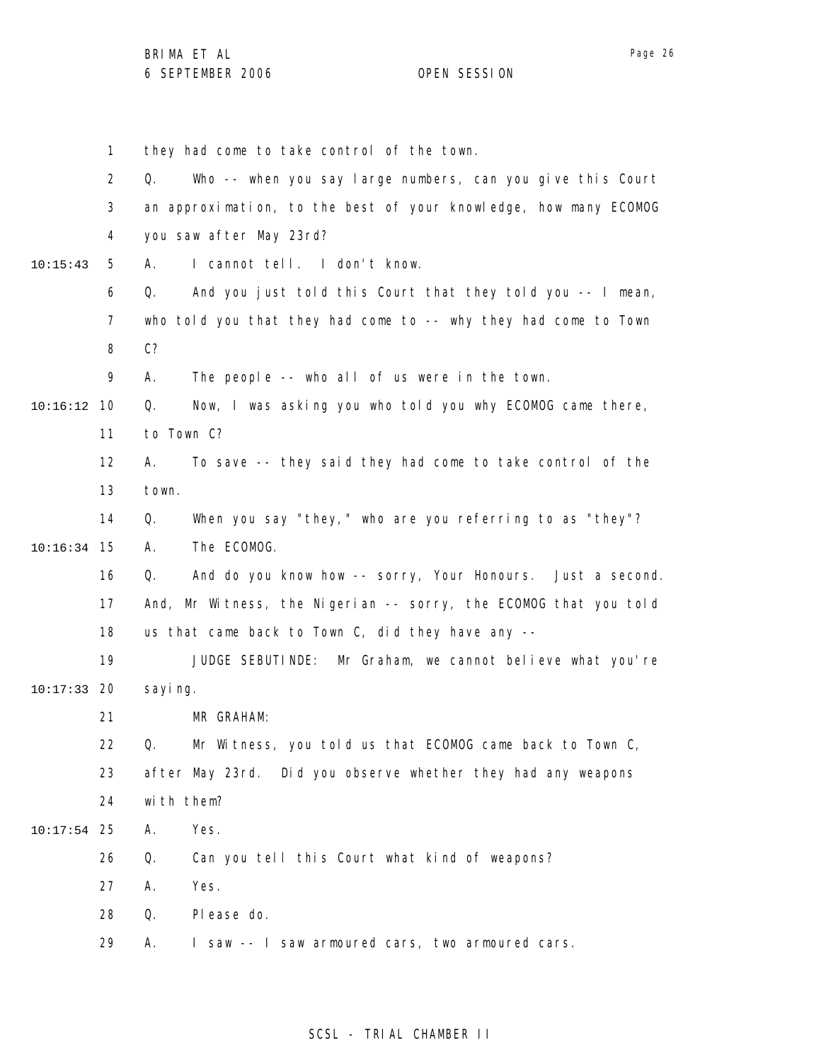they had come to take control of the town.

Q. Who -- when you say large numbers, can you give this Court an approximation, to the best of your knowledge, how many ECOMOG you saw after May 23rd?

A. I cannot tell. I don't know.

Q. And you just told this Court that they told you -- I mean, who told you that they had come to -- why they had come to Town C?

A. The people -- who all of us were in the town.

Q. Now, I was asking you who told you why ECOMOG came there, to Town C?

A. To save -- they said they had come to take control of the town.

Q. When you say "they," who are you referring to as "they"?

A. The ECOMOG.

Q. And do you know how -- sorry, Your Honours. Just a second. And, Mr Witness, the Nigerian -- sorry, the ECOMOG that you told us that came back to Town C, did they have any --

JUDGE SEBUTINDE: Mr Graham, we cannot believe what you're saying.

MR GRAHAM:

Q. Mr Witness, you told us that ECOMOG came back to Town C, after May 23rd. Did you observe whether they had any weapons with them?

A. Yes.

Q. Can you tell this Court what kind of weapons?

A. Yes.

Q. Please do.

A. I saw -- I saw armoured cars, two armoured cars.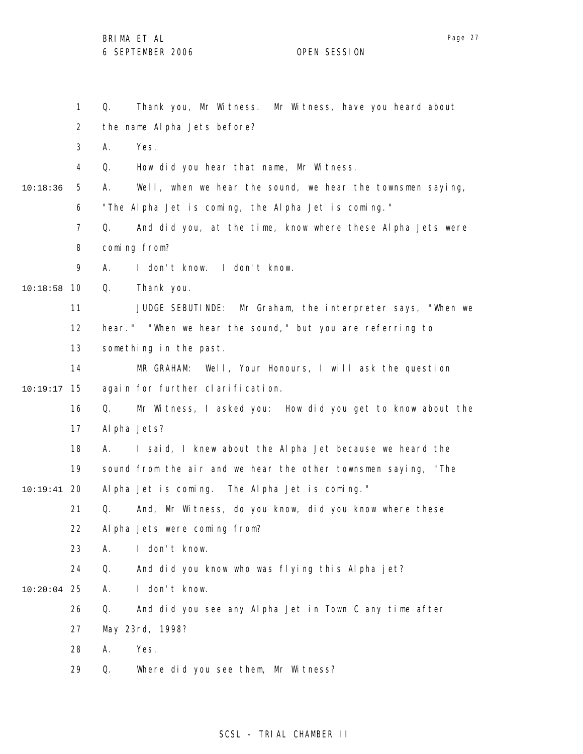Q. Thank you, Mr Witness. Mr Witness, have you heard about the name Alpha Jets before?

A. Yes.

Q. How did you hear that name, Mr Witness.

A. Well, when we hear the sound, we hear the townsmen saying, "The Alpha Jet is coming, the Alpha Jet is coming."

Q. And did you, at the time, know where these Alpha Jets were coming from?

A. I don't know. I don't know.

Q. Thank you.

JUDGE SEBUTINDE: Mr Graham, the interpreter says, "When we hear." "When we hear the sound," but you are referring to something in the past.

MR GRAHAM: Well, Your Honours, I will ask the question again for further clarification.

Q. Mr Witness, I asked you: How did you get to know about the Alpha Jets?

A. I said, I knew about the Alpha Jet because we heard the sound from the air and we hear the other townsmen saying, "The Alpha Jet is coming. The Alpha Jet is coming."

Q. And, Mr Witness, do you know, did you know where these Alpha Jets were coming from?

A. I don't know.

Q. And did you know who was flying this Alpha jet?

A. I don't know.

Q. And did you see any Alpha Jet in Town C any time after May 23rd, 1998?

A. Yes.

Q. Where did you see them, Mr Witness?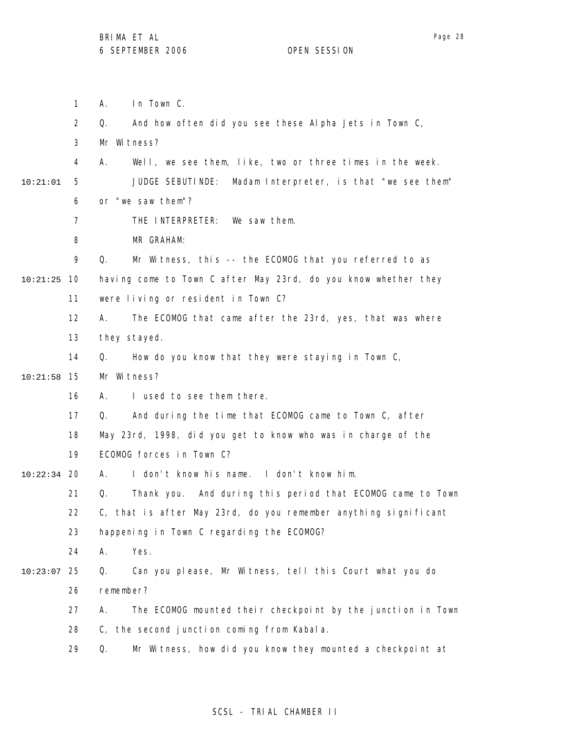1 A. In Town C.

2 Q. And how often did you see these Alpha Jets in Town C,

3 Mr Witness?

4 A. Well, we see them, like, two or three times in the week.

10:21:01 5 JUDGE SEBUTINDE: Madam Interpreter, is that "we see them"

6 or "we saw them"?

7 THE INTERPRETER: We saw them.

8 MR GRAHAM:

9 Q. Mr Witness, this -- the ECOMOG that you referred to as

10:21:25 10 having come to Town C after May 23rd, do you know whether they

11 were living or resident in Town C?

12 A. The ECOMOG that came after the 23rd, yes, that was where

13 they stayed.

14 Q. How do you know that they were staying in Town C,

10:21:58 15 Mr Witness?

16 A. I used to see them there.

17 Q. And during the time that ECOMOG came to Town C, after

18 May 23rd, 1998, did you get to know who was in charge of the

19 ECOMOG forces in Town C?

10:22:34 20 A. I don't know his name. I don't know him.

21 Q. Thank you. And during this period that ECOMOG came to Town

22 C, that is after May 23rd, do you remember anything significant

23 happening in Town C regarding the ECOMOG?

24 A. Yes.

10:23:07 25 Q. Can you please, Mr Witness, tell this Court what you do

26 remember?

27 A. The ECOMOG mounted their checkpoint by the junction in Town

28 C, the second junction coming from Kabala.

29 Q. Mr Witness, how did you know they mounted a checkpoint at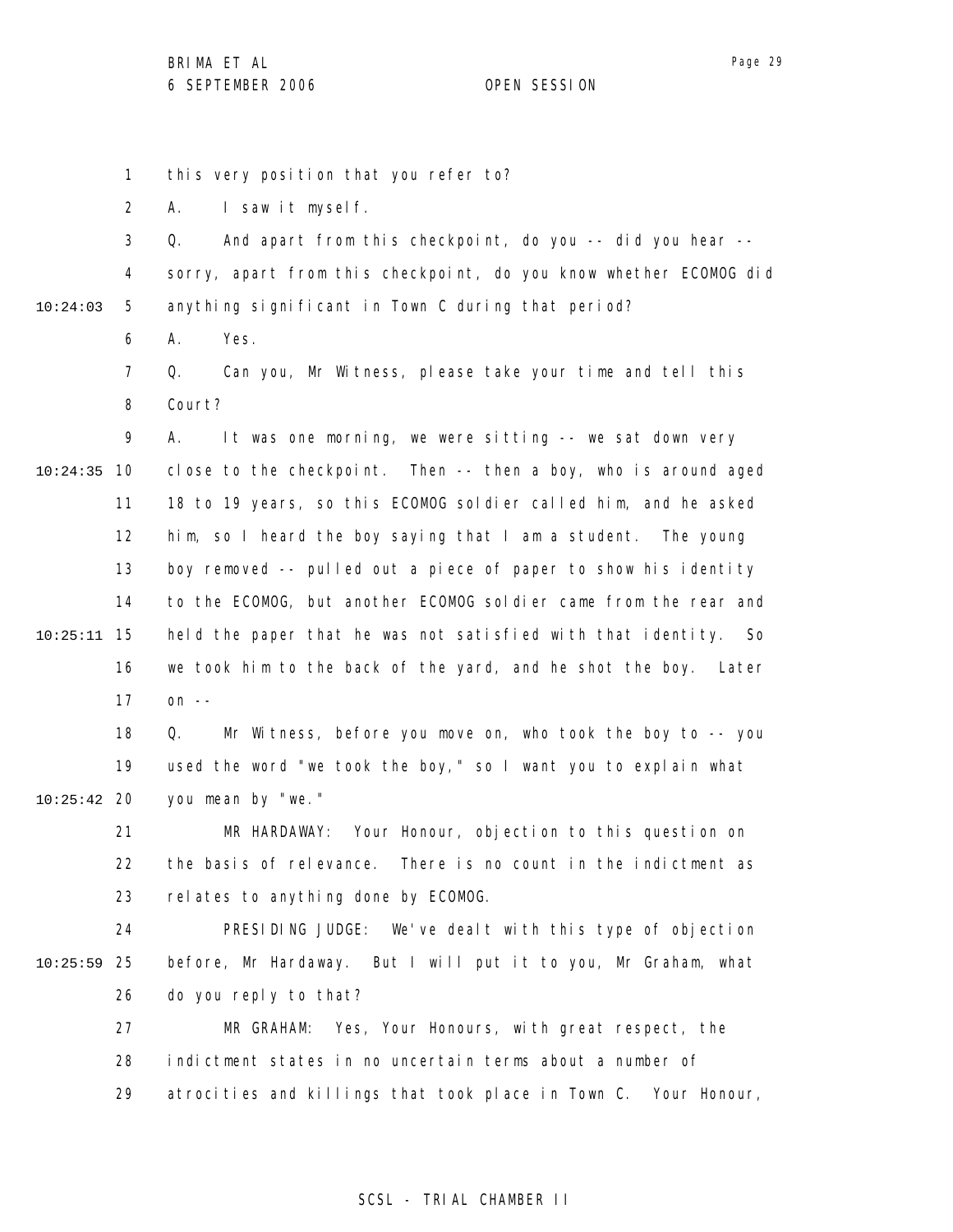this very position that you refer to?

A. I saw it myself.

Q. And apart from this checkpoint, do you -- did you hear -- sorry, apart from this checkpoint, do you know whether ECOMOG did anything significant in Town C during that period?

A. Yes.

Q. Can you, Mr Witness, please take your time and tell this Court?

A. It was one morning, we were sitting -- we sat down very close to the checkpoint. Then -- then a boy, who is around aged 18 to 19 years, so this ECOMOG soldier called him, and he asked him, so I heard the boy saying that I am a student. The young boy removed -- pulled out a piece of paper to show his identity to the ECOMOG, but another ECOMOG soldier came from the rear and held the paper that he was not satisfied with that identity. So we took him to the back of the yard, and he shot the boy. Later on --

Q. Mr Witness, before you move on, who took the boy to -- you used the word "we took the boy," so I want you to explain what you mean by "we."

MR HARDAWAY: Your Honour, objection to this question on the basis of relevance. There is no count in the indictment as relates to anything done by ECOMOG.

PRESIDING JUDGE: We've dealt with this type of objection before, Mr Hardaway. But I will put it to you, Mr Graham, what do you reply to that?

MR GRAHAM: Yes, Your Honours, with great respect, the indictment states in no uncertain terms about a number of atrocities and killings that took place in Town C. Your Honour,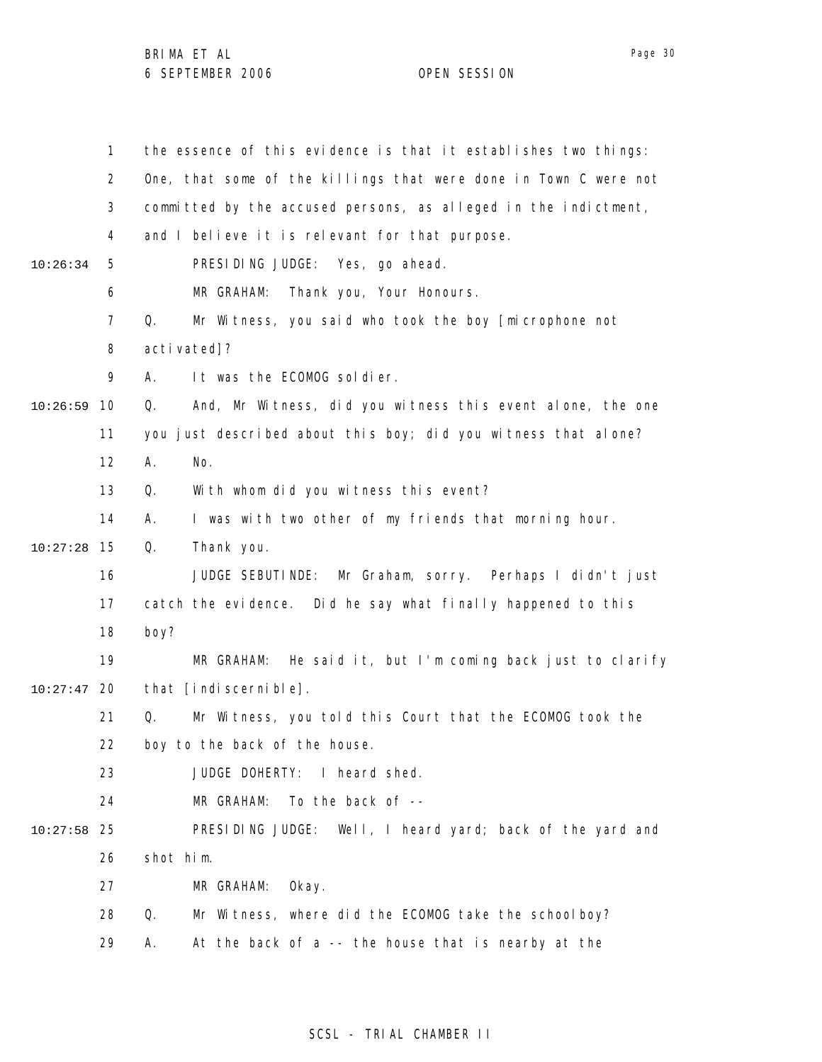the essence of this evidence is that it establishes two things: One, that some of the killings that were done in Town C were not committed by the accused persons, as alleged in the indictment, and I believe it is relevant for that purpose.

PRESIDING JUDGE: Yes, go ahead.

MR GRAHAM: Thank you, Your Honours.

Q. Mr Witness, you said who took the boy [microphone not activated]?

A. It was the ECOMOG soldier.

Q. And, Mr Witness, did you witness this event alone, the one you just described about this boy; did you witness that alone?

A. No.

Q. With whom did you witness this event?

A. I was with two other of my friends that morning hour.

Q. Thank you.

JUDGE SEBUTINDE: Mr Graham, sorry. Perhaps I didn't just catch the evidence. Did he say what finally happened to this boy?

MR GRAHAM: He said it, but I'm coming back just to clarify that [indiscernible].

Q. Mr Witness, you told this Court that the ECOMOG took the boy to the back of the house.

JUDGE DOHERTY: I heard shed.

MR GRAHAM: To the back of --

PRESIDING JUDGE: Well, I heard yard; back of the yard and shot him.

MR GRAHAM: Okay.

Q. Mr Witness, where did the ECOMOG take the schoolboy?

A. At the back of a -- the house that is nearby at the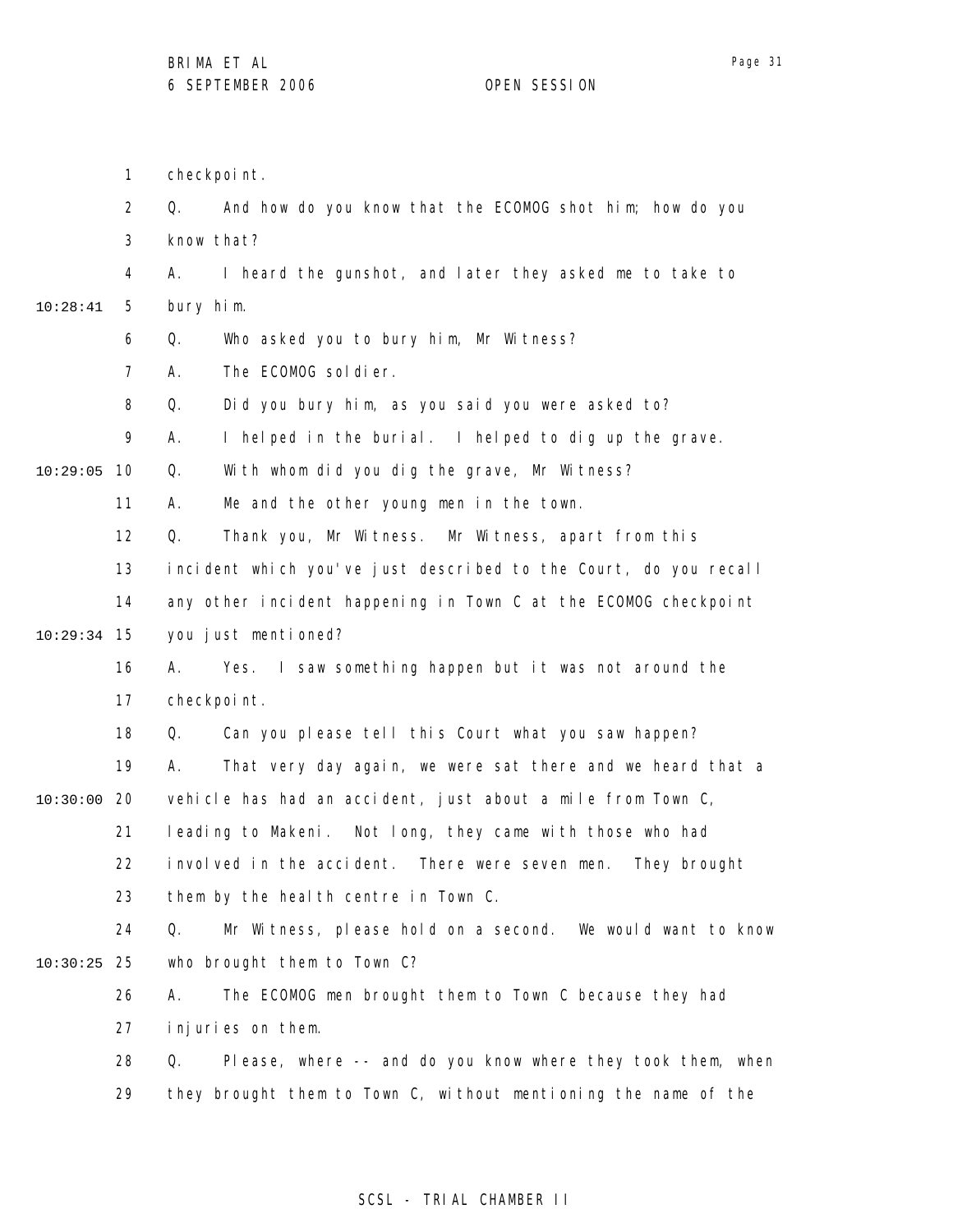checkpoint.

Q. And how do you know that the ECOMOG shot him; how do you know that?

A. I heard the gunshot, and later they asked me to take to bury him.

Q. Who asked you to bury him, Mr Witness?

A. The ECOMOG soldier.

Q. Did you bury him, as you said you were asked to?

A. I helped in the burial. I helped to dig up the grave.

Q. With whom did you dig the grave, Mr Witness?

A. Me and the other young men in the town.

Q. Thank you, Mr Witness. Mr Witness, apart from this incident which you've just described to the Court, do you recall any other incident happening in Town C at the ECOMOG checkpoint you just mentioned?

A. Yes. I saw something happen but it was not around the checkpoint.

Q. Can you please tell this Court what you saw happen?

A. That very day again, we were sat there and we heard that a vehicle has had an accident, just about a mile from Town C, leading to Makeni. Not long, they came with those who had involved in the accident. There were seven men. They brought them by the health centre in Town C.

Q. Mr Witness, please hold on a second. We would want to know who brought them to Town C?

A. The ECOMOG men brought them to Town C because they had injuries on them.

Q. Please, where -- and do you know where they took them, when they brought them to Town C, without mentioning the name of the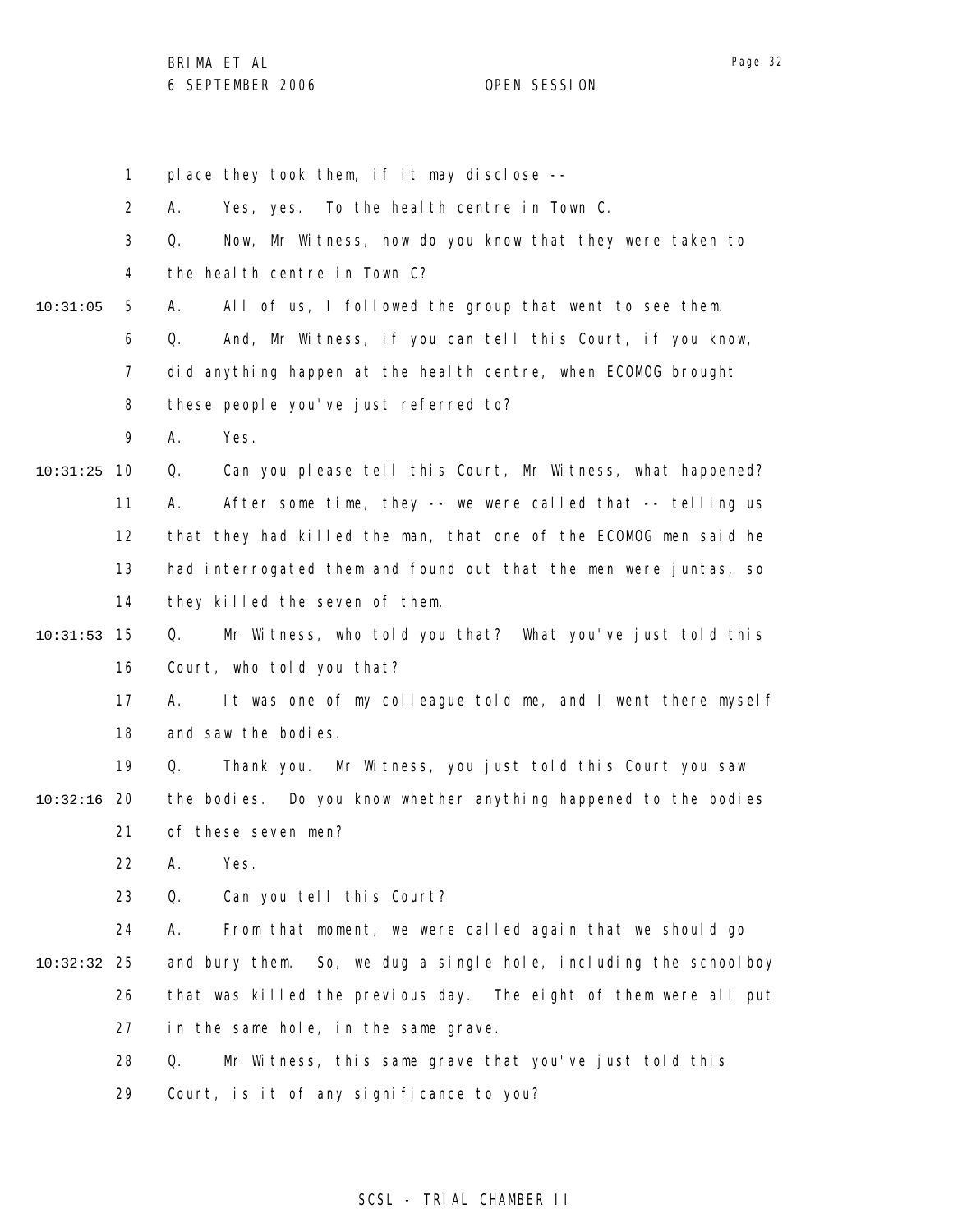place they took them, if it may disclose --

A. Yes, yes. To the health centre in Town C.

Q. Now, Mr Witness, how do you know that they were taken to the health centre in Town C?

10:31:05 A. All of us, I followed the group that went to see them.

Q. And, Mr Witness, if you can tell this Court, if you know, did anything happen at the health centre, when ECOMOG brought these people you've just referred to?

A. Yes.

10:31:25 Q. Can you please tell this Court, Mr Witness, what happened?

A. After some time, they -- we were called that -- telling us that they had killed the man, that one of the ECOMOG men said he had interrogated them and found out that the men were juntas, so they killed the seven of them.

10:31:53 Q. Mr Witness, who told you that? What you've just told this Court, who told you that?

A. It was one of my colleague told me, and I went there myself and saw the bodies.

Q. Thank you. Mr Witness, you just told this Court you saw

10:32:16 the bodies. Do you know whether anything happened to the bodies of these seven men?

A. Yes.

Q. Can you tell this Court?

A. From that moment, we were called again that we should go

10:32:32 and bury them. So, we dug a single hole, including the schoolboy that was killed the previous day. The eight of them were all put in the same hole, in the same grave.

Q. Mr Witness, this same grave that you've just told this Court, is it of any significance to you?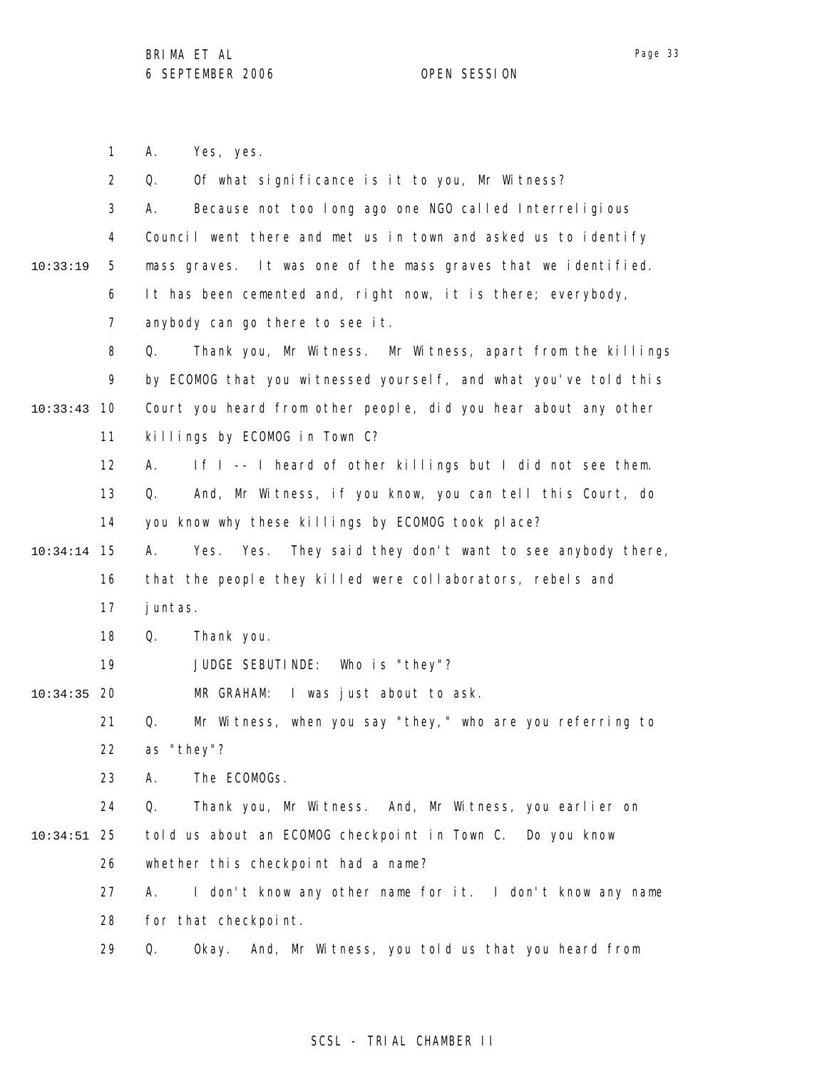A. Yes, yes.

Q. Of what significance is it to you, Mr Witness?

A. Because not too long ago one NGO called Interreligious Council went there and met us in town and asked us to identify mass graves. It was one of the mass graves that we identified. It has been cemented and, right now, it is there; everybody, anybody can go there to see it.

Q. Thank you, Mr Witness. Mr Witness, apart from the killings by ECOMOG that you witnessed yourself, and what you've told this Court you heard from other people, did you hear about any other killings by ECOMOG in Town C?

A. If I -- I heard of other killings but I did not see them.

Q. And, Mr Witness, if you know, you can tell this Court, do you know why these killings by ECOMOG took place?

A. Yes. Yes. They said they don't want to see anybody there, that the people they killed were collaborators, rebels and juntas.

Q. Thank you.

JUDGE SEBUTINDE: Who is "they"?

MR GRAHAM: I was just about to ask.

Q. Mr Witness, when you say "they," who are you referring to as "they"?

A. The ECOMOGs.

Q. Thank you, Mr Witness. And, Mr Witness, you earlier on told us about an ECOMOG checkpoint in Town C. Do you know whether this checkpoint had a name?

A. I don't know any other name for it. I don't know any name for that checkpoint.

Q. Okay. And, Mr Witness, you told us that you heard from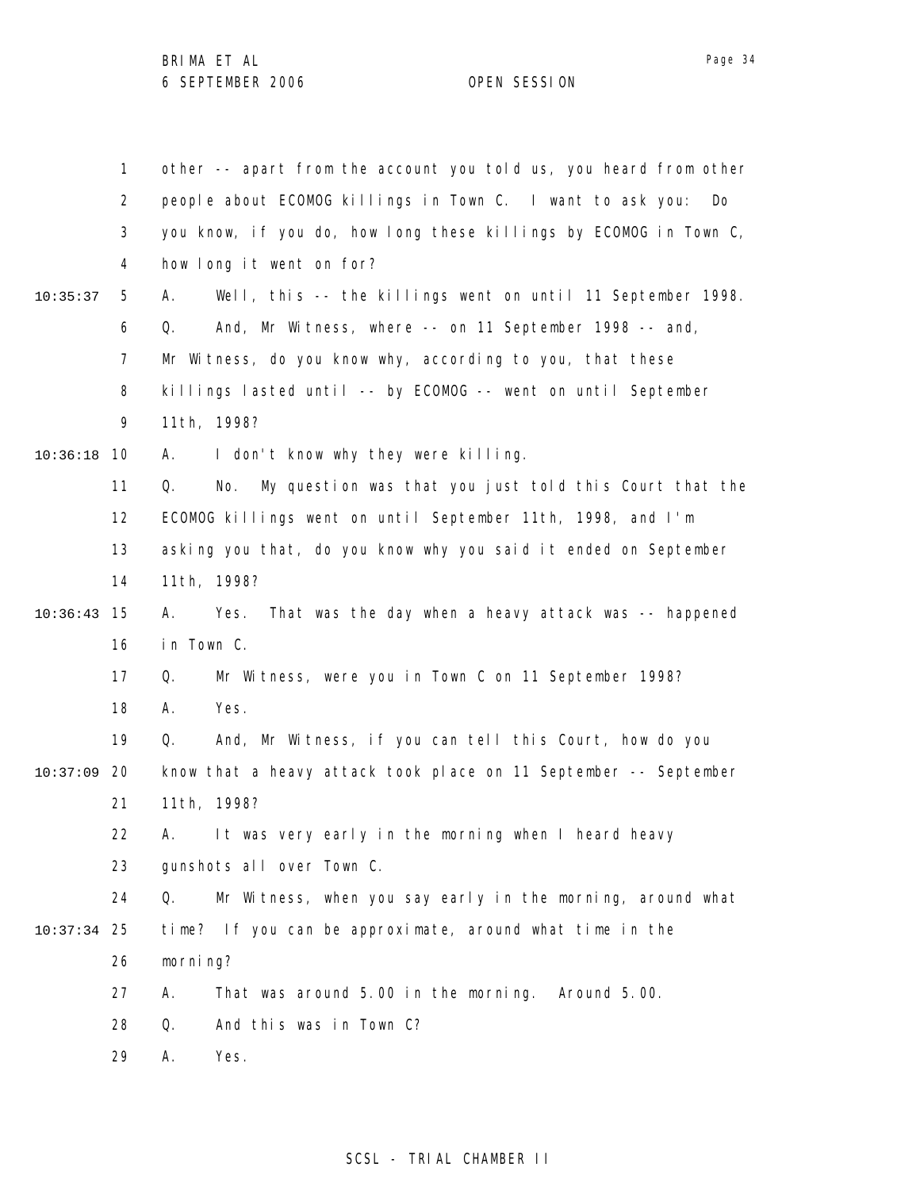other -- apart from the account you told us, you heard from other people about ECOMOG killings in Town C. I want to ask you: Do you know, if you do, how long these killings by ECOMOG in Town C, how long it went on for?

A. Well, this -- the killings went on until 11 September 1998.

Q. And, Mr Witness, where -- on 11 September 1998 -- and, Mr Witness, do you know why, according to you, that these killings lasted until -- by ECOMOG -- went on until September 11th, 1998?

A. I don't know why they were killing.

Q. No. My question was that you just told this Court that the ECOMOG killings went on until September 11th, 1998, and I'm asking you that, do you know why you said it ended on September 11th, 1998?

A. Yes. That was the day when a heavy attack was -- happened in Town C.

Q. Mr Witness, were you in Town C on 11 September 1998?

A. Yes.

Q. And, Mr Witness, if you can tell this Court, how do you know that a heavy attack took place on 11 September -- September 11th, 1998?

A. It was very early in the morning when I heard heavy gunshots all over Town C.

Q. Mr Witness, when you say early in the morning, around what time? If you can be approximate, around what time in the morning?

A. That was around 5.00 in the morning. Around 5.00.

Q. And this was in Town C?

A. Yes.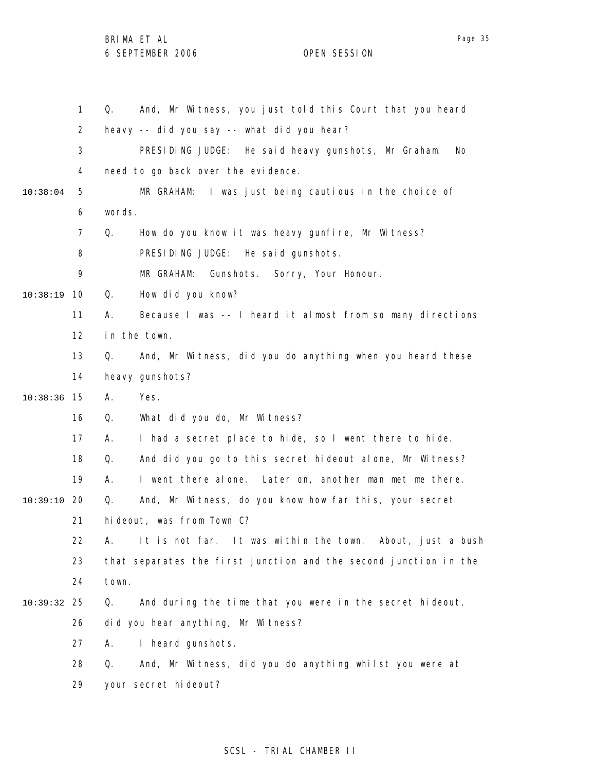1 Q. And, Mr Witness, you just told this Court that you heard
2 heavy -- did you say -- what did you hear?
3 PRESIDING JUDGE: He said heavy gunshots, Mr Graham. No
4 need to go back over the evidence.
10:38:04 5 MR GRAHAM: I was just being cautious in the choice of
6 words.
7 Q. How do you know it was heavy gunfire, Mr Witness?
8 PRESIDING JUDGE: He said gunshots.
9 MR GRAHAM: Gunshots. Sorry, Your Honour.
10:38:19 10 Q. How did you know?
11 A. Because I was -- I heard it almost from so many directions
12 in the town.
13 Q. And, Mr Witness, did you do anything when you heard these
14 heavy gunshots?
10:38:36 15 A. Yes.
16 Q. What did you do, Mr Witness?
17 A. I had a secret place to hide, so I went there to hide.
18 Q. And did you go to this secret hideout alone, Mr Witness?
19 A. I went there alone. Later on, another man met me there.
10:39:10 20 Q. And, Mr Witness, do you know how far this, your secret
21 hideout, was from Town C?
22 A. It is not far. It was within the town. About, just a bush
23 that separates the first junction and the second junction in the
24 town.
10:39:32 25 Q. And during the time that you were in the secret hideout,
26 did you hear anything, Mr Witness?
27 A. I heard gunshots.
28 Q. And, Mr Witness, did you do anything whilst you were at
29 your secret hideout?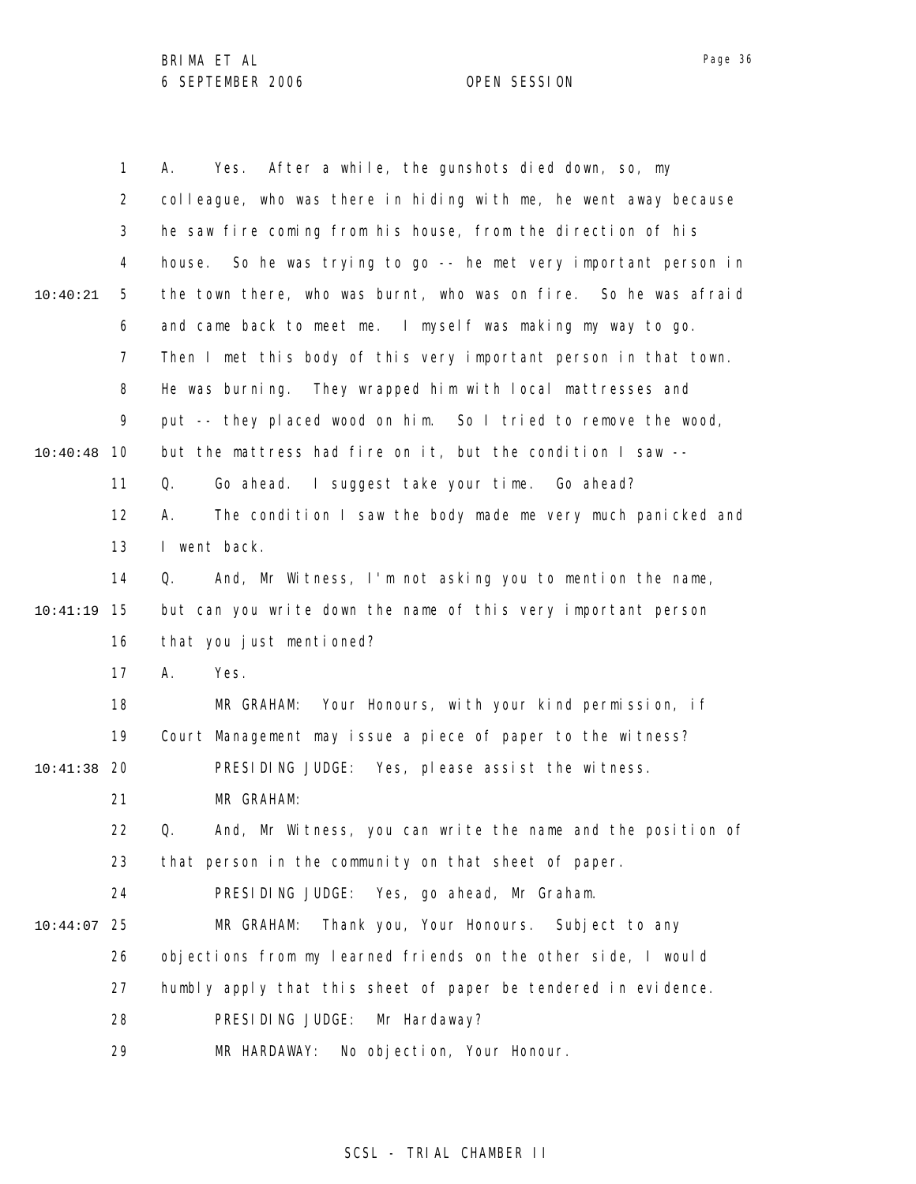A. Yes. After a while, the gunshots died down, so, my colleague, who was there in hiding with me, he went away because he saw fire coming from his house, from the direction of his house. So he was trying to go -- he met very important person in the town there, who was burnt, who was on fire. So he was afraid and came back to meet me. I myself was making my way to go. Then I met this body of this very important person in that town. He was burning. They wrapped him with local mattresses and put -- they placed wood on him. So I tried to remove the wood, but the mattress had fire on it, but the condition I saw --

Q. Go ahead. I suggest take your time. Go ahead?

A. The condition I saw the body made me very much panicked and I went back.

Q. And, Mr Witness, I'm not asking you to mention the name, but can you write down the name of this very important person that you just mentioned?

A. Yes.

MR GRAHAM: Your Honours, with your kind permission, if Court Management may issue a piece of paper to the witness?

PRESIDING JUDGE: Yes, please assist the witness.

MR GRAHAM:

Q. And, Mr Witness, you can write the name and the position of that person in the community on that sheet of paper.

PRESIDING JUDGE: Yes, go ahead, Mr Graham.

MR GRAHAM: Thank you, Your Honours. Subject to any objections from my learned friends on the other side, I would humbly apply that this sheet of paper be tendered in evidence.

PRESIDING JUDGE: Mr Hardaway?

MR HARDAWAY: No objection, Your Honour.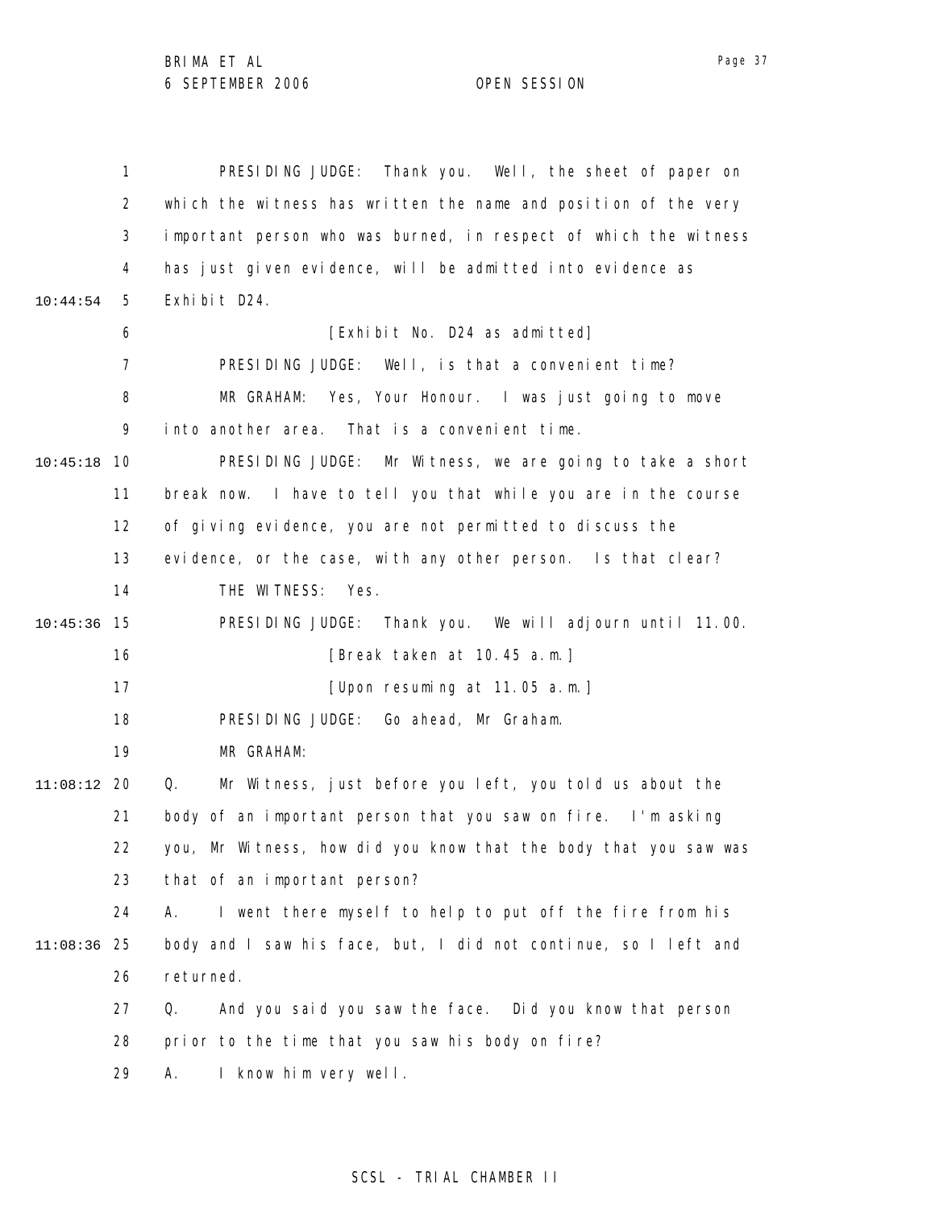PRESIDING JUDGE: Thank you. Well, the sheet of paper on which the witness has written the name and position of the very important person who was burned, in respect of which the witness has just given evidence, will be admitted into evidence as Exhibit D24.

[Exhibit No. D24 as admitted]

PRESIDING JUDGE: Well, is that a convenient time?

MR GRAHAM: Yes, Your Honour. I was just going to move into another area. That is a convenient time.

PRESIDING JUDGE: Mr Witness, we are going to take a short break now. I have to tell you that while you are in the course of giving evidence, you are not permitted to discuss the evidence, or the case, with any other person. Is that clear?

THE WITNESS: Yes.

PRESIDING JUDGE: Thank you. We will adjourn until 11.00.

[Break taken at 10.45 a.m.]

[Upon resuming at 11.05 a.m.]

PRESIDING JUDGE: Go ahead, Mr Graham.

MR GRAHAM:

Q. Mr Witness, just before you left, you told us about the body of an important person that you saw on fire. I'm asking you, Mr Witness, how did you know that the body that you saw was that of an important person?

A. I went there myself to help to put off the fire from his body and I saw his face, but, I did not continue, so I left and returned.

Q. And you said you saw the face. Did you know that person prior to the time that you saw his body on fire?

A. I know him very well.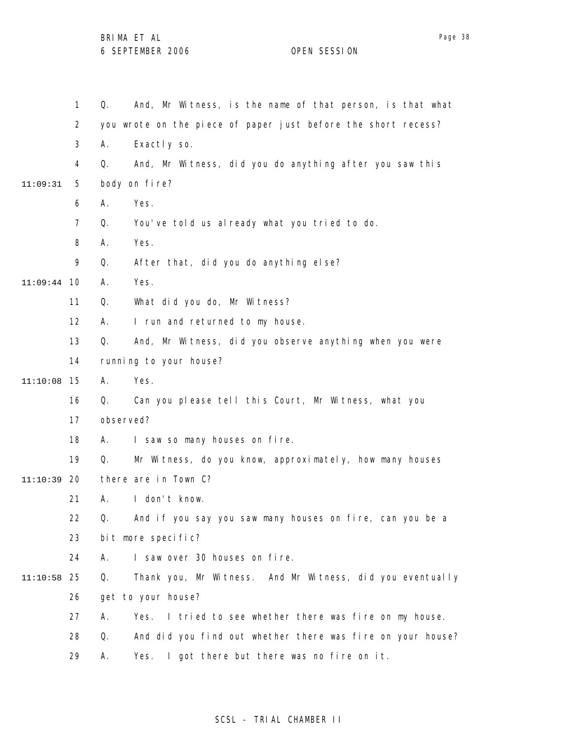Q. And, Mr Witness, is the name of that person, is that what you wrote on the piece of paper just before the short recess?

A. Exactly so.

Q. And, Mr Witness, did you do anything after you saw this body on fire?

A. Yes.

Q. You've told us already what you tried to do.

A. Yes.

Q. After that, did you do anything else?

A. Yes.

Q. What did you do, Mr Witness?

A. I run and returned to my house.

Q. And, Mr Witness, did you observe anything when you were running to your house?

A. Yes.

Q. Can you please tell this Court, Mr Witness, what you observed?

A. I saw so many houses on fire.

Q. Mr Witness, do you know, approximately, how many houses there are in Town C?

A. I don't know.

Q. And if you say you saw many houses on fire, can you be a bit more specific?

A. I saw over 30 houses on fire.

Q. Thank you, Mr Witness. And Mr Witness, did you eventually get to your house?

A. Yes. I tried to see whether there was fire on my house.

Q. And did you find out whether there was fire on your house?

A. Yes. I got there but there was no fire on it.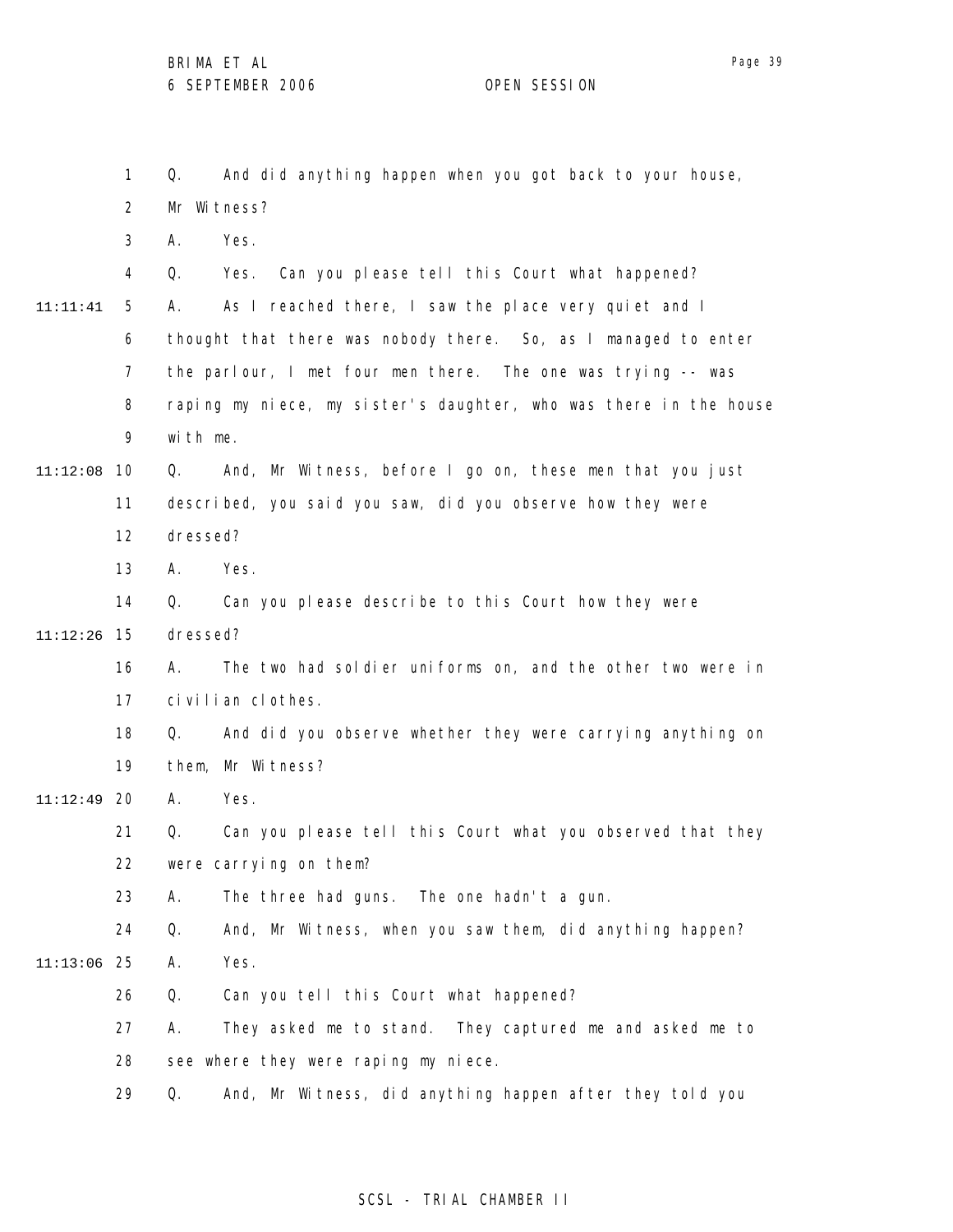1 Q. And did anything happen when you got back to your house,
2 Mr Witness?
3 A. Yes.
4 Q. Yes. Can you please tell this Court what happened?
11:11:41 5 A. As I reached there, I saw the place very quiet and I
6 thought that there was nobody there. So, as I managed to enter
7 the parlour, I met four men there. The one was trying -- was
8 raping my niece, my sister's daughter, who was there in the house
9 with me.
11:12:08 10 Q. And, Mr Witness, before I go on, these men that you just
11 described, you said you saw, did you observe how they were
12 dressed?
13 A. Yes.
14 Q. Can you please describe to this Court how they were
11:12:26 15 dressed?
16 A. The two had soldier uniforms on, and the other two were in
17 civilian clothes.
18 Q. And did you observe whether they were carrying anything on
19 them, Mr Witness?
11:12:49 20 A. Yes.
21 Q. Can you please tell this Court what you observed that they
22 were carrying on them?
23 A. The three had guns. The one hadn't a gun.
24 Q. And, Mr Witness, when you saw them, did anything happen?
11:13:06 25 A. Yes.
26 Q. Can you tell this Court what happened?
27 A. They asked me to stand. They captured me and asked me to
28 see where they were raping my niece.
29 Q. And, Mr Witness, did anything happen after they told you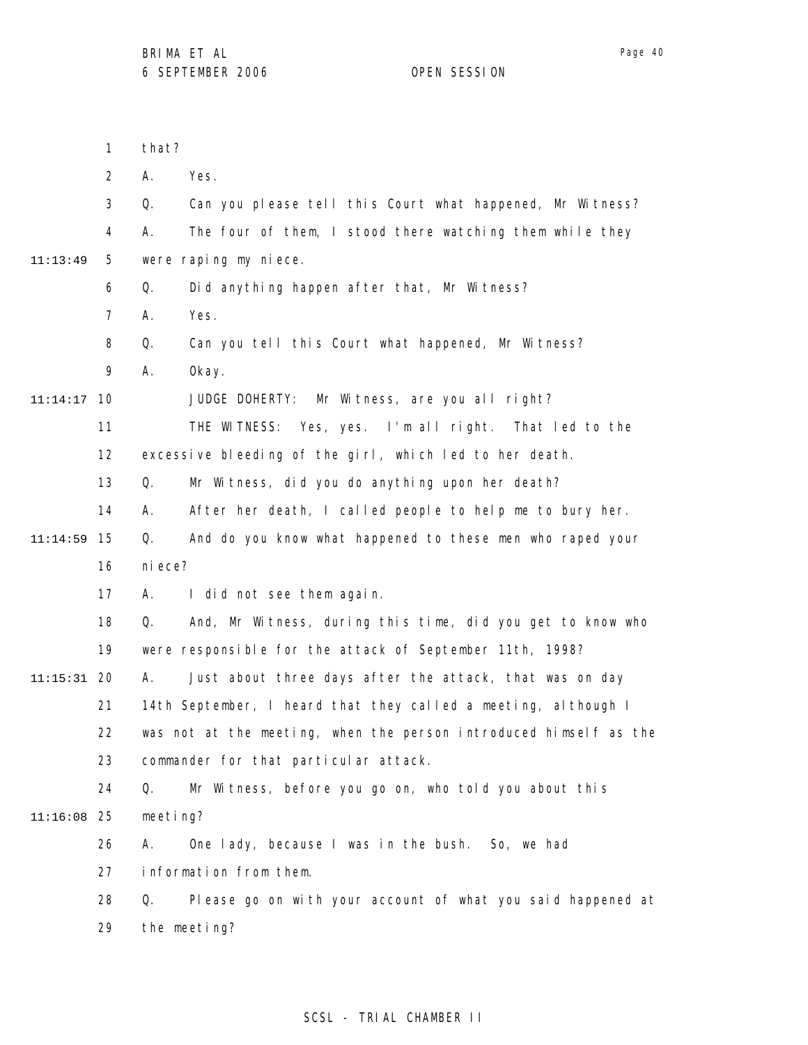that?

A. Yes.

Q. Can you please tell this Court what happened, Mr Witness?

A. The four of them, I stood there watching them while they were raping my niece.

Q. Did anything happen after that, Mr Witness?

A. Yes.

Q. Can you tell this Court what happened, Mr Witness?

A. Okay.

JUDGE DOHERTY: Mr Witness, are you all right?

THE WITNESS: Yes, yes. I'm all right. That led to the excessive bleeding of the girl, which led to her death.

Q. Mr Witness, did you do anything upon her death?

A. After her death, I called people to help me to bury her.

Q. And do you know what happened to these men who raped your niece?

A. I did not see them again.

Q. And, Mr Witness, during this time, did you get to know who were responsible for the attack of September 11th, 1998?

A. Just about three days after the attack, that was on day 14th September, I heard that they called a meeting, although I was not at the meeting, when the person introduced himself as the commander for that particular attack.

Q. Mr Witness, before you go on, who told you about this meeting?

A. One lady, because I was in the bush. So, we had information from them.

Q. Please go on with your account of what you said happened at the meeting?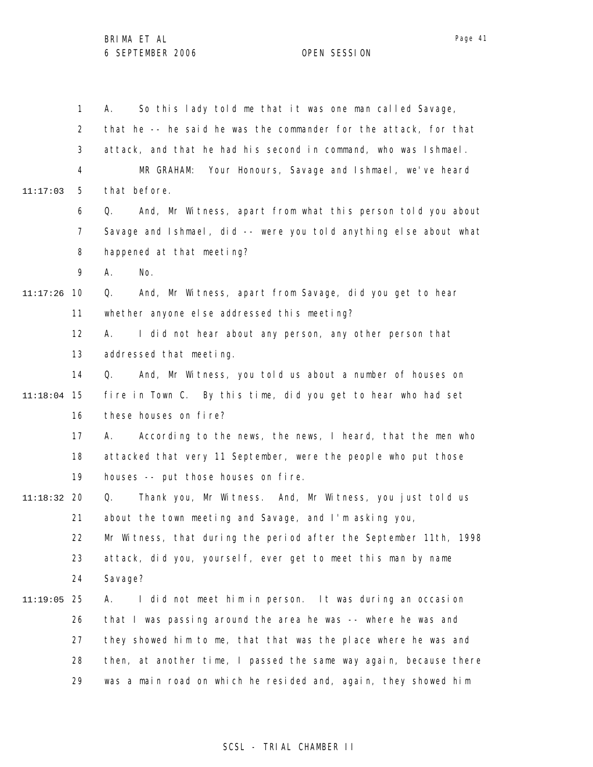A. So this lady told me that it was one man called Savage, that he -- he said he was the commander for the attack, for that attack, and that he had his second in command, who was Ishmael.

MR GRAHAM: Your Honours, Savage and Ishmael, we've heard that before.

Q. And, Mr Witness, apart from what this person told you about Savage and Ishmael, did -- were you told anything else about what happened at that meeting?

A. No.

Q. And, Mr Witness, apart from Savage, did you get to hear whether anyone else addressed this meeting?

A. I did not hear about any person, any other person that addressed that meeting.

Q. And, Mr Witness, you told us about a number of houses on fire in Town C. By this time, did you get to hear who had set these houses on fire?

A. According to the news, the news, I heard, that the men who attacked that very 11 September, were the people who put those houses -- put those houses on fire.

Q. Thank you, Mr Witness. And, Mr Witness, you just told us about the town meeting and Savage, and I'm asking you, Mr Witness, that during the period after the September 11th, 1998 attack, did you, yourself, ever get to meet this man by name Savage?

A. I did not meet him in person. It was during an occasion that I was passing around the area he was -- where he was and they showed him to me, that that was the place where he was and then, at another time, I passed the same way again, because there was a main road on which he resided and, again, they showed him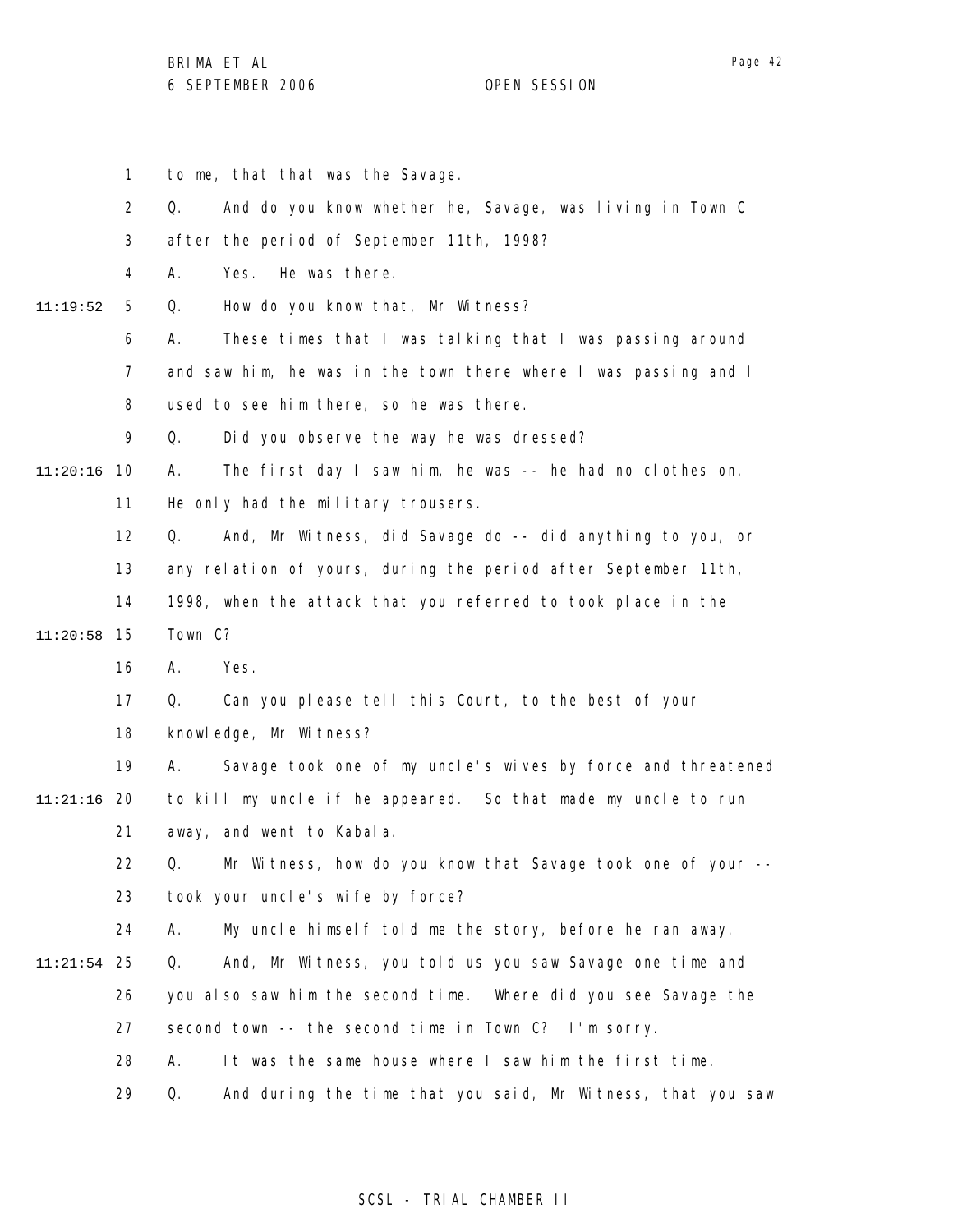to me, that that was the Savage.

Q. And do you know whether he, Savage, was living in Town C after the period of September 11th, 1998?

A. Yes. He was there.

Q. How do you know that, Mr Witness?

A. These times that I was talking that I was passing around and saw him, he was in the town there where I was passing and I used to see him there, so he was there.

Q. Did you observe the way he was dressed?

A. The first day I saw him, he was -- he had no clothes on. He only had the military trousers.

Q. And, Mr Witness, did Savage do -- did anything to you, or any relation of yours, during the period after September 11th, 1998, when the attack that you referred to took place in the Town C?

A. Yes.

Q. Can you please tell this Court, to the best of your knowledge, Mr Witness?

A. Savage took one of my uncle's wives by force and threatened to kill my uncle if he appeared. So that made my uncle to run away, and went to Kabala.

Q. Mr Witness, how do you know that Savage took one of your -- took your uncle's wife by force?

A. My uncle himself told me the story, before he ran away.

Q. And, Mr Witness, you told us you saw Savage one time and you also saw him the second time. Where did you see Savage the second town -- the second time in Town C? I'm sorry.

A. It was the same house where I saw him the first time.

Q. And during the time that you said, Mr Witness, that you saw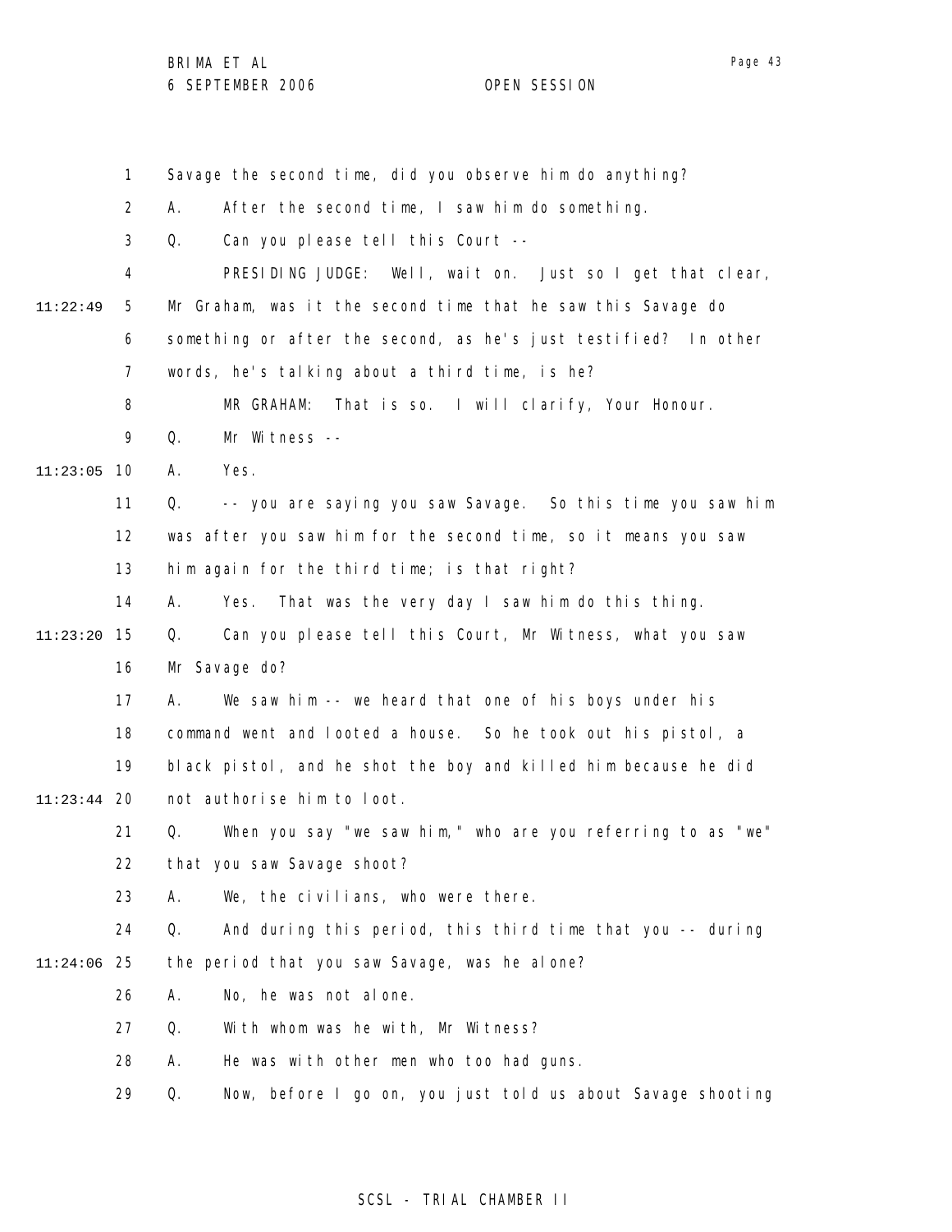Savage the second time, did you observe him do anything?

A. After the second time, I saw him do something.

Q. Can you please tell this Court --

PRESIDING JUDGE: Well, wait on. Just so I get that clear, Mr Graham, was it the second time that he saw this Savage do something or after the second, as he's just testified? In other words, he's talking about a third time, is he?

MR GRAHAM: That is so. I will clarify, Your Honour.

Q. Mr Witness --

A. Yes.

Q. -- you are saying you saw Savage. So this time you saw him was after you saw him for the second time, so it means you saw him again for the third time; is that right?

A. Yes. That was the very day I saw him do this thing.

Q. Can you please tell this Court, Mr Witness, what you saw Mr Savage do?

A. We saw him -- we heard that one of his boys under his command went and looted a house. So he took out his pistol, a black pistol, and he shot the boy and killed him because he did not authorise him to loot.

Q. When you say "we saw him," who are you referring to as "we" that you saw Savage shoot?

A. We, the civilians, who were there.

Q. And during this period, this third time that you -- during the period that you saw Savage, was he alone?

A. No, he was not alone.

Q. With whom was he with, Mr Witness?

A. He was with other men who too had guns.

Q. Now, before I go on, you just told us about Savage shooting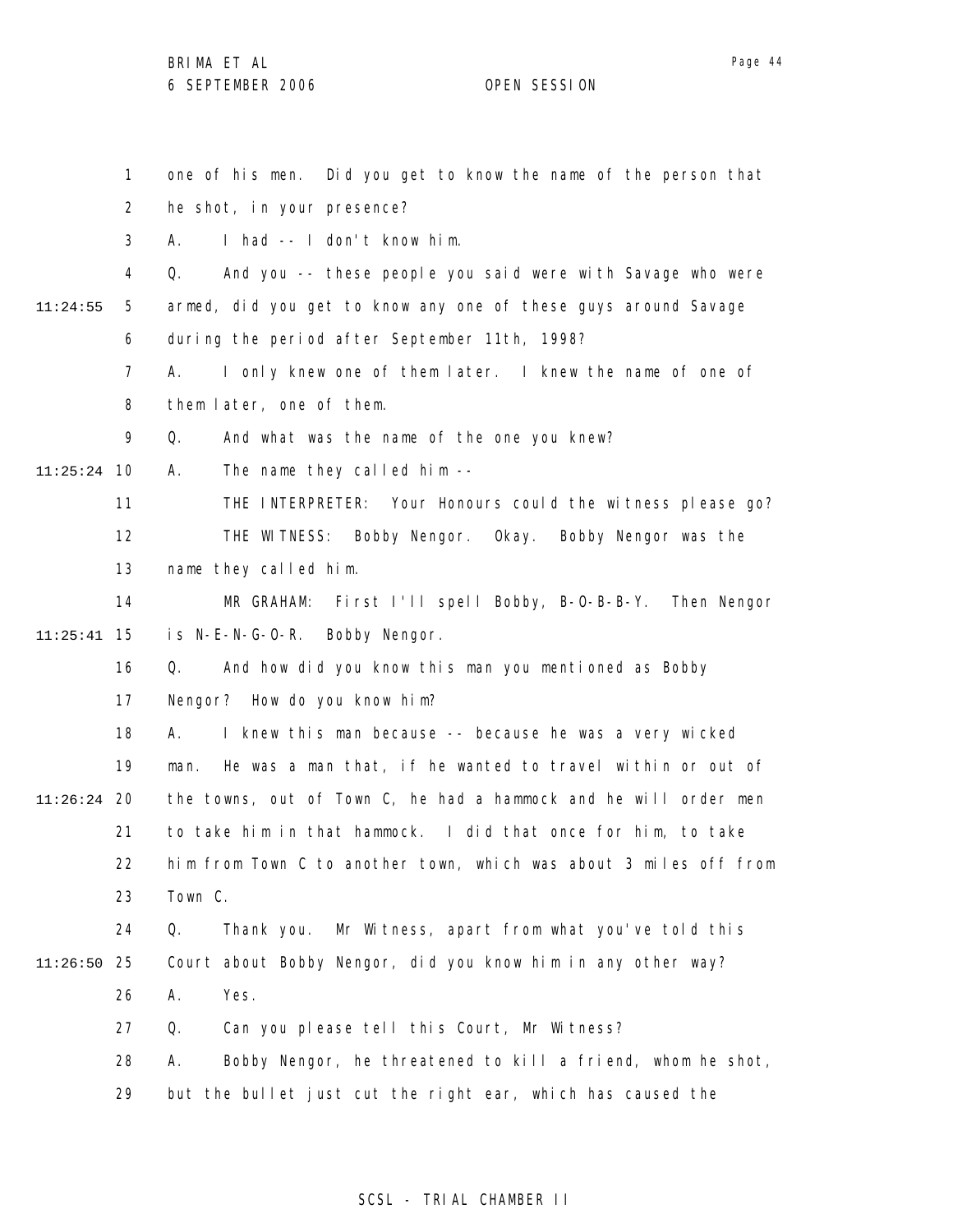one of his men. Did you get to know the name of the person that he shot, in your presence?

A. I had -- I don't know him.

Q. And you -- these people you said were with Savage who were armed, did you get to know any one of these guys around Savage during the period after September 11th, 1998?

A. I only knew one of them later. I knew the name of one of them later, one of them.

Q. And what was the name of the one you knew?

A. The name they called him --

THE INTERPRETER: Your Honours could the witness please go?

THE WITNESS: Bobby Nengor. Okay. Bobby Nengor was the name they called him.

MR GRAHAM: First I'll spell Bobby, B-O-B-B-Y. Then Nengor is N-E-N-G-O-R. Bobby Nengor.

Q. And how did you know this man you mentioned as Bobby Nengor? How do you know him?

A. I knew this man because -- because he was a very wicked man. He was a man that, if he wanted to travel within or out of the towns, out of Town C, he had a hammock and he will order men to take him in that hammock. I did that once for him, to take him from Town C to another town, which was about 3 miles off from Town C.

Q. Thank you. Mr Witness, apart from what you've told this Court about Bobby Nengor, did you know him in any other way?

A. Yes.

Q. Can you please tell this Court, Mr Witness?

A. Bobby Nengor, he threatened to kill a friend, whom he shot, but the bullet just cut the right ear, which has caused the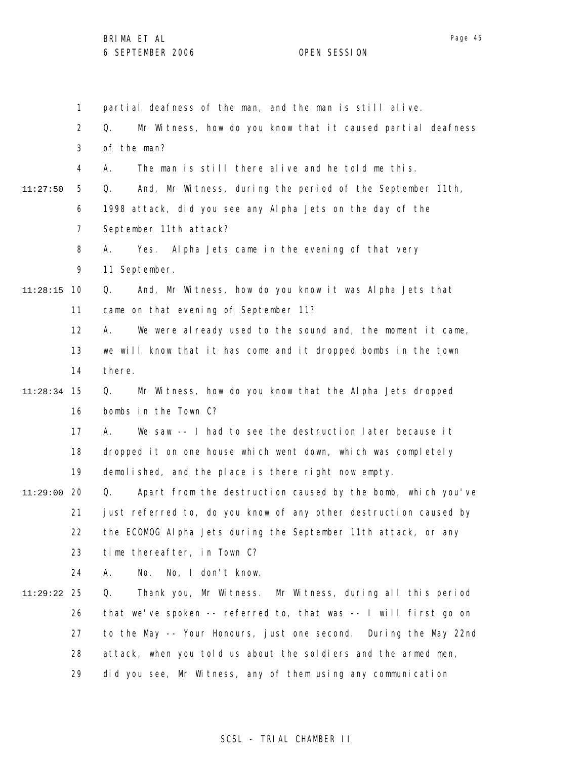1 partial deafness of the man, and the man is still alive.

2 Q. Mr Witness, how do you know that it caused partial deafness

3 of the man?

4 A. The man is still there alive and he told me this.

11:27:50 5 Q. And, Mr Witness, during the period of the September 11th,

6 1998 attack, did you see any Alpha Jets on the day of the

7 September 11th attack?

8 A. Yes. Alpha Jets came in the evening of that very

9 11 September.

11:28:15 10 Q. And, Mr Witness, how do you know it was Alpha Jets that

11 came on that evening of September 11?

12 A. We were already used to the sound and, the moment it came,

13 we will know that it has come and it dropped bombs in the town

14 there.

11:28:34 15 Q. Mr Witness, how do you know that the Alpha Jets dropped

16 bombs in the Town C?

17 A. We saw -- I had to see the destruction later because it

18 dropped it on one house which went down, which was completely

19 demolished, and the place is there right now empty.

11:29:00 20 Q. Apart from the destruction caused by the bomb, which you've

21 just referred to, do you know of any other destruction caused by

22 the ECOMOG Alpha Jets during the September 11th attack, or any

23 time thereafter, in Town C?

24 A. No. No, I don't know.

11:29:22 25 Q. Thank you, Mr Witness. Mr Witness, during all this period

26 that we've spoken -- referred to, that was -- I will first go on

27 to the May -- Your Honours, just one second. During the May 22nd

28 attack, when you told us about the soldiers and the armed men,

29 did you see, Mr Witness, any of them using any communication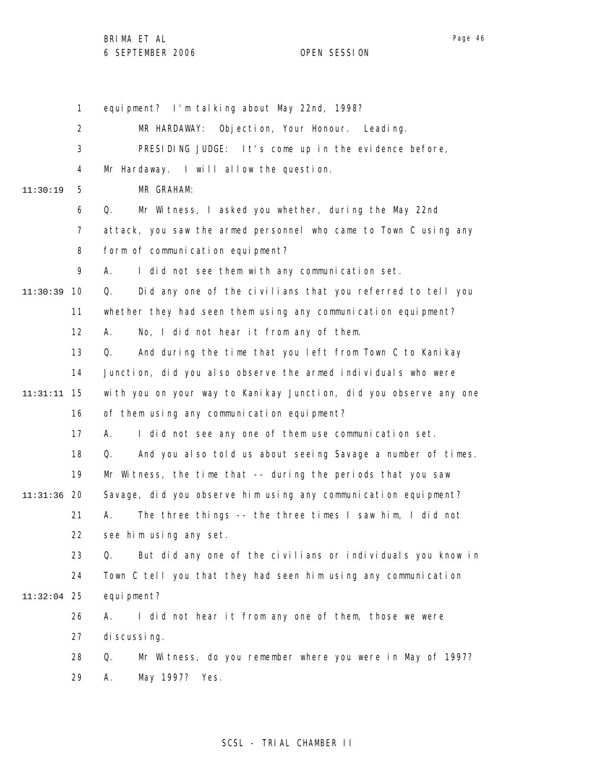equipment? I'm talking about May 22nd, 1998?

MR HARDAWAY: Objection, Your Honour. Leading.

PRESIDING JUDGE: It's come up in the evidence before, Mr Hardaway. I will allow the question.

MR GRAHAM:

Q. Mr Witness, I asked you whether, during the May 22nd attack, you saw the armed personnel who came to Town C using any form of communication equipment?

A. I did not see them with any communication set.

Q. Did any one of the civilians that you referred to tell you whether they had seen them using any communication equipment?

A. No, I did not hear it from any of them.

Q. And during the time that you left from Town C to Kanikay Junction, did you also observe the armed individuals who were with you on your way to Kanikay Junction, did you observe any one of them using any communication equipment?

A. I did not see any one of them use communication set.

Q. And you also told us about seeing Savage a number of times. Mr Witness, the time that -- during the periods that you saw Savage, did you observe him using any communication equipment?

A. The three things -- the three times I saw him, I did not see him using any set.

Q. But did any one of the civilians or individuals you know in Town C tell you that they had seen him using any communication equipment?

A. I did not hear it from any one of them, those we were discussing.

Q. Mr Witness, do you remember where you were in May of 1997?

A. May 1997? Yes.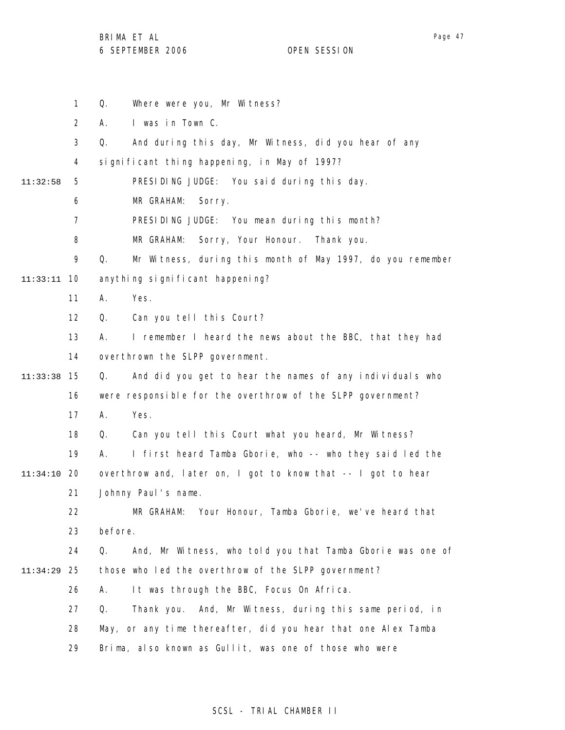Q. Where were you, Mr Witness?

A. I was in Town C.

Q. And during this day, Mr Witness, did you hear of any significant thing happening, in May of 1997?

PRESIDING JUDGE: You said during this day.

MR GRAHAM: Sorry.

PRESIDING JUDGE: You mean during this month?

MR GRAHAM: Sorry, Your Honour. Thank you.

Q. Mr Witness, during this month of May 1997, do you remember anything significant happening?

A. Yes.

Q. Can you tell this Court?

A. I remember I heard the news about the BBC, that they had overthrown the SLPP government.

Q. And did you get to hear the names of any individuals who were responsible for the overthrow of the SLPP government?

A. Yes.

Q. Can you tell this Court what you heard, Mr Witness?

A. I first heard Tamba Gborie, who -- who they said led the overthrow and, later on, I got to know that -- I got to hear Johnny Paul's name.

MR GRAHAM: Your Honour, Tamba Gborie, we've heard that before.

Q. And, Mr Witness, who told you that Tamba Gborie was one of those who led the overthrow of the SLPP government?

A. It was through the BBC, Focus On Africa.

Q. Thank you. And, Mr Witness, during this same period, in May, or any time thereafter, did you hear that one Alex Tamba Brima, also known as Gullit, was one of those who were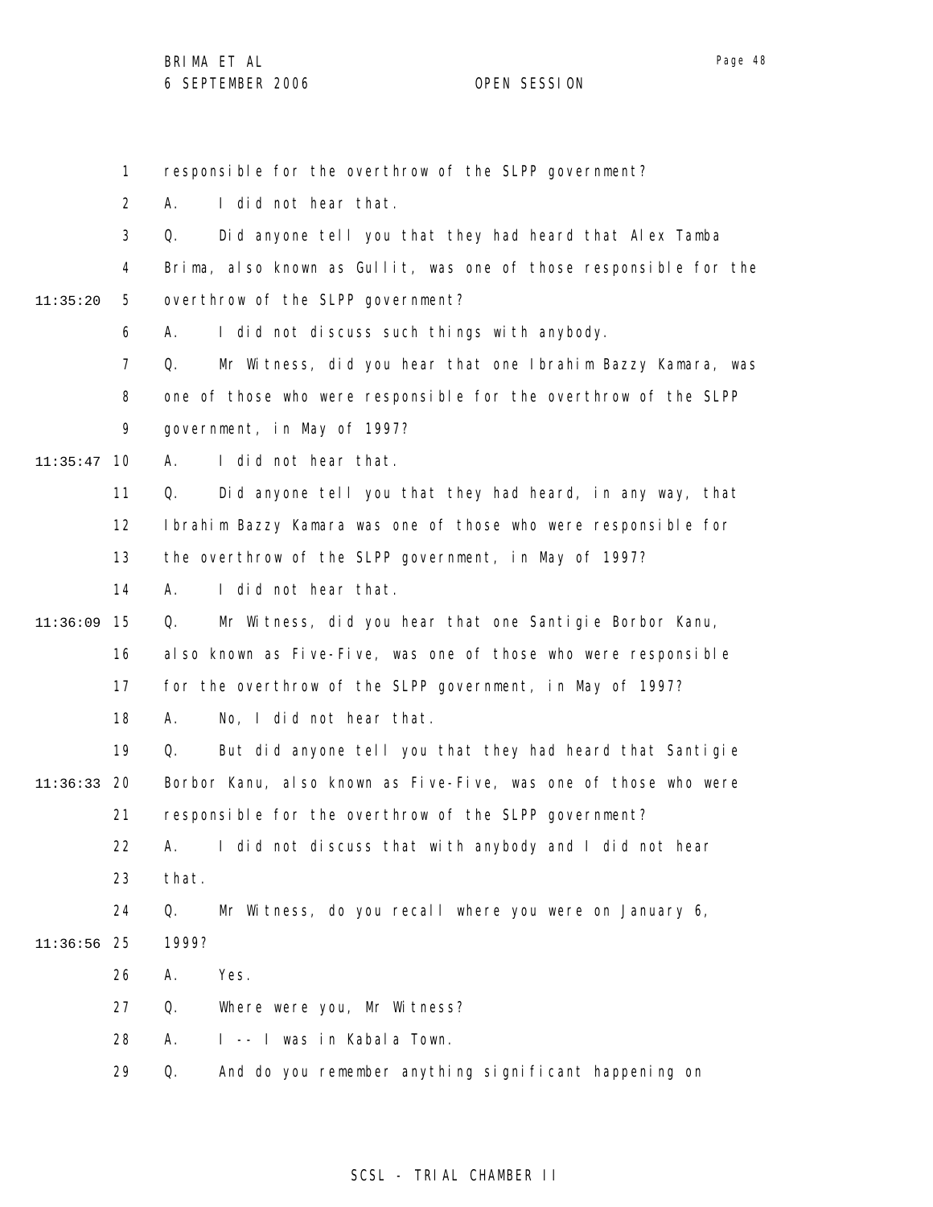responsible for the overthrow of the SLPP government?

A. I did not hear that.

Q. Did anyone tell you that they had heard that Alex Tamba Brima, also known as Gullit, was one of those responsible for the overthrow of the SLPP government?

A. I did not discuss such things with anybody.

Q. Mr Witness, did you hear that one Ibrahim Bazzy Kamara, was one of those who were responsible for the overthrow of the SLPP government, in May of 1997?

A. I did not hear that.

Q. Did anyone tell you that they had heard, in any way, that Ibrahim Bazzy Kamara was one of those who were responsible for the overthrow of the SLPP government, in May of 1997?

A. I did not hear that.

Q. Mr Witness, did you hear that one Santigie Borbor Kanu, also known as Five-Five, was one of those who were responsible for the overthrow of the SLPP government, in May of 1997?

A. No, I did not hear that.

Q. But did anyone tell you that they had heard that Santigie Borbor Kanu, also known as Five-Five, was one of those who were responsible for the overthrow of the SLPP government?

A. I did not discuss that with anybody and I did not hear that.

Q. Mr Witness, do you recall where you were on January 6, 1999?

A. Yes.

Q. Where were you, Mr Witness?

A. I -- I was in Kabala Town.

Q. And do you remember anything significant happening on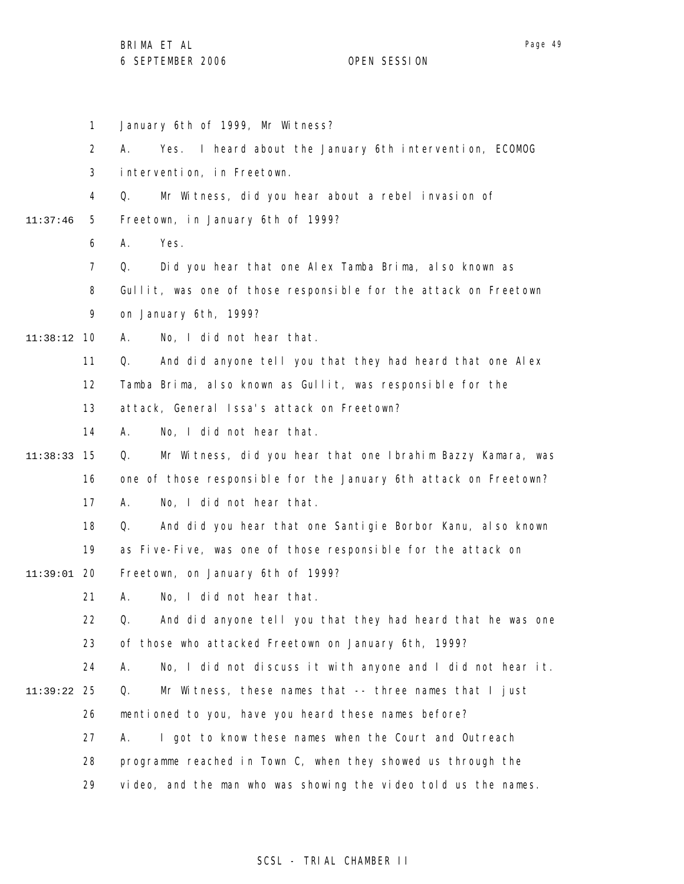January 6th of 1999, Mr Witness?

A. Yes. I heard about the January 6th intervention, ECOMOG intervention, in Freetown.

Q. Mr Witness, did you hear about a rebel invasion of Freetown, in January 6th of 1999?

A. Yes.

Q. Did you hear that one Alex Tamba Brima, also known as Gullit, was one of those responsible for the attack on Freetown on January 6th, 1999?

A. No, I did not hear that.

Q. And did anyone tell you that they had heard that one Alex Tamba Brima, also known as Gullit, was responsible for the attack, General Issa's attack on Freetown?

A. No, I did not hear that.

Q. Mr Witness, did you hear that one Ibrahim Bazzy Kamara, was one of those responsible for the January 6th attack on Freetown?

A. No, I did not hear that.

Q. And did you hear that one Santigie Borbor Kanu, also known as Five-Five, was one of those responsible for the attack on Freetown, on January 6th of 1999?

A. No, I did not hear that.

Q. And did anyone tell you that they had heard that he was one of those who attacked Freetown on January 6th, 1999?

A. No, I did not discuss it with anyone and I did not hear it.

Q. Mr Witness, these names that -- three names that I just mentioned to you, have you heard these names before?

A. I got to know these names when the Court and Outreach programme reached in Town C, when they showed us through the video, and the man who was showing the video told us the names.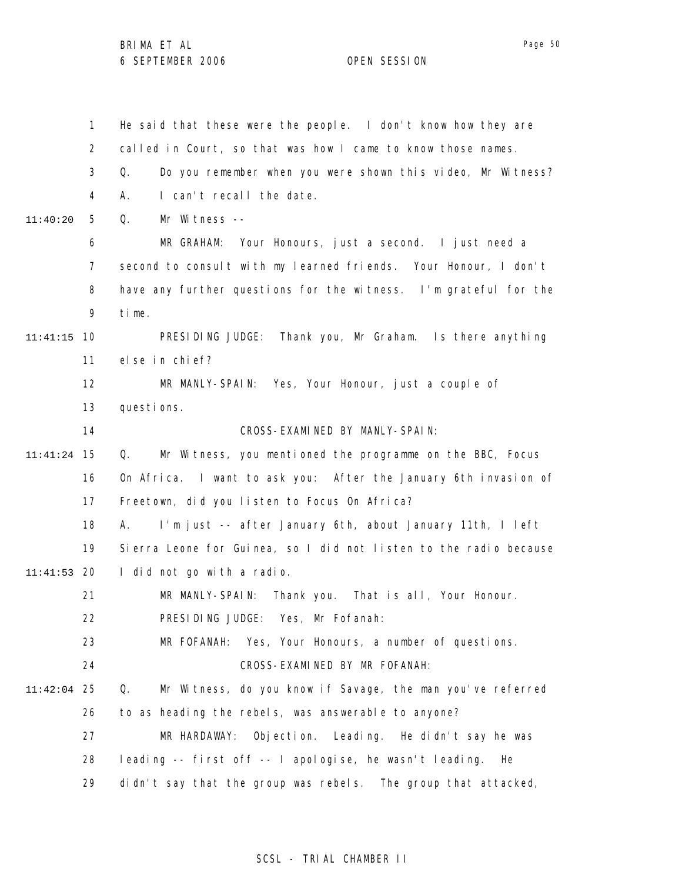He said that these were the people. I don't know how they are called in Court, so that was how I came to know those names.

Q. Do you remember when you were shown this video, Mr Witness?

A. I can't recall the date.

Q. Mr Witness --

MR GRAHAM: Your Honours, just a second. I just need a second to consult with my learned friends. Your Honour, I don't have any further questions for the witness. I'm grateful for the time.

PRESIDING JUDGE: Thank you, Mr Graham. Is there anything else in chief?

MR MANLY-SPAIN: Yes, Your Honour, just a couple of questions.

CROSS-EXAMINED BY MANLY-SPAIN:

Q. Mr Witness, you mentioned the programme on the BBC, Focus On Africa. I want to ask you: After the January 6th invasion of Freetown, did you listen to Focus On Africa?

A. I'm just -- after January 6th, about January 11th, I left Sierra Leone for Guinea, so I did not listen to the radio because I did not go with a radio.

MR MANLY-SPAIN: Thank you. That is all, Your Honour.

PRESIDING JUDGE: Yes, Mr Fofanah:

MR FOFANAH: Yes, Your Honours, a number of questions.

CROSS-EXAMINED BY MR FOFANAH:

Q. Mr Witness, do you know if Savage, the man you've referred to as heading the rebels, was answerable to anyone?

MR HARDAWAY: Objection. Leading. He didn't say he was leading -- first off -- I apologise, he wasn't leading. He didn't say that the group was rebels. The group that attacked,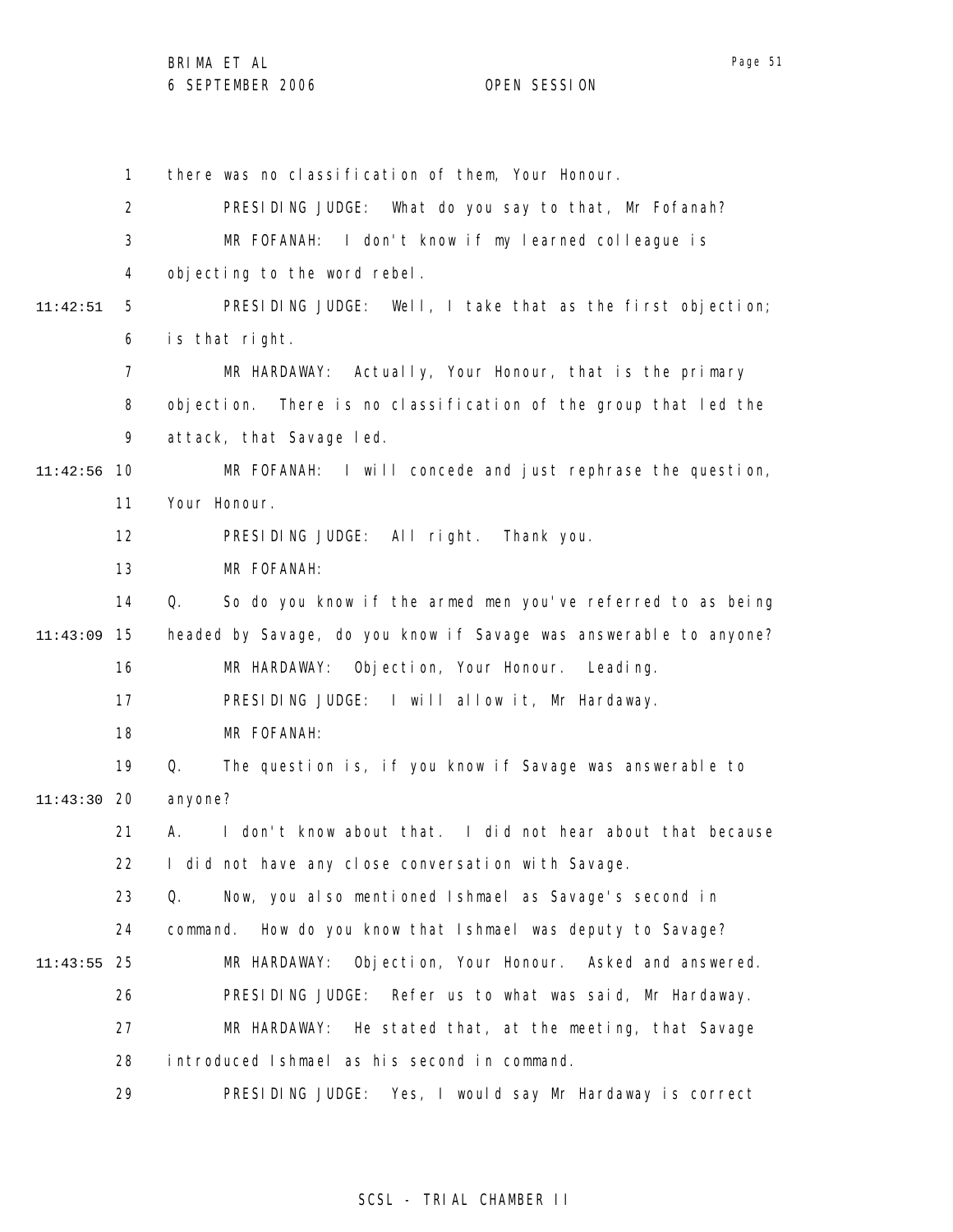there was no classification of them, Your Honour.

PRESIDING JUDGE: What do you say to that, Mr Fofanah?

MR FOFANAH: I don't know if my learned colleague is objecting to the word rebel.

PRESIDING JUDGE: Well, I take that as the first objection; is that right.

MR HARDAWAY: Actually, Your Honour, that is the primary objection. There is no classification of the group that led the attack, that Savage led.

MR FOFANAH: I will concede and just rephrase the question, Your Honour.

PRESIDING JUDGE: All right. Thank you.

MR FOFANAH:

Q. So do you know if the armed men you've referred to as being headed by Savage, do you know if Savage was answerable to anyone?

MR HARDAWAY: Objection, Your Honour. Leading.

PRESIDING JUDGE: I will allow it, Mr Hardaway.

MR FOFANAH:

Q. The question is, if you know if Savage was answerable to anyone?

A. I don't know about that. I did not hear about that because I did not have any close conversation with Savage.

Q. Now, you also mentioned Ishmael as Savage's second in command. How do you know that Ishmael was deputy to Savage?

MR HARDAWAY: Objection, Your Honour. Asked and answered.

PRESIDING JUDGE: Refer us to what was said, Mr Hardaway.

MR HARDAWAY: He stated that, at the meeting, that Savage introduced Ishmael as his second in command.

PRESIDING JUDGE: Yes, I would say Mr Hardaway is correct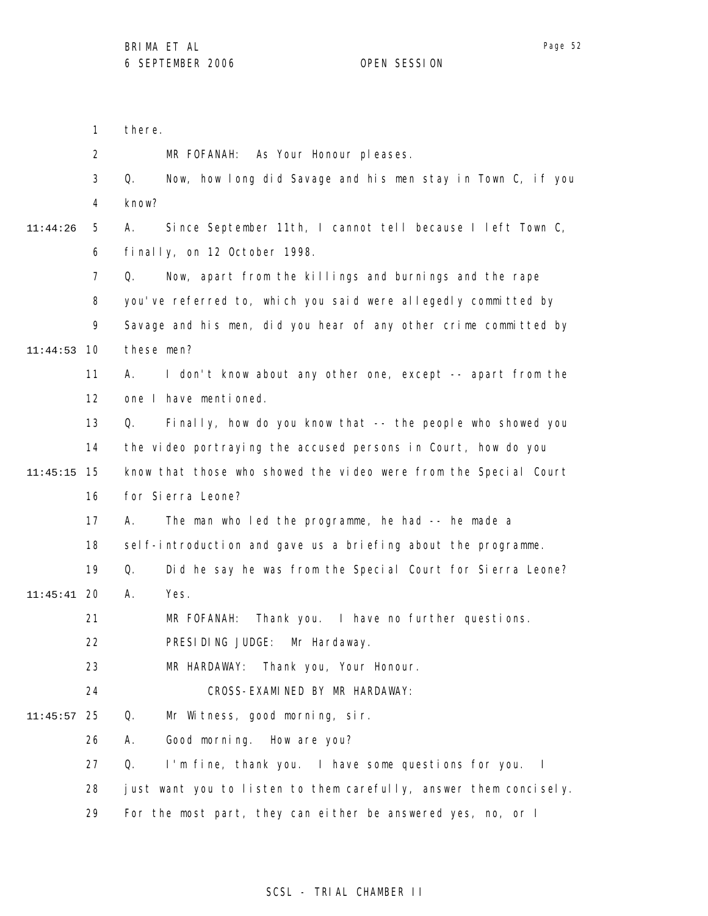there.

MR FOFANAH: As Your Honour pleases.

Q. Now, how long did Savage and his men stay in Town C, if you know?

A. Since September 11th, I cannot tell because I left Town C, finally, on 12 October 1998.

Q. Now, apart from the killings and burnings and the rape you've referred to, which you said were allegedly committed by Savage and his men, did you hear of any other crime committed by these men?

A. I don't know about any other one, except -- apart from the one I have mentioned.

Q. Finally, how do you know that -- the people who showed you the video portraying the accused persons in Court, how do you know that those who showed the video were from the Special Court for Sierra Leone?

A. The man who led the programme, he had -- he made a self-introduction and gave us a briefing about the programme.

Q. Did he say he was from the Special Court for Sierra Leone?

A. Yes.

MR FOFANAH: Thank you. I have no further questions.

PRESIDING JUDGE: Mr Hardaway.

MR HARDAWAY: Thank you, Your Honour.

CROSS-EXAMINED BY MR HARDAWAY:

Q. Mr Witness, good morning, sir.

A. Good morning. How are you?

Q. I'm fine, thank you. I have some questions for you. I just want you to listen to them carefully, answer them concisely. For the most part, they can either be answered yes, no, or I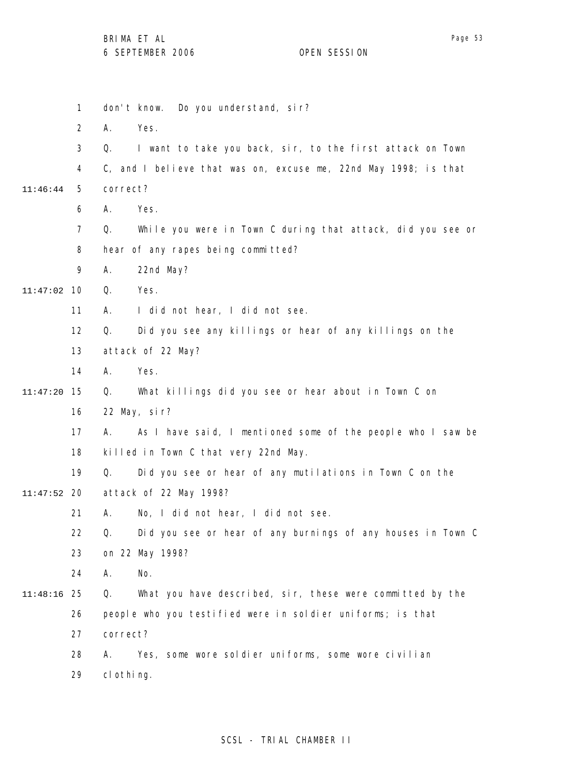don't know. Do you understand, sir?

A. Yes.

Q. I want to take you back, sir, to the first attack on Town C, and I believe that was on, excuse me, 22nd May 1998; is that correct?

A. Yes.

Q. While you were in Town C during that attack, did you see or hear of any rapes being committed?

A. 22nd May?

Q. Yes.

A. I did not hear, I did not see.

Q. Did you see any killings or hear of any killings on the attack of 22 May?

A. Yes.

Q. What killings did you see or hear about in Town C on 22 May, sir?

A. As I have said, I mentioned some of the people who I saw be killed in Town C that very 22nd May.

Q. Did you see or hear of any mutilations in Town C on the attack of 22 May 1998?

A. No, I did not hear, I did not see.

Q. Did you see or hear of any burnings of any houses in Town C on 22 May 1998?

A. No.

Q. What you have described, sir, these were committed by the people who you testified were in soldier uniforms; is that correct?

A. Yes, some wore soldier uniforms, some wore civilian clothing.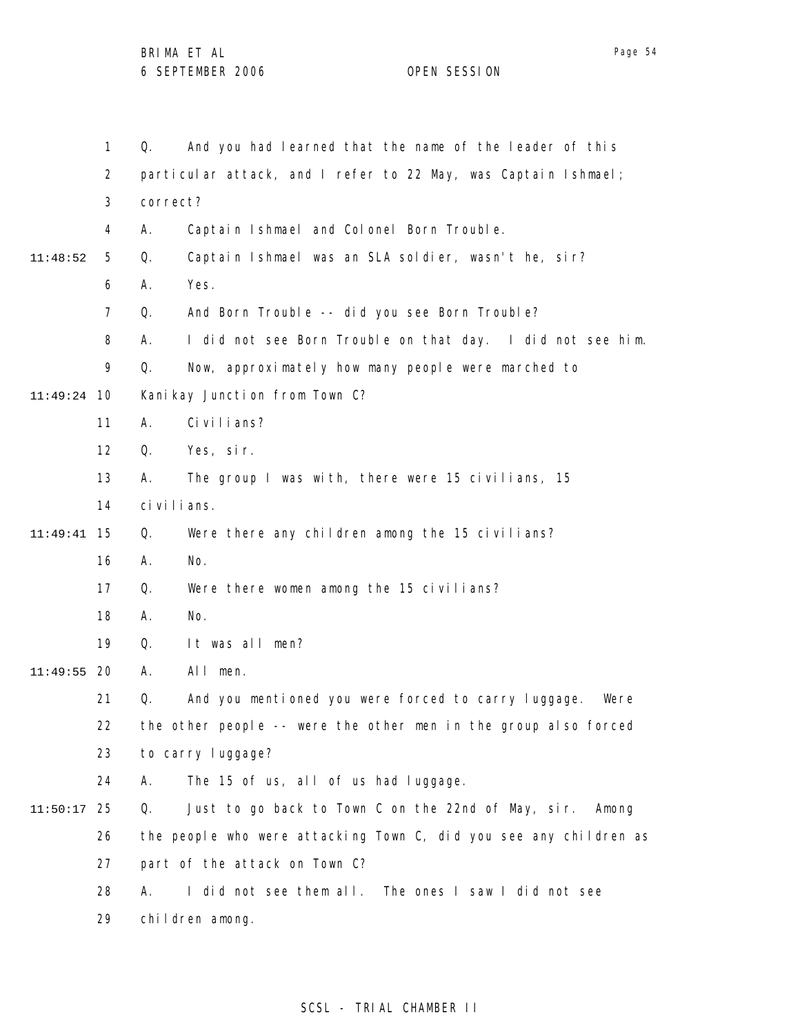Q. And you had learned that the name of the leader of this particular attack, and I refer to 22 May, was Captain Ishmael; correct?

A. Captain Ishmael and Colonel Born Trouble.

Q. Captain Ishmael was an SLA soldier, wasn't he, sir?

A. Yes.

Q. And Born Trouble -- did you see Born Trouble?

A. I did not see Born Trouble on that day. I did not see him.

Q. Now, approximately how many people were marched to Kanikay Junction from Town C?

A. Civilians?

Q. Yes, sir.

A. The group I was with, there were 15 civilians, 15 civilians.

Q. Were there any children among the 15 civilians?

A. No.

Q. Were there women among the 15 civilians?

A. No.

Q. It was all men?

A. All men.

Q. And you mentioned you were forced to carry luggage. Were the other people -- were the other men in the group also forced to carry luggage?

A. The 15 of us, all of us had luggage.

Q. Just to go back to Town C on the 22nd of May, sir. Among the people who were attacking Town C, did you see any children as part of the attack on Town C?

A. I did not see them all. The ones I saw I did not see children among.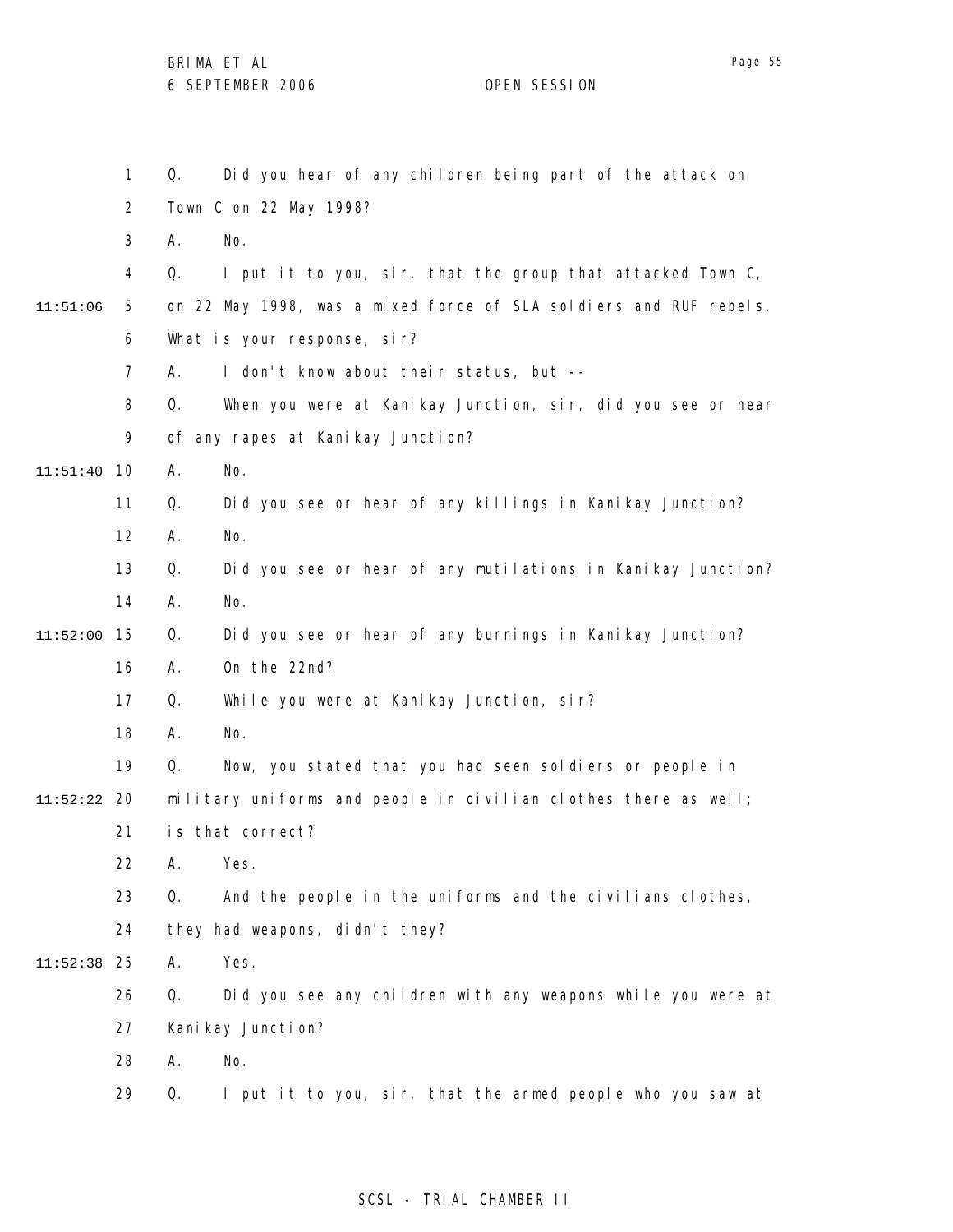1 Q. Did you hear of any children being part of the attack on
2 Town C on 22 May 1998?
3 A. No.
4 Q. I put it to you, sir, that the group that attacked Town C,
11:51:06 5 on 22 May 1998, was a mixed force of SLA soldiers and RUF rebels.
6 What is your response, sir?
7 A. I don't know about their status, but --
8 Q. When you were at Kanikay Junction, sir, did you see or hear
9 of any rapes at Kanikay Junction?
11:51:40 10 A. No.
11 Q. Did you see or hear of any killings in Kanikay Junction?
12 A. No.
13 Q. Did you see or hear of any mutilations in Kanikay Junction?
14 A. No.
11:52:00 15 Q. Did you see or hear of any burnings in Kanikay Junction?
16 A. On the 22nd?
17 Q. While you were at Kanikay Junction, sir?
18 A. No.
19 Q. Now, you stated that you had seen soldiers or people in
11:52:22 20 military uniforms and people in civilian clothes there as well;
21 is that correct?
22 A. Yes.
23 Q. And the people in the uniforms and the civilians clothes,
24 they had weapons, didn't they?
11:52:38 25 A. Yes.
26 Q. Did you see any children with any weapons while you were at
27 Kanikay Junction?
28 A. No.
29 Q. I put it to you, sir, that the armed people who you saw at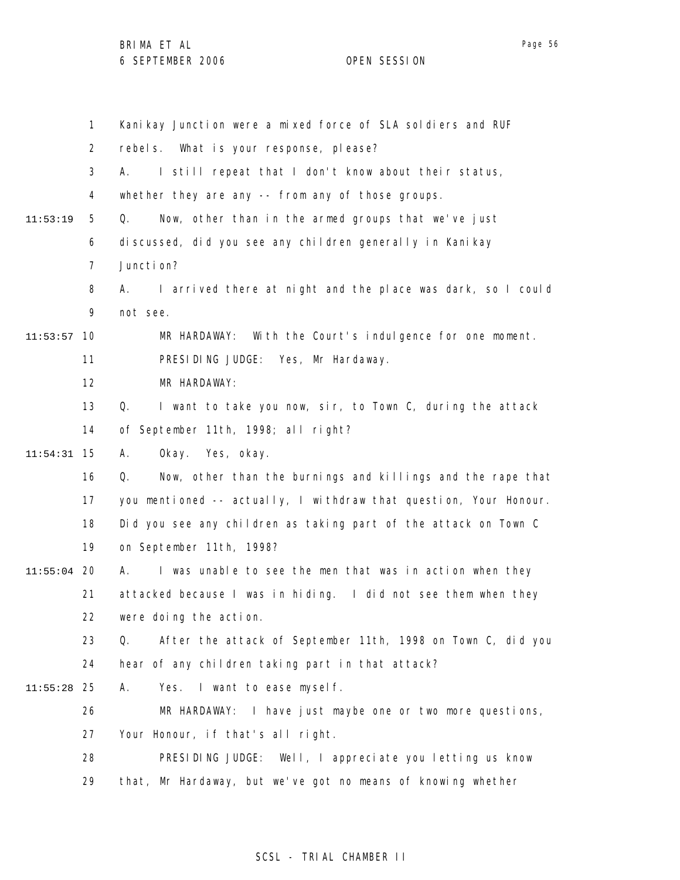Kanikay Junction were a mixed force of SLA soldiers and RUF rebels. What is your response, please?

A. I still repeat that I don't know about their status, whether they are any -- from any of those groups.

Q. Now, other than in the armed groups that we've just discussed, did you see any children generally in Kanikay Junction?

A. I arrived there at night and the place was dark, so I could not see.

MR HARDAWAY: With the Court's indulgence for one moment.

PRESIDING JUDGE: Yes, Mr Hardaway.

MR HARDAWAY:

Q. I want to take you now, sir, to Town C, during the attack of September 11th, 1998; all right?

A. Okay. Yes, okay.

Q. Now, other than the burnings and killings and the rape that you mentioned -- actually, I withdraw that question, Your Honour. Did you see any children as taking part of the attack on Town C on September 11th, 1998?

A. I was unable to see the men that was in action when they attacked because I was in hiding. I did not see them when they were doing the action.

Q. After the attack of September 11th, 1998 on Town C, did you hear of any children taking part in that attack?

A. Yes. I want to ease myself.

MR HARDAWAY: I have just maybe one or two more questions, Your Honour, if that's all right.

PRESIDING JUDGE: Well, I appreciate you letting us know that, Mr Hardaway, but we've got no means of knowing whether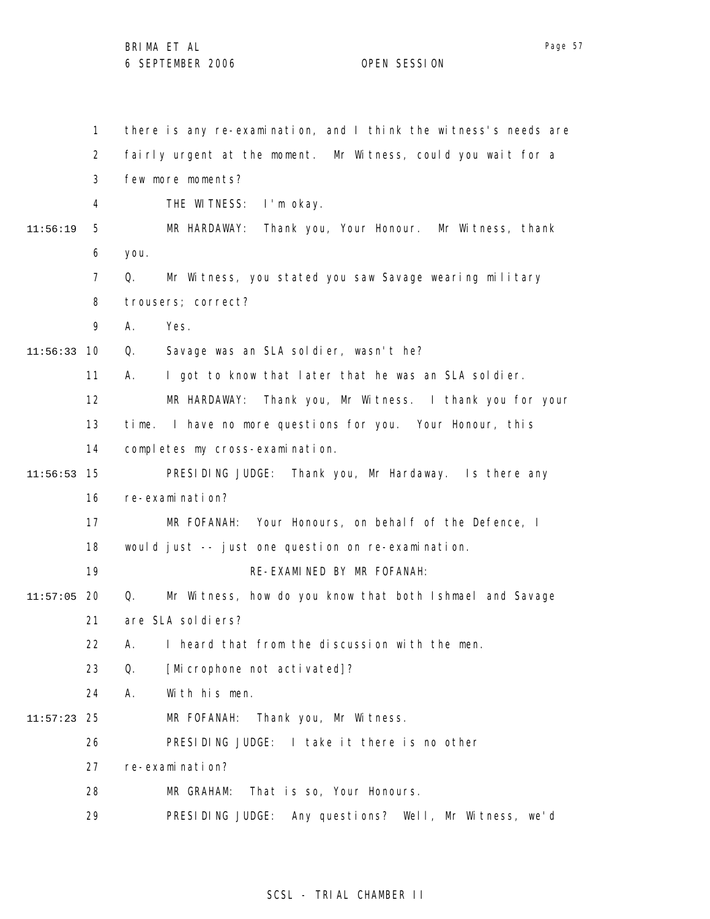there is any re-examination, and I think the witness's needs are fairly urgent at the moment. Mr Witness, could you wait for a few more moments?

THE WITNESS: I'm okay.

MR HARDAWAY: Thank you, Your Honour. Mr Witness, thank you.

Q. Mr Witness, you stated you saw Savage wearing military trousers; correct?

A. Yes.

Q. Savage was an SLA soldier, wasn't he?

A. I got to know that later that he was an SLA soldier.

MR HARDAWAY: Thank you, Mr Witness. I thank you for your time. I have no more questions for you. Your Honour, this completes my cross-examination.

PRESIDING JUDGE: Thank you, Mr Hardaway. Is there any re-examination?

MR FOFANAH: Your Honours, on behalf of the Defence, I would just -- just one question on re-examination.

RE-EXAMINED BY MR FOFANAH:

Q. Mr Witness, how do you know that both Ishmael and Savage are SLA soldiers?

A. I heard that from the discussion with the men.

Q. [Microphone not activated]?

A. With his men.

MR FOFANAH: Thank you, Mr Witness.

PRESIDING JUDGE: I take it there is no other re-examination?

MR GRAHAM: That is so, Your Honours.

PRESIDING JUDGE: Any questions? Well, Mr Witness, we'd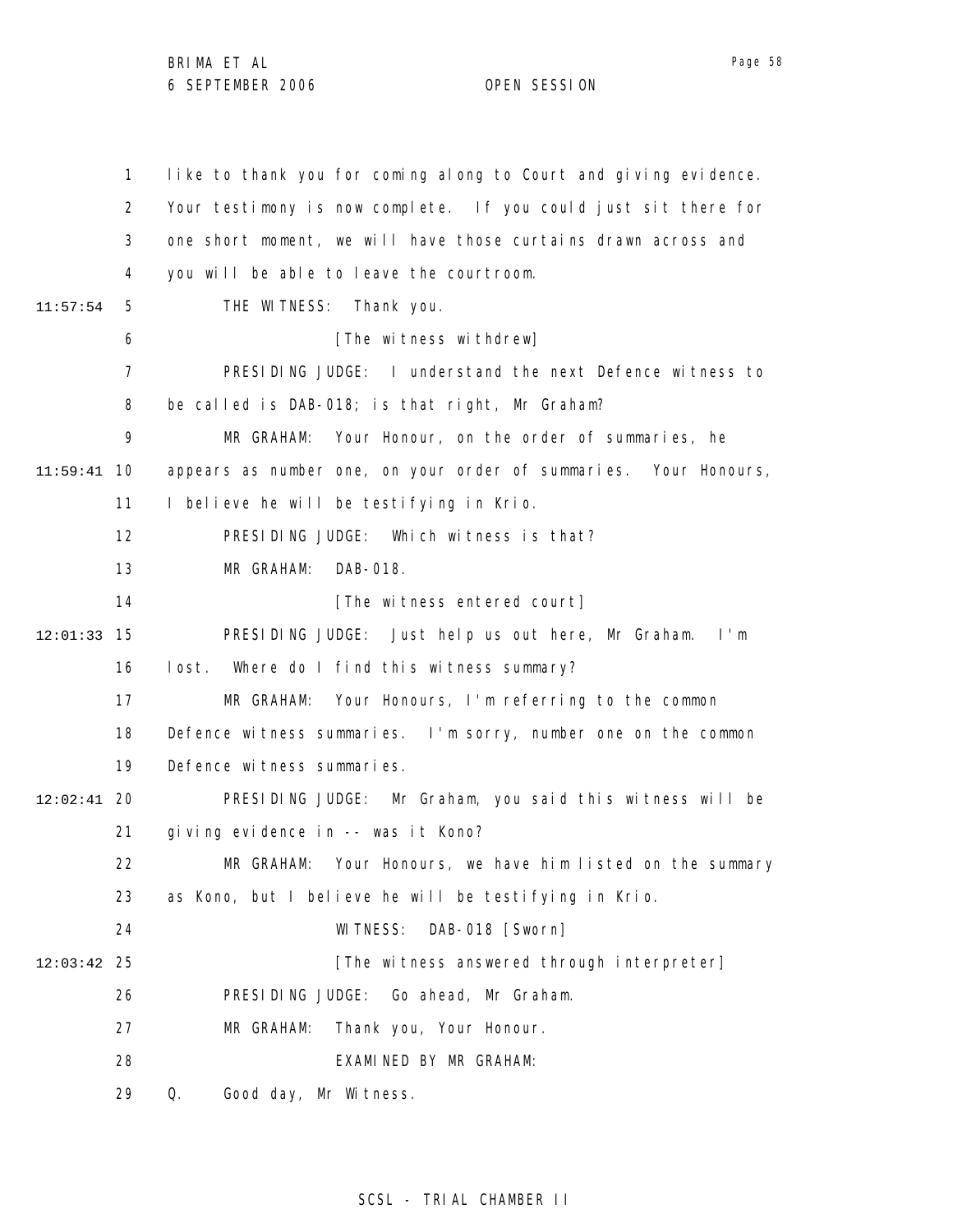like to thank you for coming along to Court and giving evidence. Your testimony is now complete. If you could just sit there for one short moment, we will have those curtains drawn across and you will be able to leave the courtroom.

THE WITNESS: Thank you.

[The witness withdrew]

PRESIDING JUDGE: I understand the next Defence witness to be called is DAB-018; is that right, Mr Graham?

MR GRAHAM: Your Honour, on the order of summaries, he appears as number one, on your order of summaries. Your Honours, I believe he will be testifying in Krio.

PRESIDING JUDGE: Which witness is that?

MR GRAHAM: DAB-018.

[The witness entered court]

PRESIDING JUDGE: Just help us out here, Mr Graham. I'm lost. Where do I find this witness summary?

MR GRAHAM: Your Honours, I'm referring to the common Defence witness summaries. I'm sorry, number one on the common Defence witness summaries.

PRESIDING JUDGE: Mr Graham, you said this witness will be giving evidence in -- was it Kono?

MR GRAHAM: Your Honours, we have him listed on the summary as Kono, but I believe he will be testifying in Krio.

WITNESS: DAB-018 [Sworn]

[The witness answered through interpreter]

PRESIDING JUDGE: Go ahead, Mr Graham.

MR GRAHAM: Thank you, Your Honour.

EXAMINED BY MR GRAHAM:

Q. Good day, Mr Witness.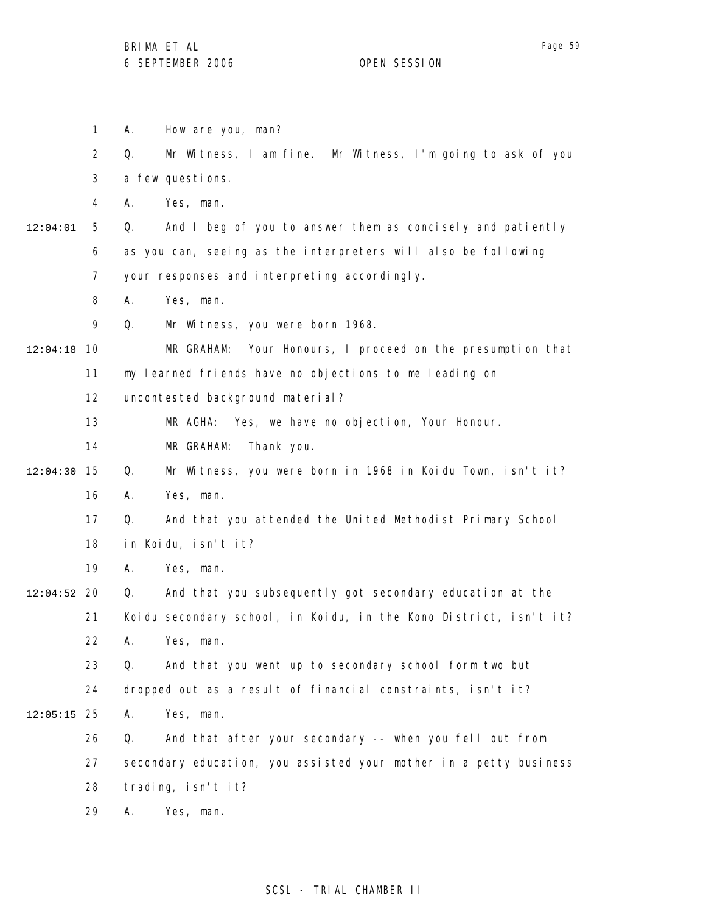1 A. How are you, man?

2 Q. Mr Witness, I am fine. Mr Witness, I'm going to ask of you

3 a few questions.

4 A. Yes, man.

12:04:01 5 Q. And I beg of you to answer them as concisely and patiently

6 as you can, seeing as the interpreters will also be following

7 your responses and interpreting accordingly.

8 A. Yes, man.

9 Q. Mr Witness, you were born 1968.

12:04:18 10 MR GRAHAM: Your Honours, I proceed on the presumption that

11 my learned friends have no objections to me leading on

12 uncontested background material?

13 MR AGHA: Yes, we have no objection, Your Honour.

14 MR GRAHAM: Thank you.

12:04:30 15 Q. Mr Witness, you were born in 1968 in Koidu Town, isn't it?

16 A. Yes, man.

17 Q. And that you attended the United Methodist Primary School

18 in Koidu, isn't it?

19 A. Yes, man.

12:04:52 20 Q. And that you subsequently got secondary education at the

21 Koidu secondary school, in Koidu, in the Kono District, isn't it?

22 A. Yes, man.

23 Q. And that you went up to secondary school form two but

24 dropped out as a result of financial constraints, isn't it?

12:05:15 25 A. Yes, man.

26 Q. And that after your secondary -- when you fell out from

27 secondary education, you assisted your mother in a petty business

28 trading, isn't it?

29 A. Yes, man.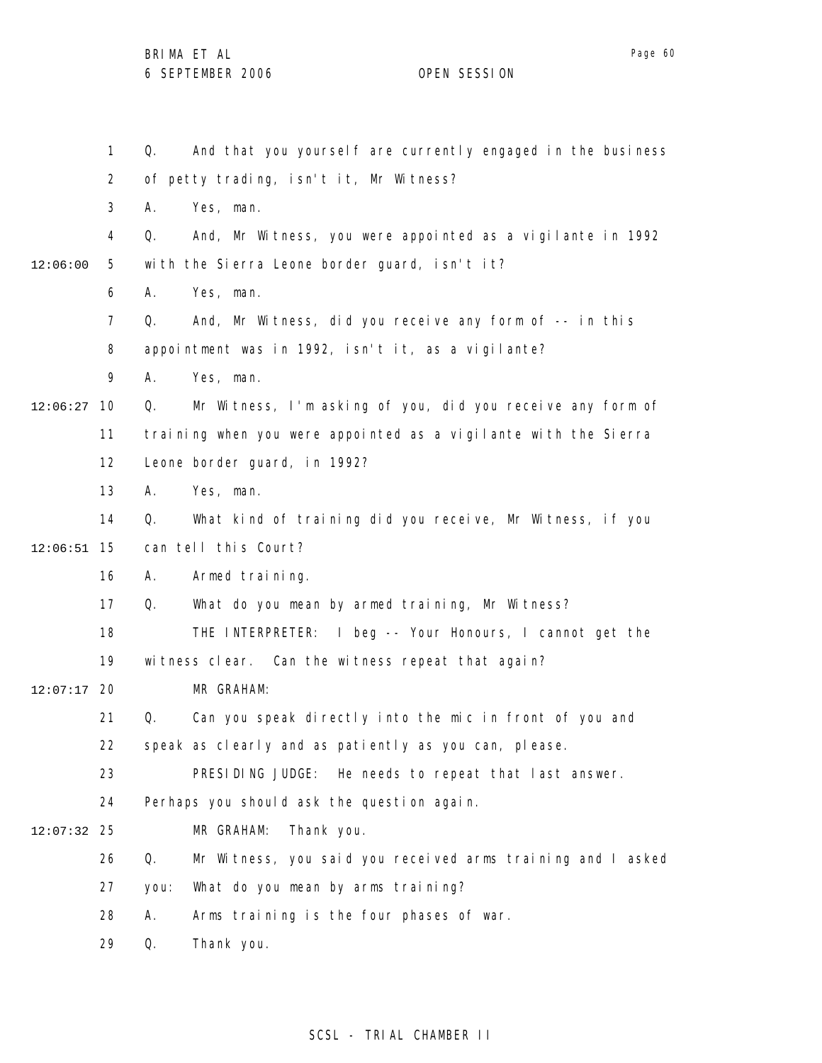Q. And that you yourself are currently engaged in the business of petty trading, isn't it, Mr Witness?

A. Yes, man.

Q. And, Mr Witness, you were appointed as a vigilante in 1992 with the Sierra Leone border guard, isn't it?

A. Yes, man.

Q. And, Mr Witness, did you receive any form of -- in this appointment was in 1992, isn't it, as a vigilante?

A. Yes, man.

Q. Mr Witness, I'm asking of you, did you receive any form of training when you were appointed as a vigilante with the Sierra Leone border guard, in 1992?

A. Yes, man.

Q. What kind of training did you receive, Mr Witness, if you can tell this Court?

A. Armed training.

Q. What do you mean by armed training, Mr Witness?

THE INTERPRETER: I beg -- Your Honours, I cannot get the witness clear. Can the witness repeat that again?

MR GRAHAM:

Q. Can you speak directly into the mic in front of you and speak as clearly and as patiently as you can, please.

PRESIDING JUDGE: He needs to repeat that last answer. Perhaps you should ask the question again.

MR GRAHAM: Thank you.

Q. Mr Witness, you said you received arms training and I asked you: What do you mean by arms training?

A. Arms training is the four phases of war.

Q. Thank you.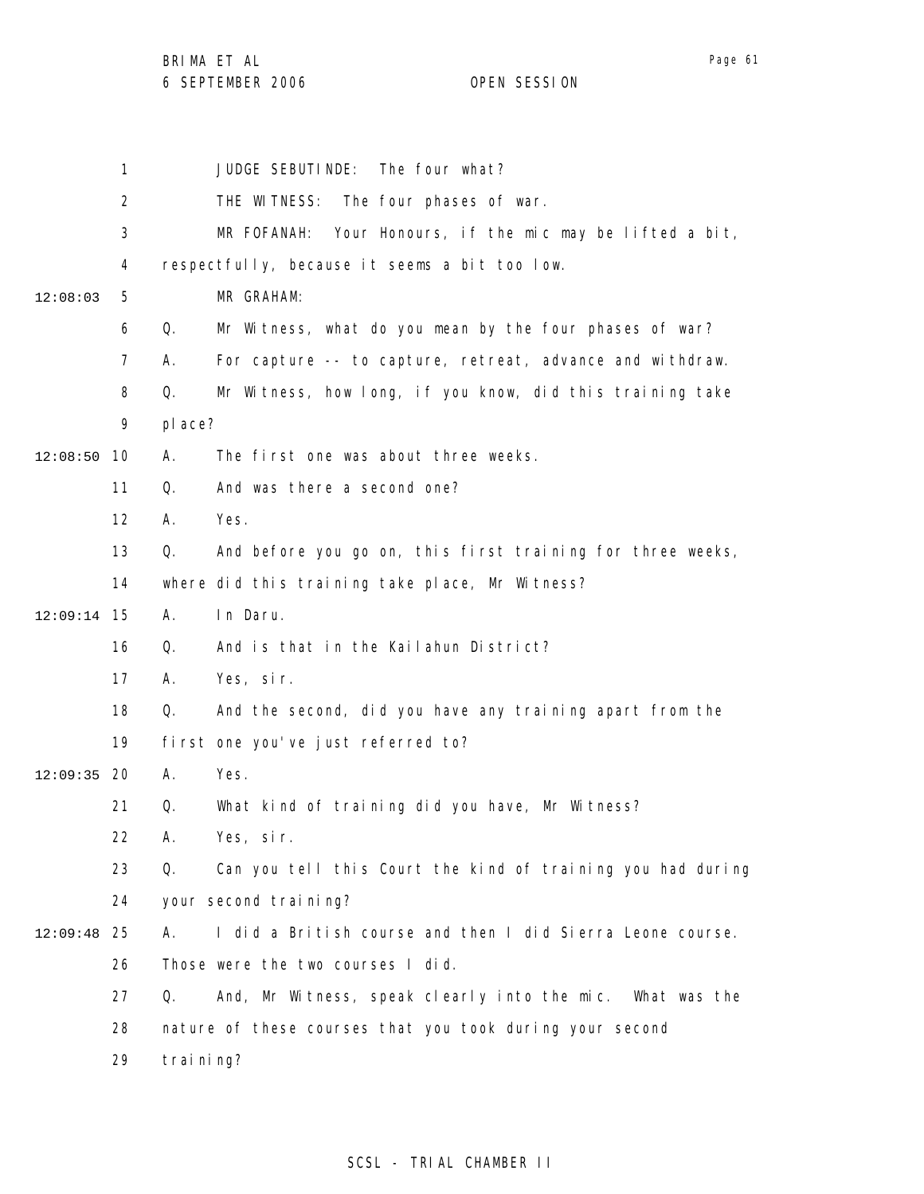JUDGE SEBUTINDE: The four what?

THE WITNESS: The four phases of war.

MR FOFANAH: Your Honours, if the mic may be lifted a bit, respectfully, because it seems a bit too low.

12:08:03 MR GRAHAM:

Q. Mr Witness, what do you mean by the four phases of war?

A. For capture -- to capture, retreat, advance and withdraw.

Q. Mr Witness, how long, if you know, did this training take place?

12:08:50 A. The first one was about three weeks.

Q. And was there a second one?

A. Yes.

Q. And before you go on, this first training for three weeks, where did this training take place, Mr Witness?

12:09:14 A. In Daru.

Q. And is that in the Kailahun District?

A. Yes, sir.

Q. And the second, did you have any training apart from the first one you've just referred to?

12:09:35 A. Yes.

Q. What kind of training did you have, Mr Witness?

A. Yes, sir.

Q. Can you tell this Court the kind of training you had during your second training?

12:09:48 A. I did a British course and then I did Sierra Leone course. Those were the two courses I did.

Q. And, Mr Witness, speak clearly into the mic. What was the nature of these courses that you took during your second training?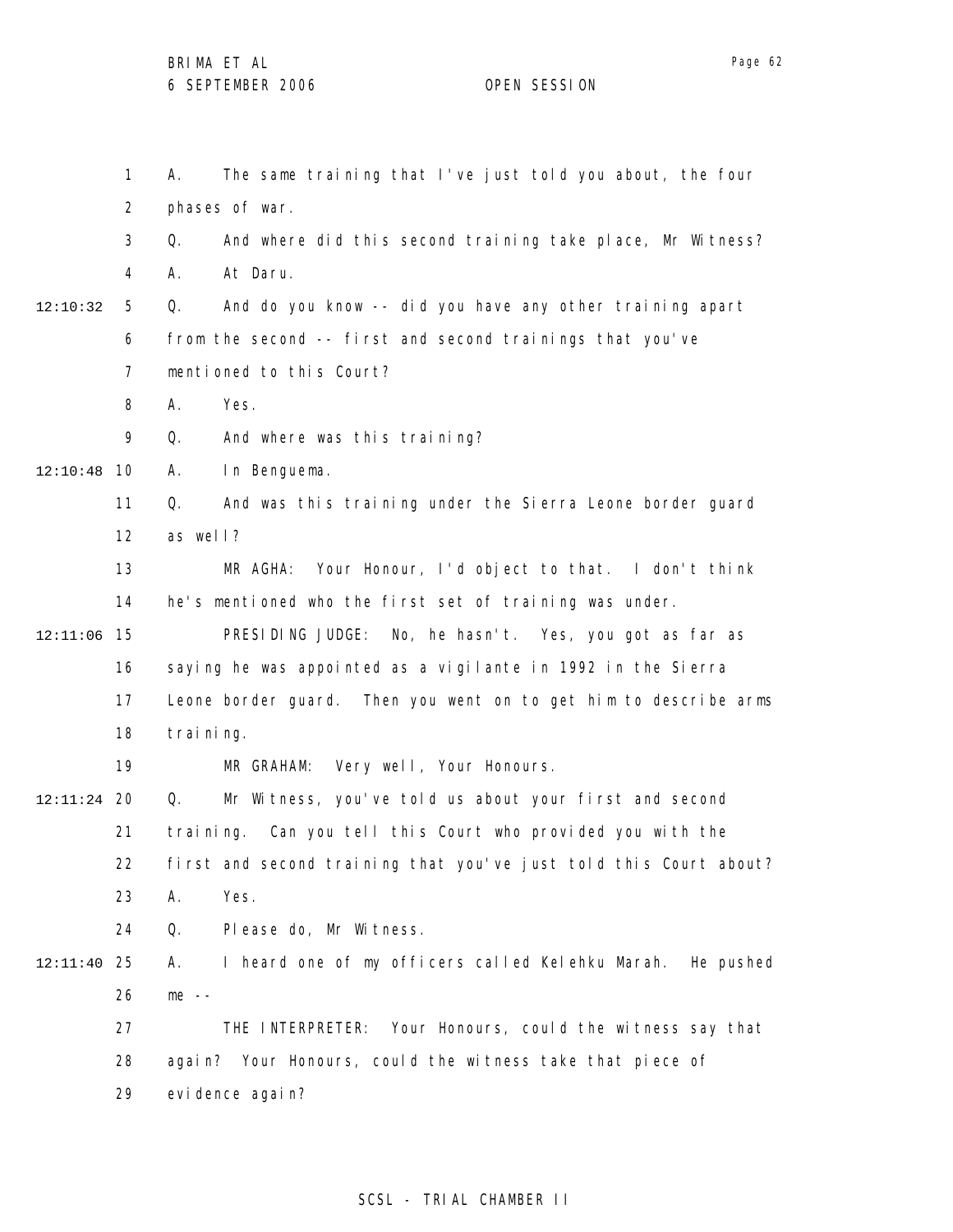1 A. The same training that I've just told you about, the four
2 phases of war.
3 Q. And where did this second training take place, Mr Witness?
4 A. At Daru.
12:10:32 5 Q. And do you know -- did you have any other training apart
6 from the second -- first and second trainings that you've
7 mentioned to this Court?
8 A. Yes.
9 Q. And where was this training?
12:10:48 10 A. In Benguema.
11 Q. And was this training under the Sierra Leone border guard
12 as well?
13 MR AGHA: Your Honour, I'd object to that. I don't think
14 he's mentioned who the first set of training was under.
12:11:06 15 PRESIDING JUDGE: No, he hasn't. Yes, you got as far as
16 saying he was appointed as a vigilante in 1992 in the Sierra
17 Leone border guard. Then you went on to get him to describe arms
18 training.
19 MR GRAHAM: Very well, Your Honours.
12:11:24 20 Q. Mr Witness, you've told us about your first and second
21 training. Can you tell this Court who provided you with the
22 first and second training that you've just told this Court about?
23 A. Yes.
24 Q. Please do, Mr Witness.
12:11:40 25 A. I heard one of my officers called Kelehku Marah. He pushed
26 me --
27 THE INTERPRETER: Your Honours, could the witness say that
28 again? Your Honours, could the witness take that piece of
29 evidence again?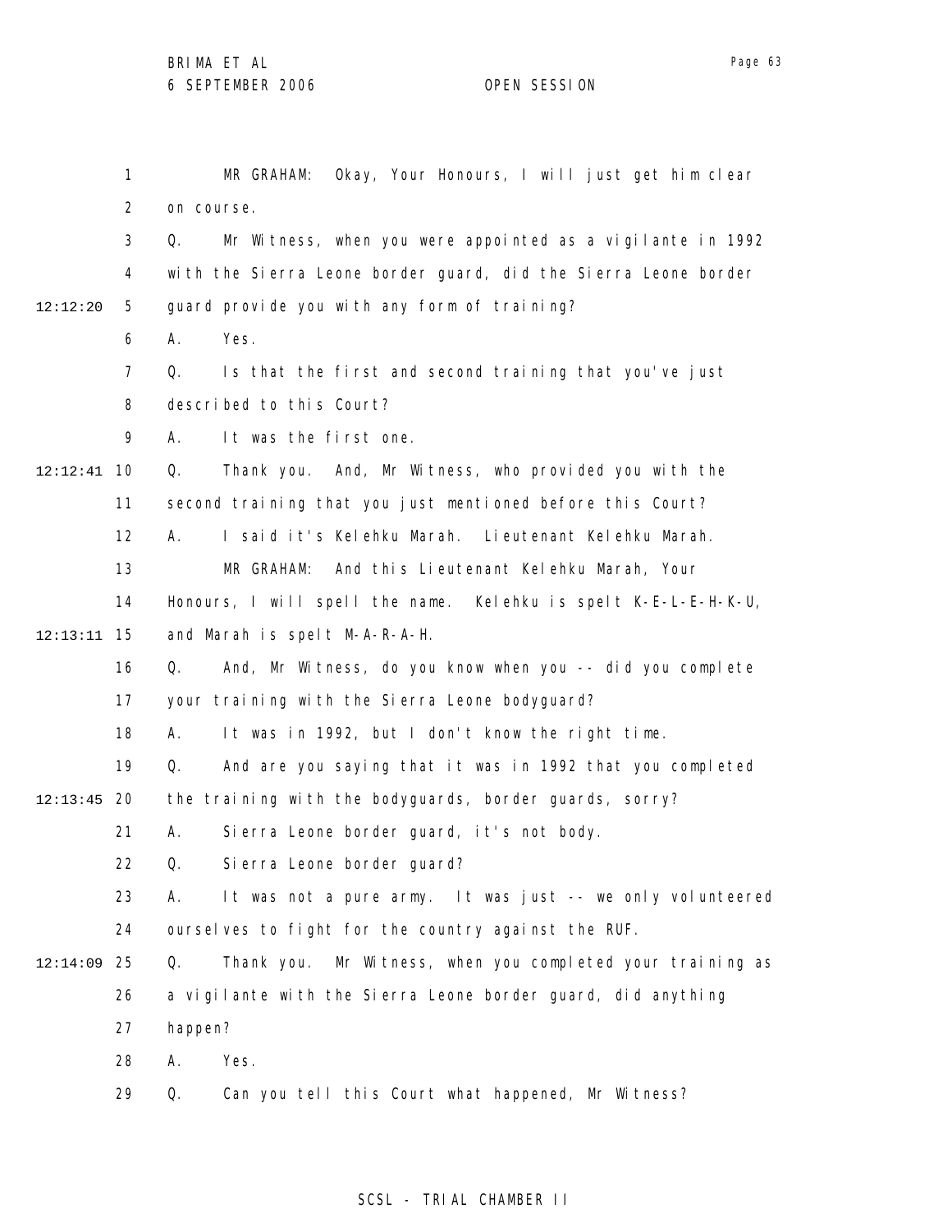MR GRAHAM: Okay, Your Honours, I will just get him clear on course.

Q. Mr Witness, when you were appointed as a vigilante in 1992 with the Sierra Leone border guard, did the Sierra Leone border guard provide you with any form of training?

A. Yes.

Q. Is that the first and second training that you've just described to this Court?

A. It was the first one.

Q. Thank you. And, Mr Witness, who provided you with the second training that you just mentioned before this Court?

A. I said it's Kelehku Marah. Lieutenant Kelehku Marah.

MR GRAHAM: And this Lieutenant Kelehku Marah, Your Honours, I will spell the name. Kelehku is spelt K-E-L-E-H-K-U, and Marah is spelt M-A-R-A-H.

Q. And, Mr Witness, do you know when you -- did you complete your training with the Sierra Leone bodyguard?

A. It was in 1992, but I don't know the right time.

Q. And are you saying that it was in 1992 that you completed the training with the bodyguards, border guards, sorry?

A. Sierra Leone border guard, it's not body.

Q. Sierra Leone border guard?

A. It was not a pure army. It was just -- we only volunteered ourselves to fight for the country against the RUF.

Q. Thank you. Mr Witness, when you completed your training as a vigilante with the Sierra Leone border guard, did anything happen?

A. Yes.

Q. Can you tell this Court what happened, Mr Witness?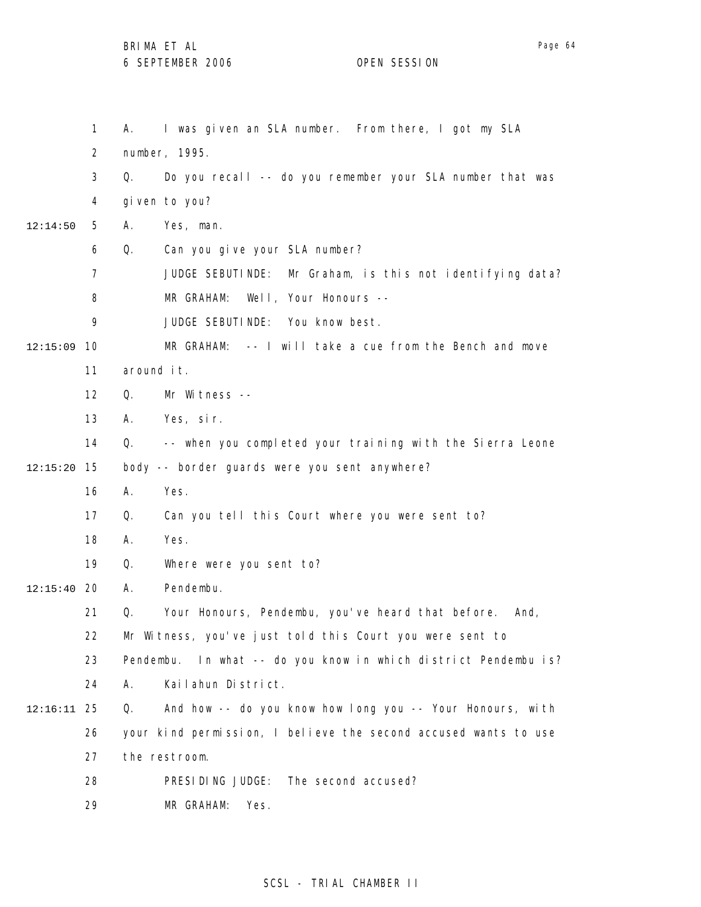1 A. I was given an SLA number. From there, I got my SLA
2 number, 1995.
3 Q. Do you recall -- do you remember your SLA number that was
4 given to you?
12:14:50 5 A. Yes, man.
6 Q. Can you give your SLA number?
7 JUDGE SEBUTINDE: Mr Graham, is this not identifying data?
8 MR GRAHAM: Well, Your Honours --
9 JUDGE SEBUTINDE: You know best.
12:15:09 10 MR GRAHAM: -- I will take a cue from the Bench and move
11 around it.
12 Q. Mr Witness --
13 A. Yes, sir.
14 Q. -- when you completed your training with the Sierra Leone
12:15:20 15 body -- border guards were you sent anywhere?
16 A. Yes.
17 Q. Can you tell this Court where you were sent to?
18 A. Yes.
19 Q. Where were you sent to?
12:15:40 20 A. Pendembu.
21 Q. Your Honours, Pendembu, you've heard that before. And,
22 Mr Witness, you've just told this Court you were sent to
23 Pendembu. In what -- do you know in which district Pendembu is?
24 A. Kailahun District.
12:16:11 25 Q. And how -- do you know how long you -- Your Honours, with
26 your kind permission, I believe the second accused wants to use
27 the restroom.
28 PRESIDING JUDGE: The second accused?
29 MR GRAHAM: Yes.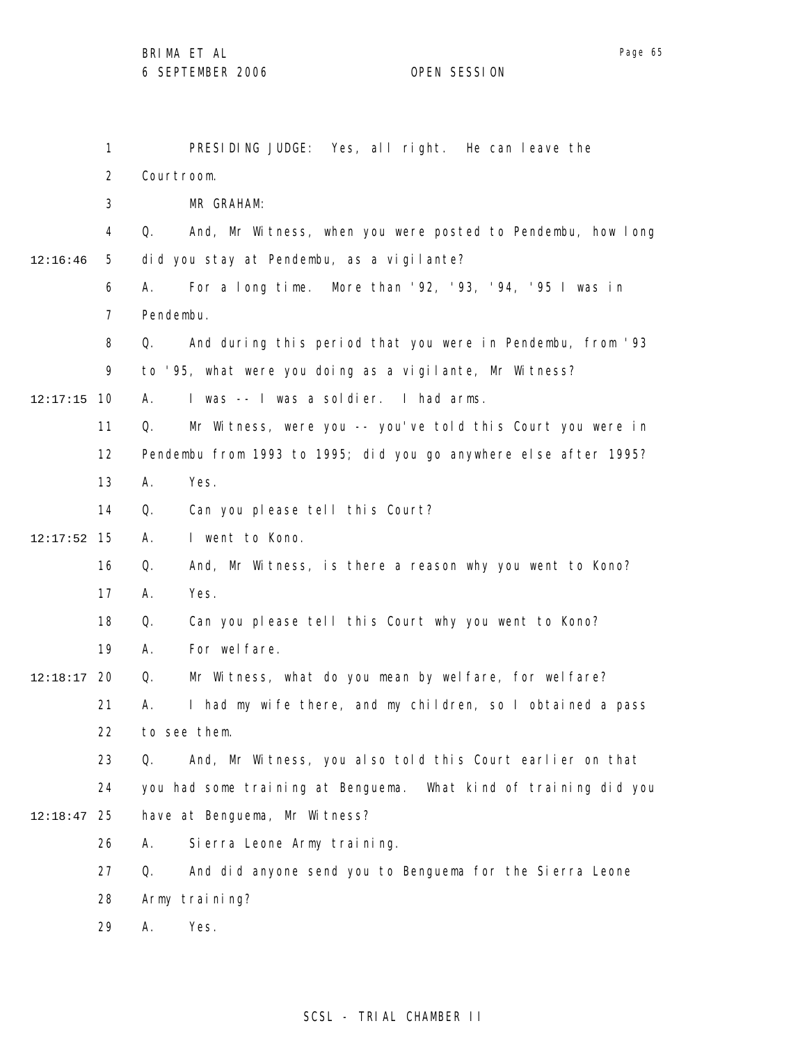PRESIDING JUDGE: Yes, all right. He can leave the Courtroom.

MR GRAHAM:

Q. And, Mr Witness, when you were posted to Pendembu, how long did you stay at Pendembu, as a vigilante?

A. For a long time. More than '92, '93, '94, '95 I was in Pendembu.

Q. And during this period that you were in Pendembu, from '93 to '95, what were you doing as a vigilante, Mr Witness?

A. I was -- I was a soldier. I had arms.

Q. Mr Witness, were you -- you've told this Court you were in Pendembu from 1993 to 1995; did you go anywhere else after 1995?

A. Yes.

Q. Can you please tell this Court?

A. I went to Kono.

Q. And, Mr Witness, is there a reason why you went to Kono?

A. Yes.

Q. Can you please tell this Court why you went to Kono?

A. For welfare.

Q. Mr Witness, what do you mean by welfare, for welfare?

A. I had my wife there, and my children, so I obtained a pass to see them.

Q. And, Mr Witness, you also told this Court earlier on that you had some training at Benguema. What kind of training did you have at Benguema, Mr Witness?

A. Sierra Leone Army training.

Q. And did anyone send you to Benguema for the Sierra Leone Army training?

A. Yes.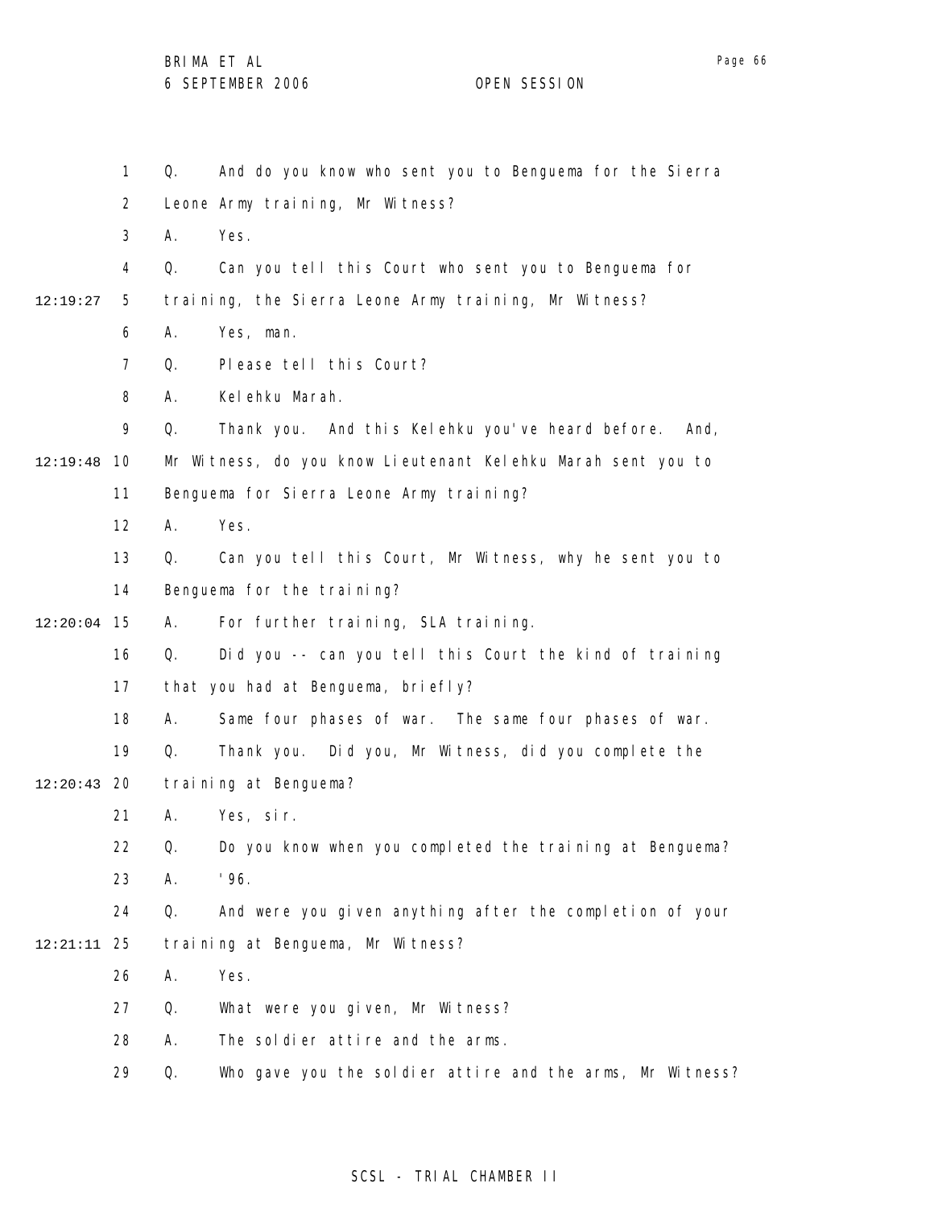Q. And do you know who sent you to Benguema for the Sierra Leone Army training, Mr Witness?

A. Yes.

Q. Can you tell this Court who sent you to Benguema for training, the Sierra Leone Army training, Mr Witness?

A. Yes, man.

Q. Please tell this Court?

A. Kelehku Marah.

Q. Thank you. And this Kelehku you've heard before. And, Mr Witness, do you know Lieutenant Kelehku Marah sent you to Benguema for Sierra Leone Army training?

A. Yes.

Q. Can you tell this Court, Mr Witness, why he sent you to Benguema for the training?

A. For further training, SLA training.

Q. Did you -- can you tell this Court the kind of training that you had at Benguema, briefly?

A. Same four phases of war. The same four phases of war.

Q. Thank you. Did you, Mr Witness, did you complete the training at Benguema?

A. Yes, sir.

Q. Do you know when you completed the training at Benguema?

A. '96.

Q. And were you given anything after the completion of your training at Benguema, Mr Witness?

A. Yes.

Q. What were you given, Mr Witness?

A. The soldier attire and the arms.

Q. Who gave you the soldier attire and the arms, Mr Witness?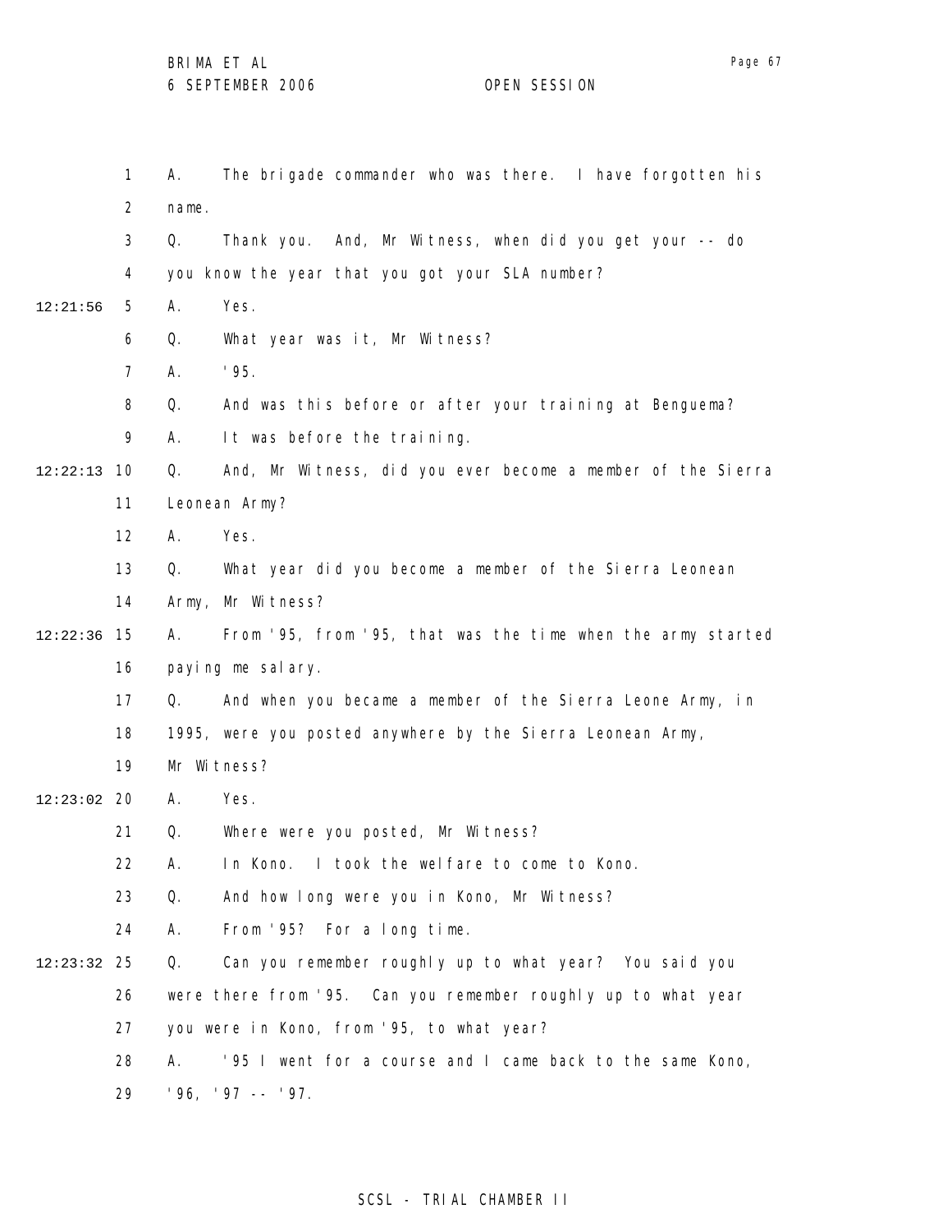1 A. The brigade commander who was there. I have forgotten his

2 name.

3 Q. Thank you. And, Mr Witness, when did you get your -- do

4 you know the year that you got your SLA number?

12:21:56 5 A. Yes.

6 Q. What year was it, Mr Witness?

7 A. '95.

8 Q. And was this before or after your training at Benguema?

9 A. It was before the training.

12:22:13 10 Q. And, Mr Witness, did you ever become a member of the Sierra

11 Leonean Army?

12 A. Yes.

13 Q. What year did you become a member of the Sierra Leonean

14 Army, Mr Witness?

12:22:36 15 A. From '95, from '95, that was the time when the army started

16 paying me salary.

17 Q. And when you became a member of the Sierra Leone Army, in

18 1995, were you posted anywhere by the Sierra Leonean Army,

19 Mr Witness?

12:23:02 20 A. Yes.

21 Q. Where were you posted, Mr Witness?

22 A. In Kono. I took the welfare to come to Kono.

23 Q. And how long were you in Kono, Mr Witness?

24 A. From '95? For a long time.

12:23:32 25 Q. Can you remember roughly up to what year? You said you

26 were there from '95. Can you remember roughly up to what year

27 you were in Kono, from '95, to what year?

28 A. '95 I went for a course and I came back to the same Kono,

29 '96, '97 -- '97.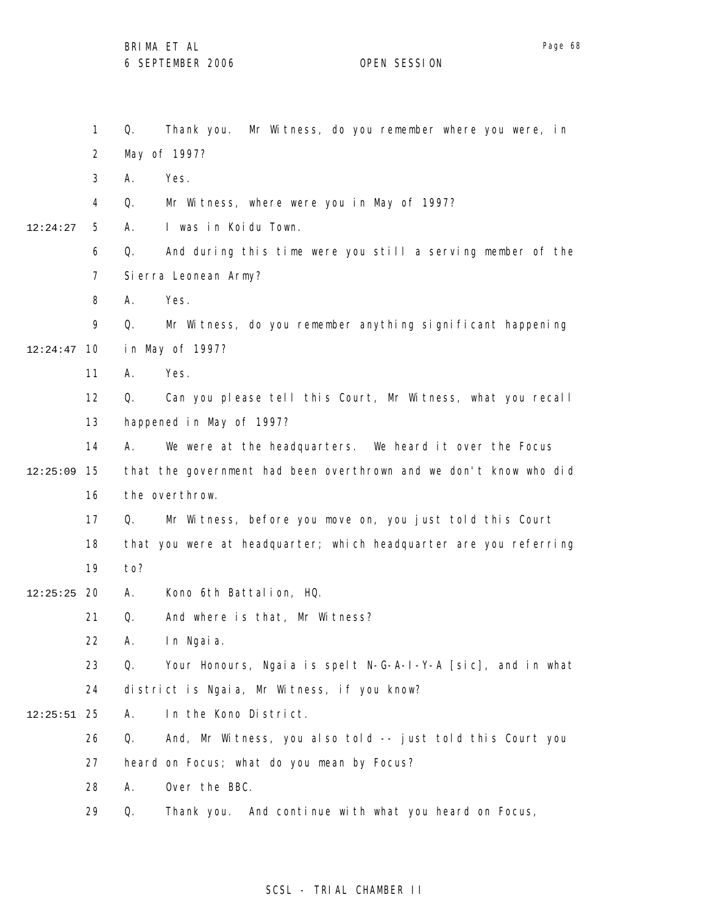1 Q. Thank you. Mr Witness, do you remember where you were, in
2 May of 1997?
3 A. Yes.
4 Q. Mr Witness, where were you in May of 1997?
12:24:27 5 A. I was in Koidu Town.
6 Q. And during this time were you still a serving member of the
7 Sierra Leonean Army?
8 A. Yes.
9 Q. Mr Witness, do you remember anything significant happening
12:24:47 10 in May of 1997?
11 A. Yes.
12 Q. Can you please tell this Court, Mr Witness, what you recall
13 happened in May of 1997?
14 A. We were at the headquarters. We heard it over the Focus
12:25:09 15 that the government had been overthrown and we don't know who did
16 the overthrow.
17 Q. Mr Witness, before you move on, you just told this Court
18 that you were at headquarter; which headquarter are you referring
19 to?
12:25:25 20 A. Kono 6th Battalion, HQ.
21 Q. And where is that, Mr Witness?
22 A. In Ngaia.
23 Q. Your Honours, Ngaia is spelt N-G-A-I-Y-A [sic], and in what
24 district is Ngaia, Mr Witness, if you know?
12:25:51 25 A. In the Kono District.
26 Q. And, Mr Witness, you also told -- just told this Court you
27 heard on Focus; what do you mean by Focus?
28 A. Over the BBC.
29 Q. Thank you. And continue with what you heard on Focus,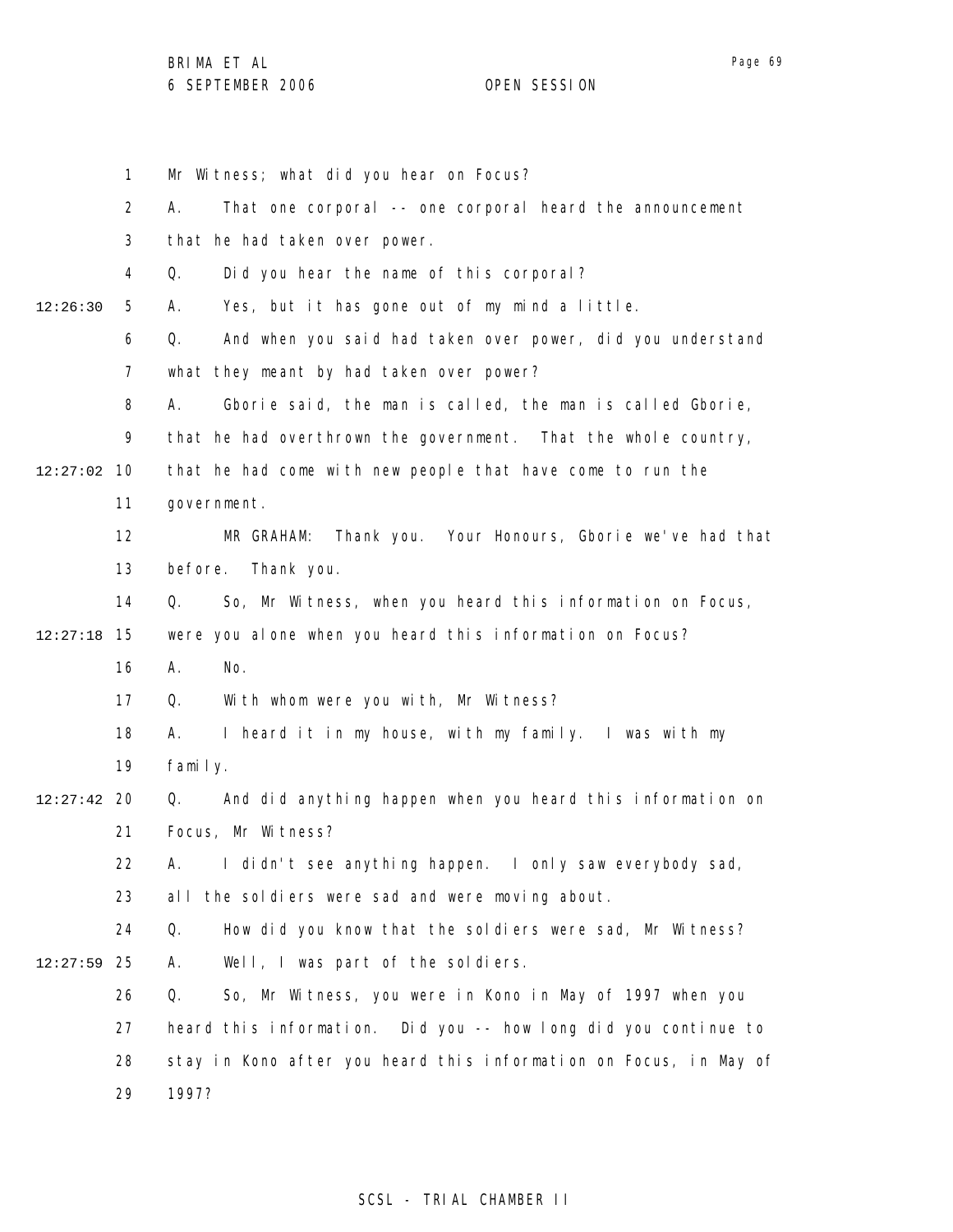Mr Witness; what did you hear on Focus?

A. That one corporal -- one corporal heard the announcement that he had taken over power.

Q. Did you hear the name of this corporal?

12:26:30 A. Yes, but it has gone out of my mind a little.

Q. And when you said had taken over power, did you understand what they meant by had taken over power?

A. Gborie said, the man is called, the man is called Gborie, that he had overthrown the government. That the whole country,

12:27:02 that he had come with new people that have come to run the government.

MR GRAHAM: Thank you. Your Honours, Gborie we've had that before. Thank you.

Q. So, Mr Witness, when you heard this information on Focus,

12:27:18 were you alone when you heard this information on Focus?

A. No.

Q. With whom were you with, Mr Witness?

A. I heard it in my house, with my family. I was with my family.

12:27:42 Q. And did anything happen when you heard this information on Focus, Mr Witness?

A. I didn't see anything happen. I only saw everybody sad, all the soldiers were sad and were moving about.

Q. How did you know that the soldiers were sad, Mr Witness?

12:27:59 A. Well, I was part of the soldiers.

Q. So, Mr Witness, you were in Kono in May of 1997 when you heard this information. Did you -- how long did you continue to stay in Kono after you heard this information on Focus, in May of 1997?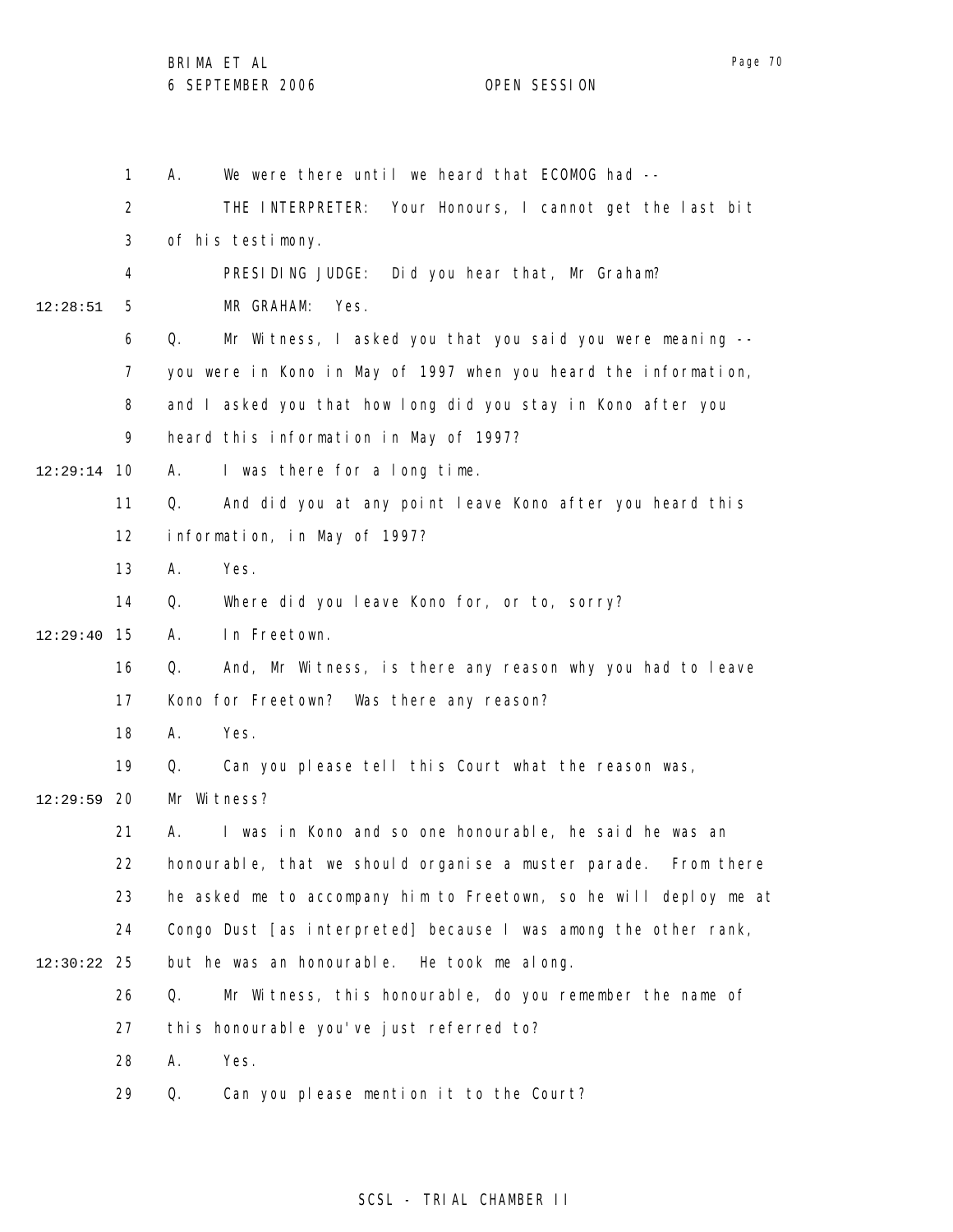A. We were there until we heard that ECOMOG had --

THE INTERPRETER: Your Honours, I cannot get the last bit of his testimony.

PRESIDING JUDGE: Did you hear that, Mr Graham?

MR GRAHAM: Yes.

Q. Mr Witness, I asked you that you said you were meaning -- you were in Kono in May of 1997 when you heard the information, and I asked you that how long did you stay in Kono after you heard this information in May of 1997?

A. I was there for a long time.

Q. And did you at any point leave Kono after you heard this information, in May of 1997?

A. Yes.

Q. Where did you leave Kono for, or to, sorry?

A. In Freetown.

Q. And, Mr Witness, is there any reason why you had to leave Kono for Freetown? Was there any reason?

A. Yes.

Q. Can you please tell this Court what the reason was, Mr Witness?

A. I was in Kono and so one honourable, he said he was an honourable, that we should organise a muster parade. From there he asked me to accompany him to Freetown, so he will deploy me at Congo Dust [as interpreted] because I was among the other rank, but he was an honourable. He took me along.

Q. Mr Witness, this honourable, do you remember the name of this honourable you've just referred to?

A. Yes.

Q. Can you please mention it to the Court?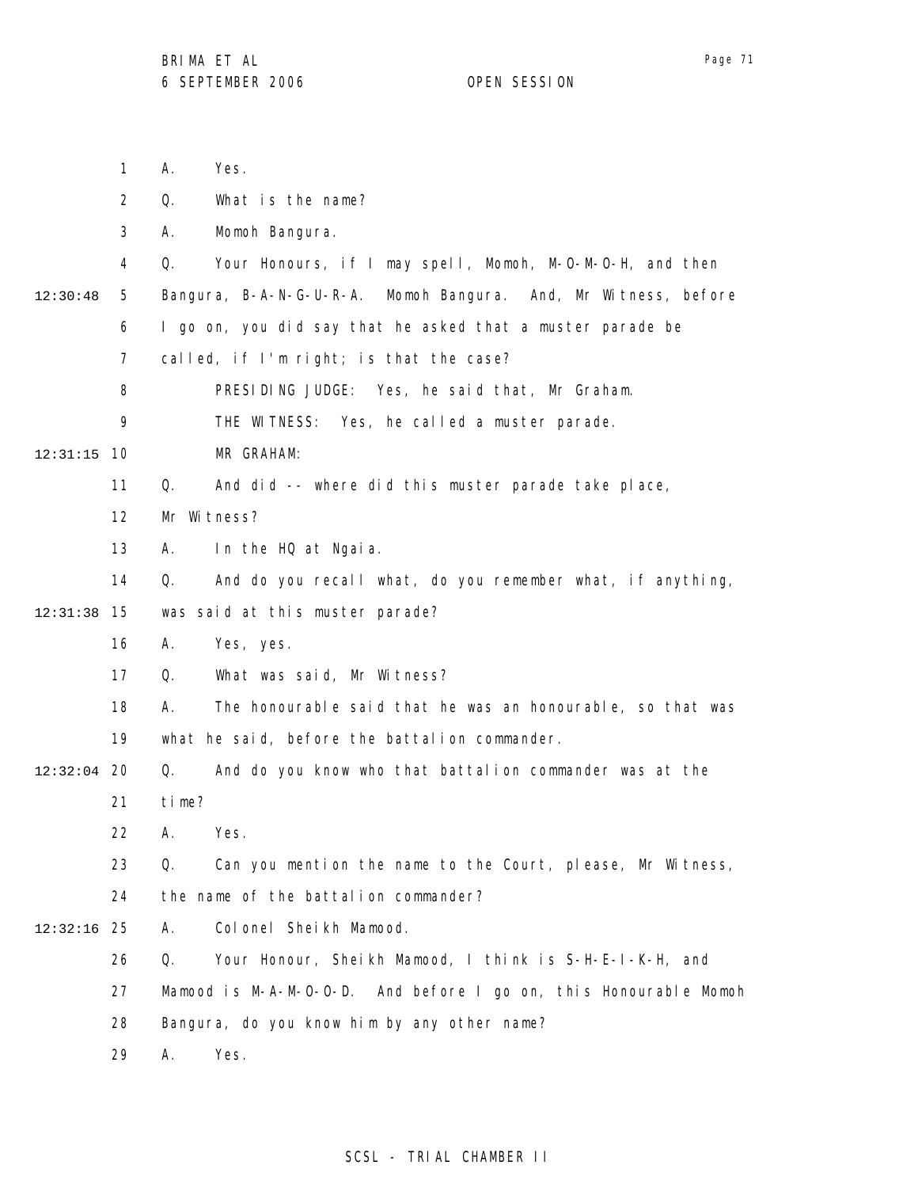1 A. Yes.

2 Q. What is the name?

3 A. Momoh Bangura.

4 Q. Your Honours, if I may spell, Momoh, M-O-M-O-H, and then

12:30:48 5 Bangura, B-A-N-G-U-R-A. Momoh Bangura. And, Mr Witness, before

6 I go on, you did say that he asked that a muster parade be

7 called, if I'm right; is that the case?

8 PRESIDING JUDGE: Yes, he said that, Mr Graham.

9 THE WITNESS: Yes, he called a muster parade.

12:31:15 10 MR GRAHAM:

11 Q. And did -- where did this muster parade take place,

12 Mr Witness?

13 A. In the HQ at Ngaia.

14 Q. And do you recall what, do you remember what, if anything,

12:31:38 15 was said at this muster parade?

16 A. Yes, yes.

17 Q. What was said, Mr Witness?

18 A. The honourable said that he was an honourable, so that was

19 what he said, before the battalion commander.

12:32:04 20 Q. And do you know who that battalion commander was at the

21 time?

22 A. Yes.

23 Q. Can you mention the name to the Court, please, Mr Witness,

24 the name of the battalion commander?

12:32:16 25 A. Colonel Sheikh Mamood.

26 Q. Your Honour, Sheikh Mamood, I think is S-H-E-I-K-H, and

27 Mamood is M-A-M-O-O-D. And before I go on, this Honourable Momoh

28 Bangura, do you know him by any other name?

29 A. Yes.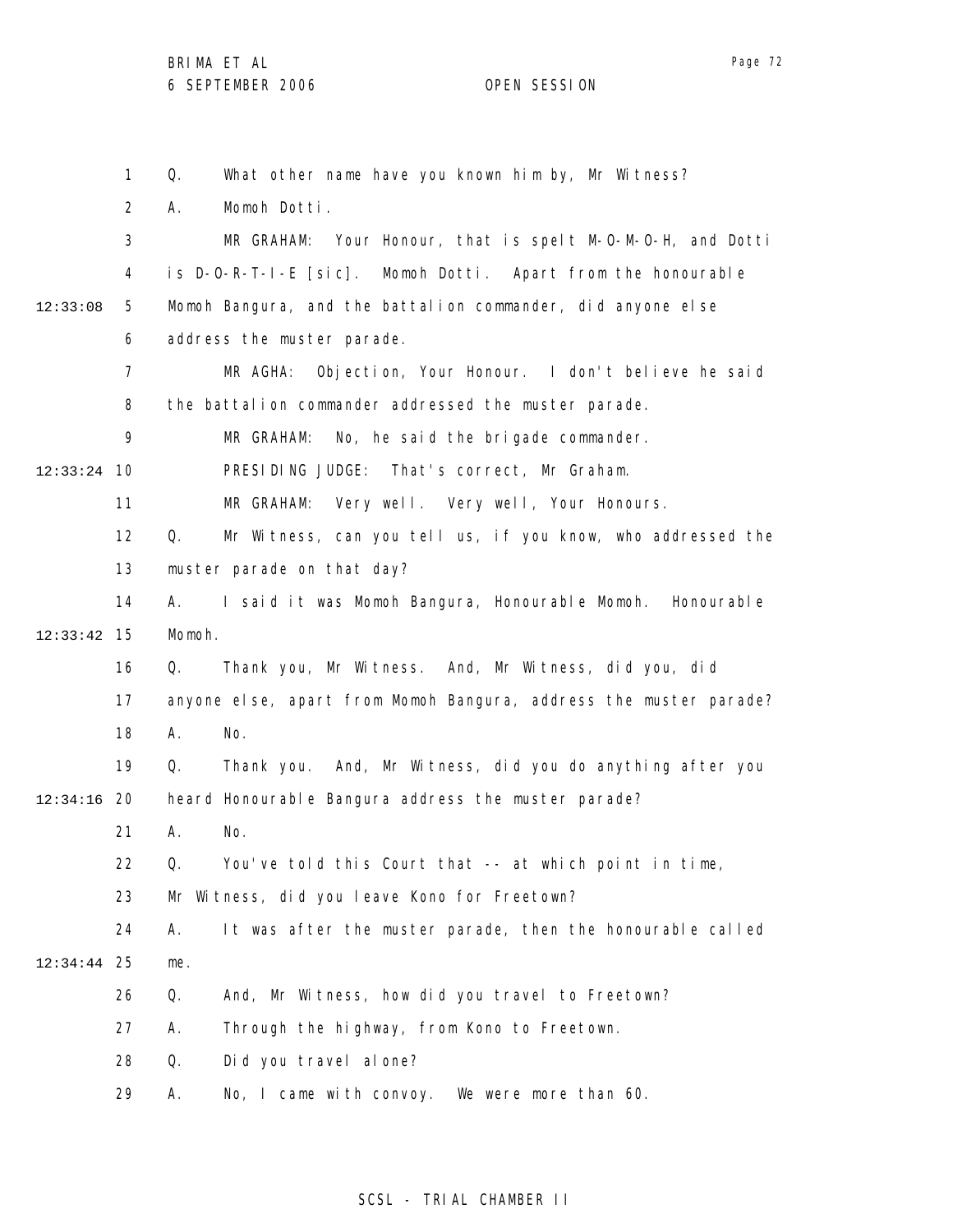1 Q. What other name have you known him by, Mr Witness?

2 A. Momoh Dotti.

3 MR GRAHAM: Your Honour, that is spelt M-O-M-O-H, and Dotti

4 is D-O-R-T-I-E [sic]. Momoh Dotti. Apart from the honourable

12:33:08 5 Momoh Bangura, and the battalion commander, did anyone else

6 address the muster parade.

7 MR AGHA: Objection, Your Honour. I don't believe he said

8 the battalion commander addressed the muster parade.

9 MR GRAHAM: No, he said the brigade commander.

12:33:24 10 PRESIDING JUDGE: That's correct, Mr Graham.

11 MR GRAHAM: Very well. Very well, Your Honours.

12 Q. Mr Witness, can you tell us, if you know, who addressed the

13 muster parade on that day?

14 A. I said it was Momoh Bangura, Honourable Momoh. Honourable

12:33:42 15 Momoh.

16 Q. Thank you, Mr Witness. And, Mr Witness, did you, did

17 anyone else, apart from Momoh Bangura, address the muster parade?

18 A. No.

19 Q. Thank you. And, Mr Witness, did you do anything after you

12:34:16 20 heard Honourable Bangura address the muster parade?

21 A. No.

22 Q. You've told this Court that -- at which point in time,

23 Mr Witness, did you leave Kono for Freetown?

24 A. It was after the muster parade, then the honourable called

12:34:44 25 me.

26 Q. And, Mr Witness, how did you travel to Freetown?

27 A. Through the highway, from Kono to Freetown.

28 Q. Did you travel alone?

29 A. No, I came with convoy. We were more than 60.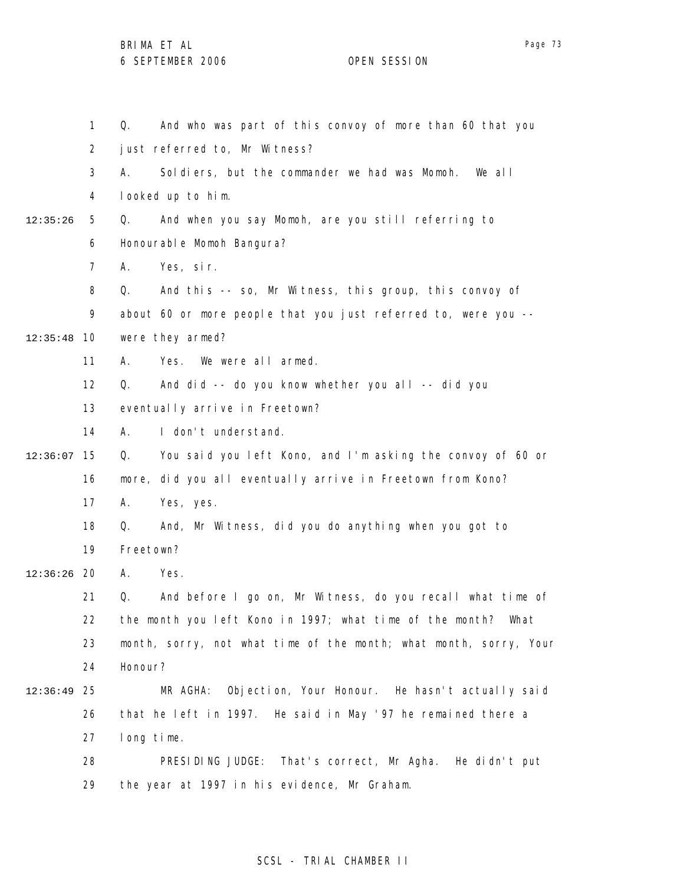Q. And who was part of this convoy of more than 60 that you just referred to, Mr Witness?

A. Soldiers, but the commander we had was Momoh. We all looked up to him.

Q. And when you say Momoh, are you still referring to Honourable Momoh Bangura?

A. Yes, sir.

Q. And this -- so, Mr Witness, this group, this convoy of about 60 or more people that you just referred to, were you -- were they armed?

A. Yes. We were all armed.

Q. And did -- do you know whether you all -- did you eventually arrive in Freetown?

A. I don't understand.

Q. You said you left Kono, and I'm asking the convoy of 60 or more, did you all eventually arrive in Freetown from Kono?

A. Yes, yes.

Q. And, Mr Witness, did you do anything when you got to Freetown?

A. Yes.

Q. And before I go on, Mr Witness, do you recall what time of the month you left Kono in 1997; what time of the month? What month, sorry, not what time of the month; what month, sorry, Your Honour?

MR AGHA: Objection, Your Honour. He hasn't actually said that he left in 1997. He said in May '97 he remained there a long time.

PRESIDING JUDGE: That's correct, Mr Agha. He didn't put the year at 1997 in his evidence, Mr Graham.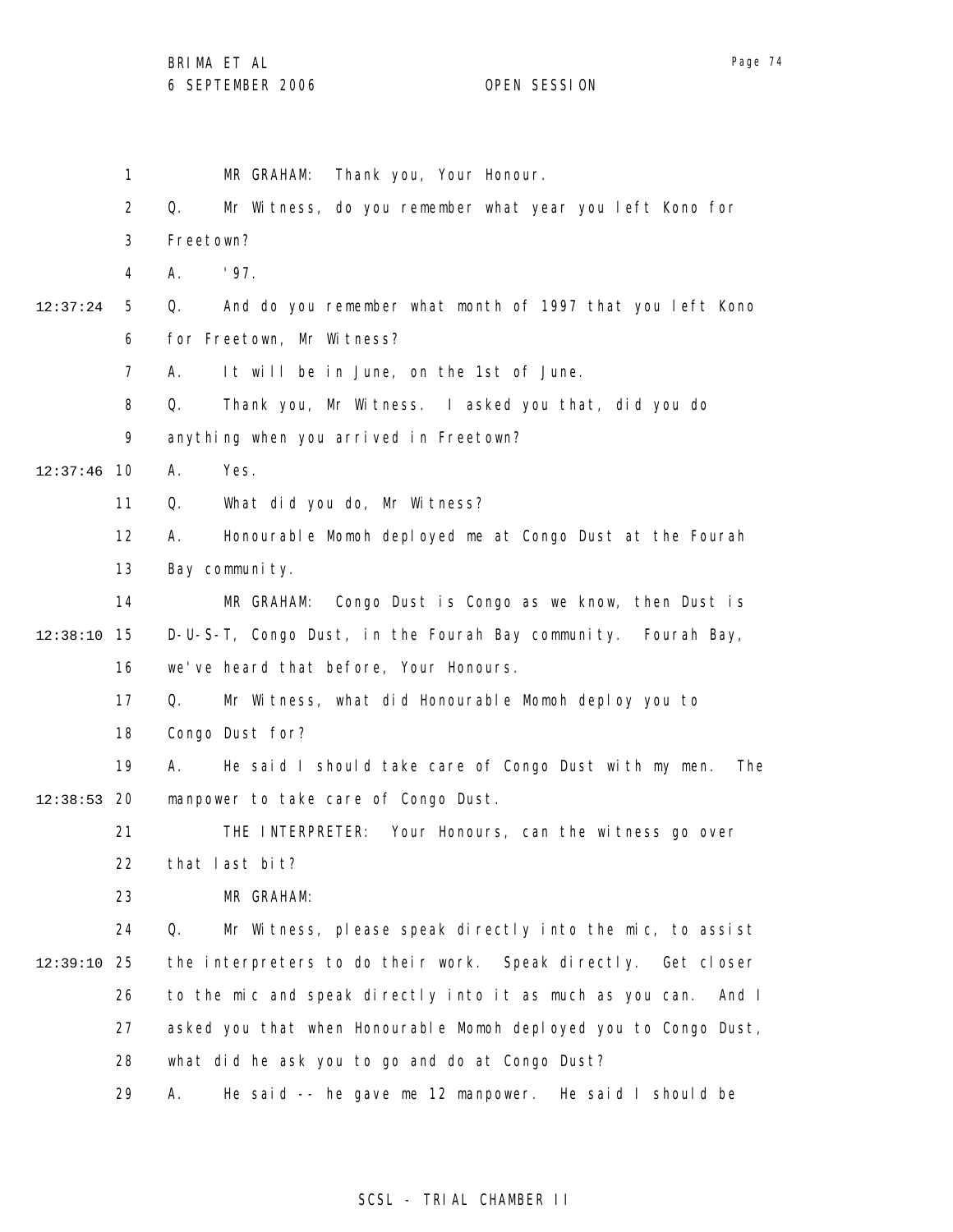MR GRAHAM: Thank you, Your Honour.

Q. Mr Witness, do you remember what year you left Kono for Freetown?

A. '97.

Q. And do you remember what month of 1997 that you left Kono for Freetown, Mr Witness?

A. It will be in June, on the 1st of June.

Q. Thank you, Mr Witness. I asked you that, did you do anything when you arrived in Freetown?

A. Yes.

Q. What did you do, Mr Witness?

A. Honourable Momoh deployed me at Congo Dust at the Fourah Bay community.

MR GRAHAM: Congo Dust is Congo as we know, then Dust is D-U-S-T, Congo Dust, in the Fourah Bay community. Fourah Bay, we've heard that before, Your Honours.

Q. Mr Witness, what did Honourable Momoh deploy you to Congo Dust for?

A. He said I should take care of Congo Dust with my men. The manpower to take care of Congo Dust.

THE INTERPRETER: Your Honours, can the witness go over that last bit?

MR GRAHAM:

Q. Mr Witness, please speak directly into the mic, to assist the interpreters to do their work. Speak directly. Get closer to the mic and speak directly into it as much as you can. And I asked you that when Honourable Momoh deployed you to Congo Dust, what did he ask you to go and do at Congo Dust?

A. He said -- he gave me 12 manpower. He said I should be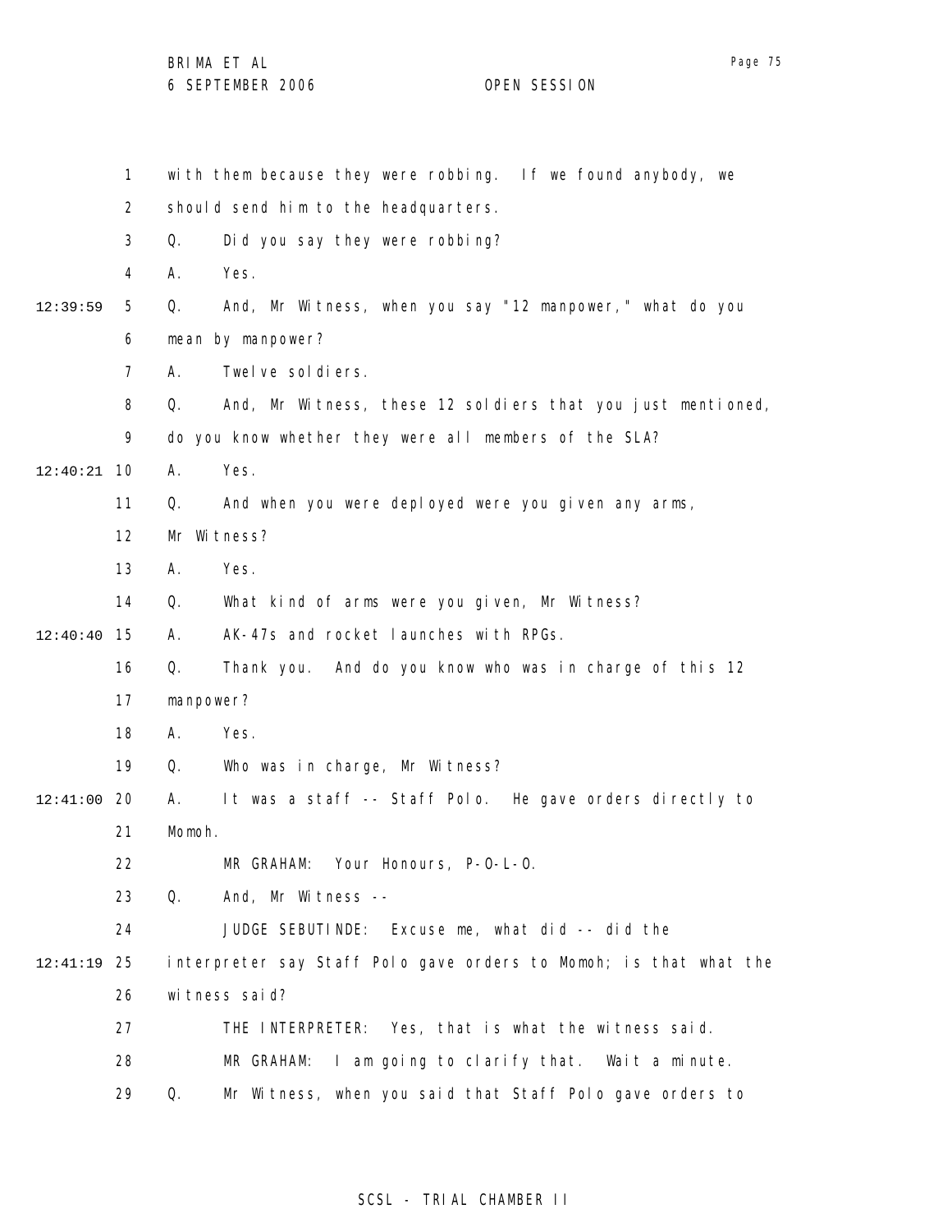with them because they were robbing. If we found anybody, we should send him to the headquarters.

Q. Did you say they were robbing?

A. Yes.

12:39:59 Q. And, Mr Witness, when you say "12 manpower," what do you mean by manpower?

A. Twelve soldiers.

Q. And, Mr Witness, these 12 soldiers that you just mentioned, do you know whether they were all members of the SLA?

12:40:21 A. Yes.

Q. And when you were deployed were you given any arms, Mr Witness?

A. Yes.

Q. What kind of arms were you given, Mr Witness?

12:40:40 A. AK-47s and rocket launches with RPGs.

Q. Thank you. And do you know who was in charge of this 12 manpower?

A. Yes.

Q. Who was in charge, Mr Witness?

12:41:00 A. It was a staff -- Staff Polo. He gave orders directly to Momoh.

MR GRAHAM: Your Honours, P-O-L-O.

Q. And, Mr Witness --

JUDGE SEBUTINDE: Excuse me, what did -- did the

12:41:19 interpreter say Staff Polo gave orders to Momoh; is that what the witness said?

THE INTERPRETER: Yes, that is what the witness said.

MR GRAHAM: I am going to clarify that. Wait a minute.

Q. Mr Witness, when you said that Staff Polo gave orders to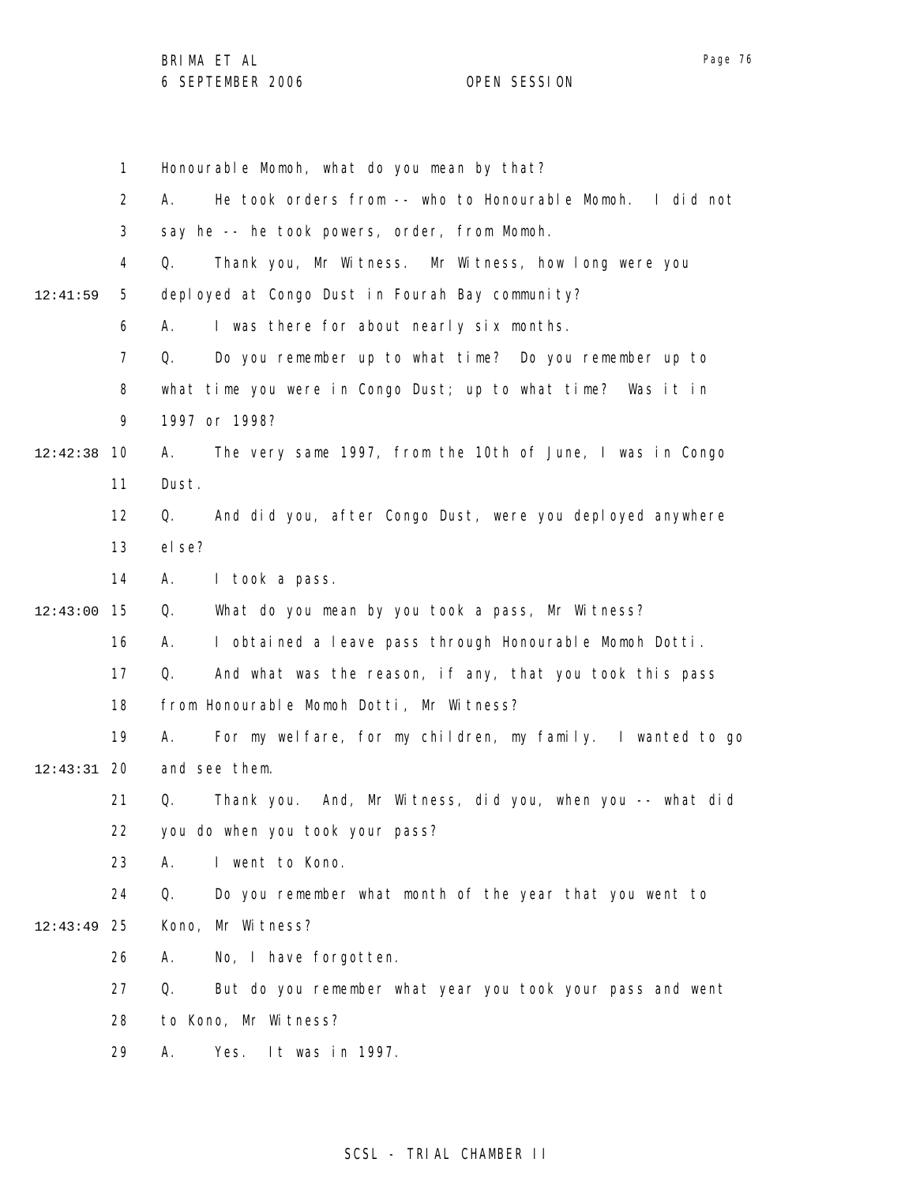Honourable Momoh, what do you mean by that?

A. He took orders from -- who to Honourable Momoh. I did not say he -- he took powers, order, from Momoh.

Q. Thank you, Mr Witness. Mr Witness, how long were you deployed at Congo Dust in Fourah Bay community?

A. I was there for about nearly six months.

Q. Do you remember up to what time? Do you remember up to what time you were in Congo Dust; up to what time? Was it in 1997 or 1998?

A. The very same 1997, from the 10th of June, I was in Congo Dust.

Q. And did you, after Congo Dust, were you deployed anywhere else?

A. I took a pass.

Q. What do you mean by you took a pass, Mr Witness?

A. I obtained a leave pass through Honourable Momoh Dotti.

Q. And what was the reason, if any, that you took this pass from Honourable Momoh Dotti, Mr Witness?

A. For my welfare, for my children, my family. I wanted to go and see them.

Q. Thank you. And, Mr Witness, did you, when you -- what did you do when you took your pass?

A. I went to Kono.

Q. Do you remember what month of the year that you went to Kono, Mr Witness?

A. No, I have forgotten.

Q. But do you remember what year you took your pass and went to Kono, Mr Witness?

A. Yes. It was in 1997.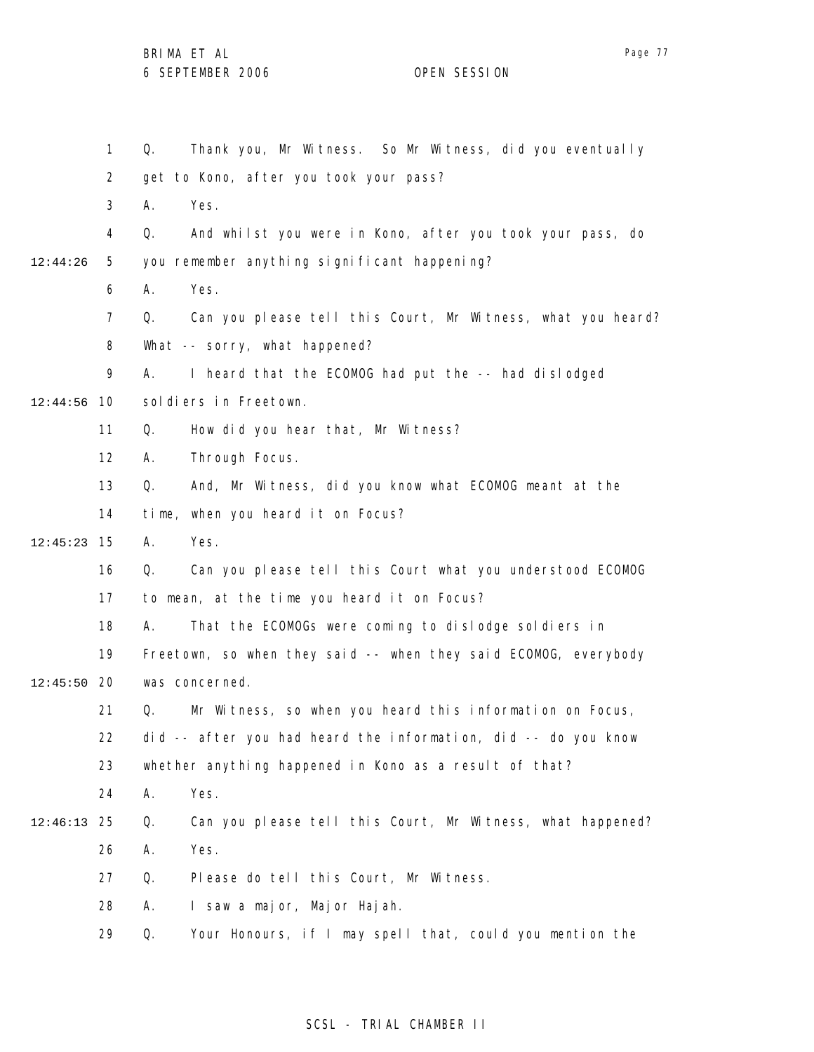Q. Thank you, Mr Witness. So Mr Witness, did you eventually get to Kono, after you took your pass?

A. Yes.

Q. And whilst you were in Kono, after you took your pass, do you remember anything significant happening?

A. Yes.

Q. Can you please tell this Court, Mr Witness, what you heard? What -- sorry, what happened?

A. I heard that the ECOMOG had put the -- had dislodged soldiers in Freetown.

Q. How did you hear that, Mr Witness?

A. Through Focus.

Q. And, Mr Witness, did you know what ECOMOG meant at the time, when you heard it on Focus?

A. Yes.

Q. Can you please tell this Court what you understood ECOMOG to mean, at the time you heard it on Focus?

A. That the ECOMOGs were coming to dislodge soldiers in Freetown, so when they said -- when they said ECOMOG, everybody was concerned.

Q. Mr Witness, so when you heard this information on Focus, did -- after you had heard the information, did -- do you know whether anything happened in Kono as a result of that?

A. Yes.

Q. Can you please tell this Court, Mr Witness, what happened?

A. Yes.

Q. Please do tell this Court, Mr Witness.

A. I saw a major, Major Hajah.

Q. Your Honours, if I may spell that, could you mention the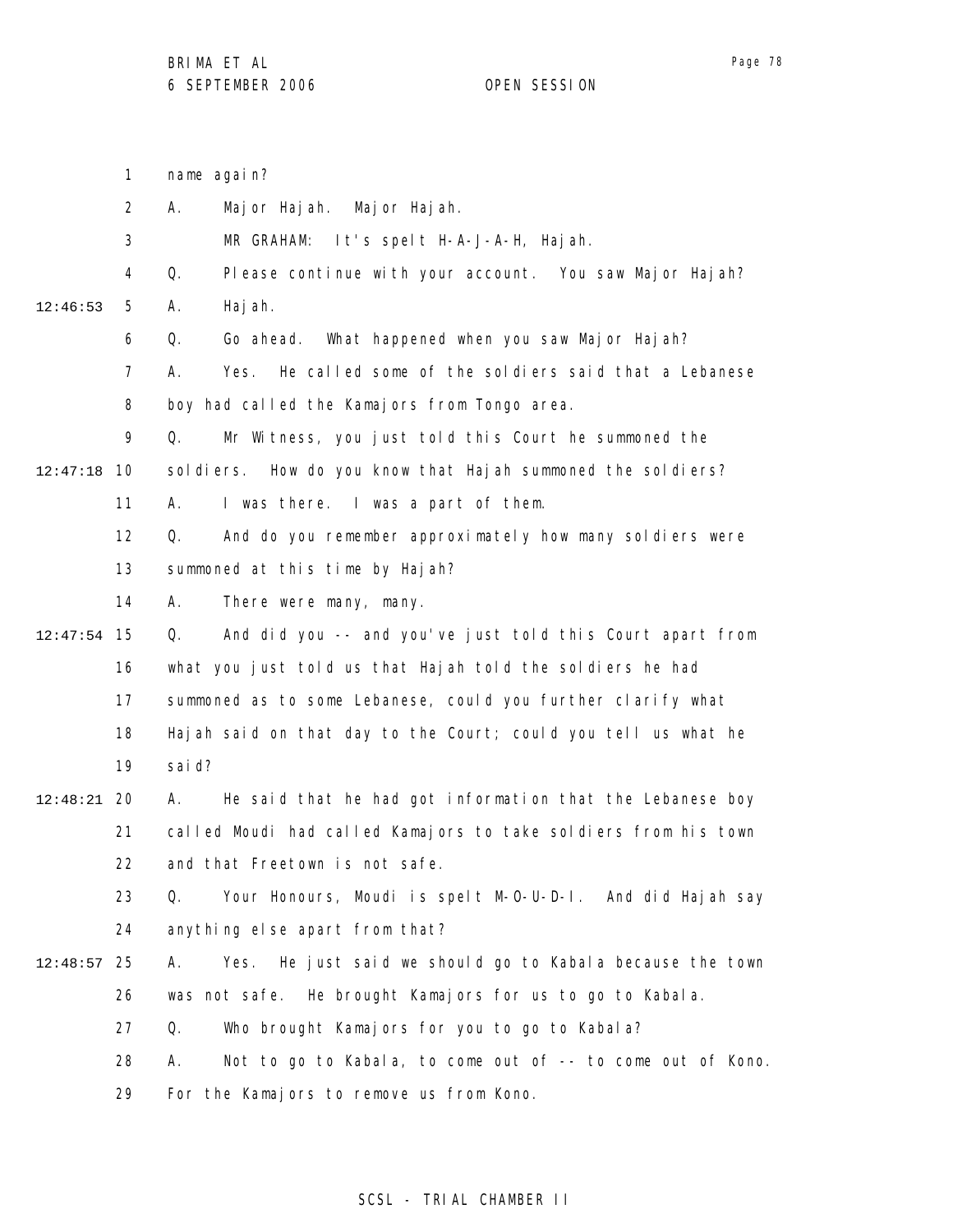1 name again?

2 A. Major Hajah. Major Hajah.

3 MR GRAHAM: It's spelt H-A-J-A-H, Hajah.

4 Q. Please continue with your account. You saw Major Hajah?

12:46:53 5 A. Hajah.

6 Q. Go ahead. What happened when you saw Major Hajah?

7 A. Yes. He called some of the soldiers said that a Lebanese

8 boy had called the Kamajors from Tongo area.

9 Q. Mr Witness, you just told this Court he summoned the

12:47:18 10 soldiers. How do you know that Hajah summoned the soldiers?

11 A. I was there. I was a part of them.

12 Q. And do you remember approximately how many soldiers were

13 summoned at this time by Hajah?

14 A. There were many, many.

12:47:54 15 Q. And did you -- and you've just told this Court apart from

16 what you just told us that Hajah told the soldiers he had

17 summoned as to some Lebanese, could you further clarify what

18 Hajah said on that day to the Court; could you tell us what he

19 said?

12:48:21 20 A. He said that he had got information that the Lebanese boy

21 called Moudi had called Kamajors to take soldiers from his town

22 and that Freetown is not safe.

23 Q. Your Honours, Moudi is spelt M-O-U-D-I. And did Hajah say

24 anything else apart from that?

12:48:57 25 A. Yes. He just said we should go to Kabala because the town

26 was not safe. He brought Kamajors for us to go to Kabala.

27 Q. Who brought Kamajors for you to go to Kabala?

28 A. Not to go to Kabala, to come out of -- to come out of Kono.

29 For the Kamajors to remove us from Kono.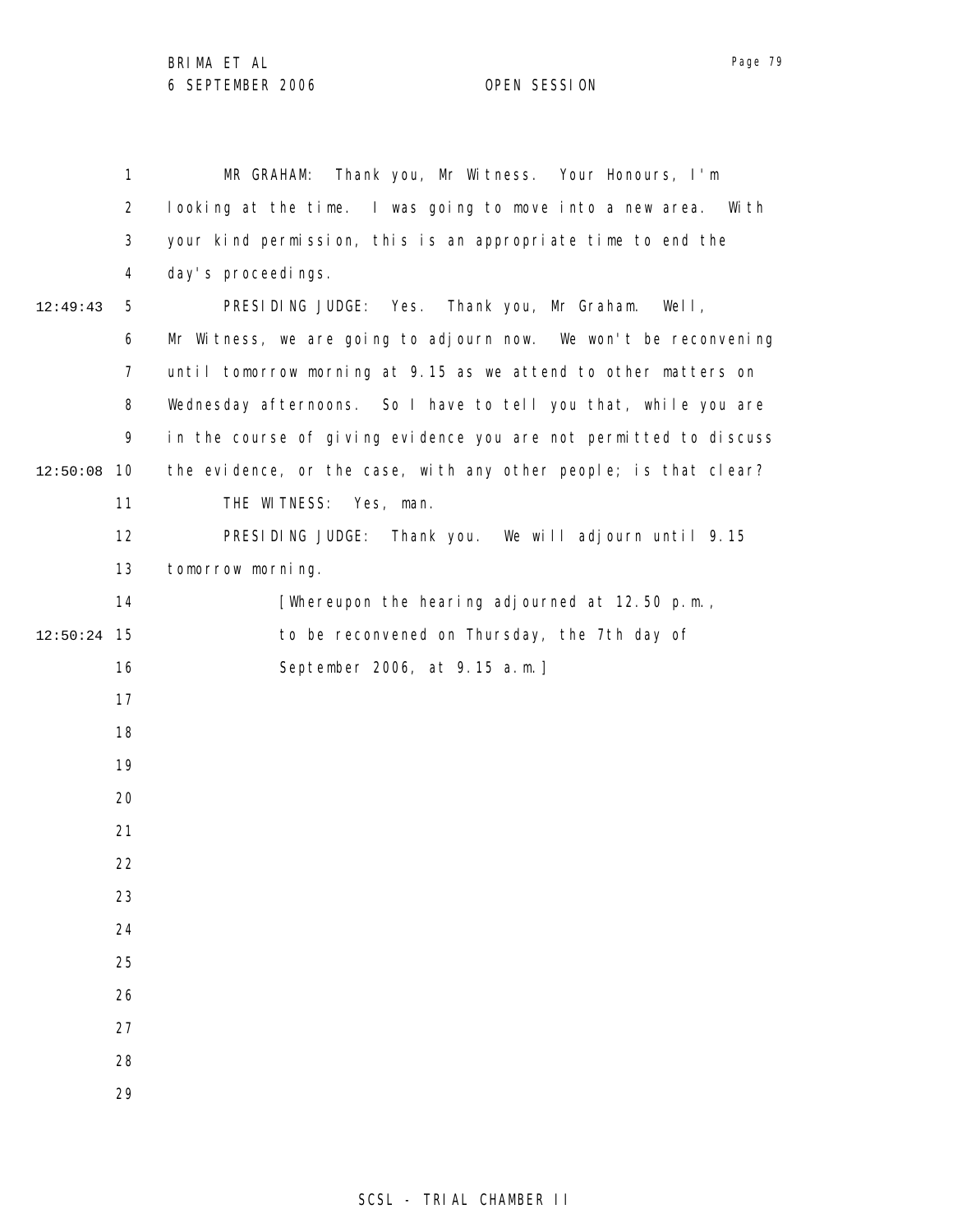MR GRAHAM: Thank you, Mr Witness. Your Honours, I'm looking at the time. I was going to move into a new area. With your kind permission, this is an appropriate time to end the day's proceedings.

PRESIDING JUDGE: Yes. Thank you, Mr Graham. Well, Mr Witness, we are going to adjourn now. We won't be reconvening until tomorrow morning at 9.15 as we attend to other matters on Wednesday afternoons. So I have to tell you that, while you are in the course of giving evidence you are not permitted to discuss the evidence, or the case, with any other people; is that clear?

THE WITNESS: Yes, man.

PRESIDING JUDGE: Thank you. We will adjourn until 9.15 tomorrow morning.

[Whereupon the hearing adjourned at 12.50 p.m., to be reconvened on Thursday, the 7th day of September 2006, at 9.15 a.m.]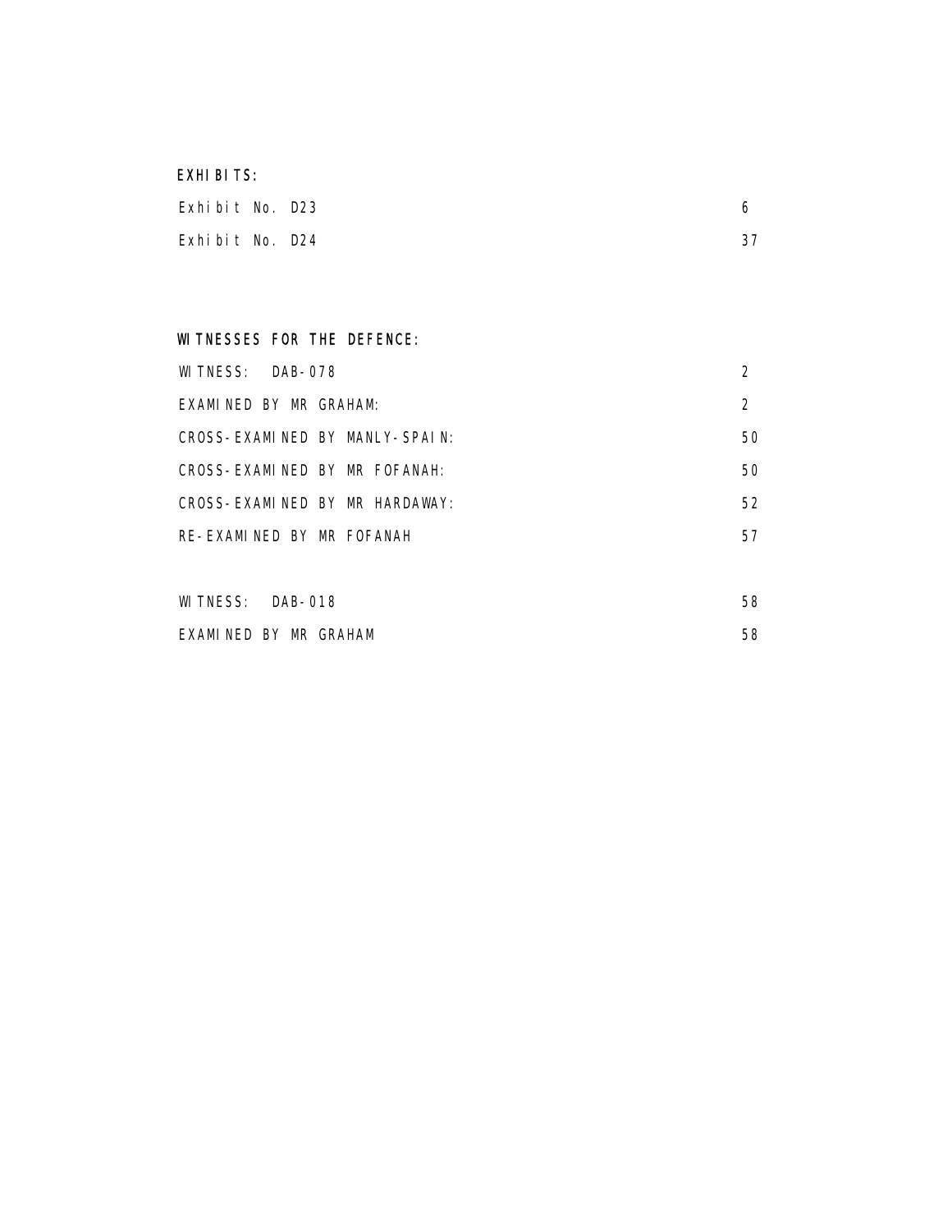EXHIBITS:

| | |
|---|---|
| Exhibit No. D23 | 6 |
| Exhibit No. D24 | 37 |

WITNESSES FOR THE DEFENCE:

| | |
|---|---|
| WITNESS: DAB-078 | 2 |
| EXAMINED BY MR GRAHAM: | 2 |
| CROSS-EXAMINED BY MANLY-SPAIN: | 50 |
| CROSS-EXAMINED BY MR FOFANAH: | 50 |
| CROSS-EXAMINED BY MR HARDAWAY: | 52 |
| RE-EXAMINED BY MR FOFANAH | 57 |
| | |
| WITNESS: DAB-018 | 58 |
| EXAMINED BY MR GRAHAM | 58 |